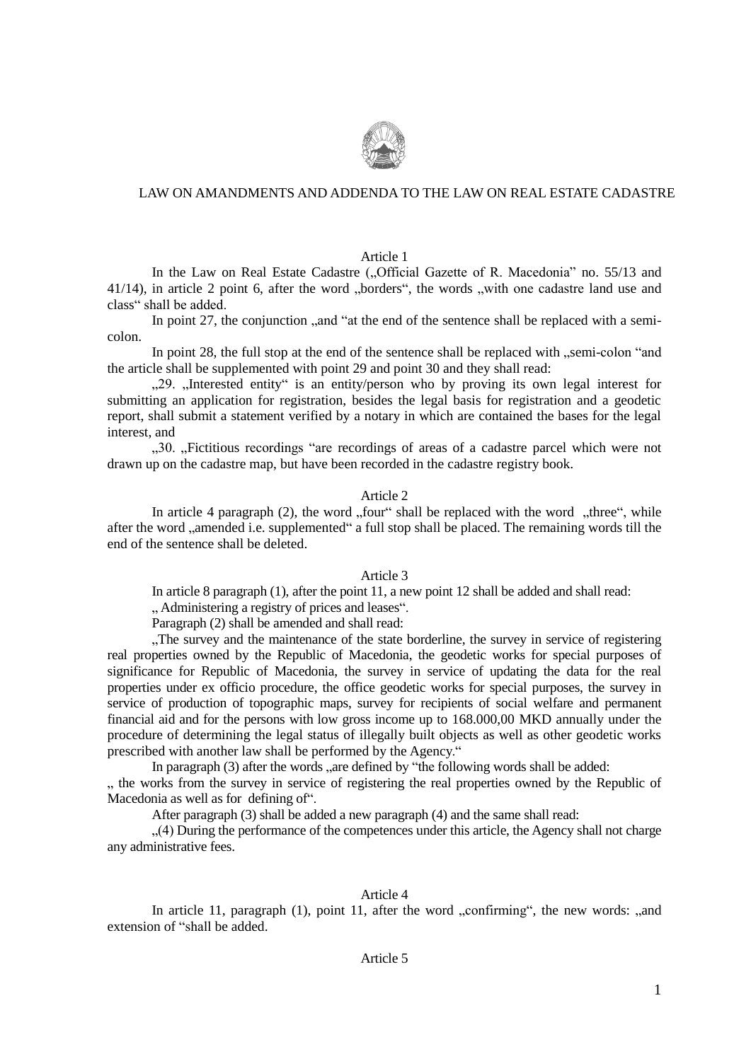# LAW ON AMENDMENTS AND ADDENDA TO THE LAW ON REAL ESTATE CADASTRE

Article 1

In the Law on Real Estate Cadastre („Official Gazette of R. Macedonia" no. 55/13 and 41/14), in article 2 point 6, after the word „borders", the words „with one cadastre land use and class" shall be added.

In point 27, the conjunction „and "at the end of the sentence shall be replaced with a semi-colon.

In point 28, the full stop at the end of the sentence shall be replaced with „semi-colon "and the article shall be supplemented with point 29 and point 30 and they shall read:

„29. „Interested entity" is an entity/person who by proving its own legal interest for submitting an application for registration, besides the legal basis for registration and a geodetic report, shall submit a statement verified by a notary in which are contained the bases for the legal interest, and

„30. „Fictitious recordings "are recordings of areas of a cadastre parcel which were not drawn up on the cadastre map, but have been recorded in the cadastre registry book.

Article 2

In article 4 paragraph (2), the word „four" shall be replaced with the word „three", while after the word „amended i.e. supplemented" a full stop shall be placed. The remaining words till the end of the sentence shall be deleted.

Article 3

In article 8 paragraph (1), after the point 11, a new point 12 shall be added and shall read:

„ Administering a registry of prices and leases".

Paragraph (2) shall be amended and shall read:

„The survey and the maintenance of the state borderline, the survey in service of registering real properties owned by the Republic of Macedonia, the geodetic works for special purposes of significance for Republic of Macedonia, the survey in service of updating the data for the real properties under ex officio procedure, the office geodetic works for special purposes, the survey in service of production of topographic maps, survey for recipients of social welfare and permanent financial aid and for the persons with low gross income up to 168.000,00 MKD annually under the procedure of determining the legal status of illegally built objects as well as other geodetic works prescribed with another law shall be performed by the Agency."

In paragraph (3) after the words „are defined by "the following words shall be added:

„ the works from the survey in service of registering the real properties owned by the Republic of Macedonia as well as for defining of".

After paragraph (3) shall be added a new paragraph (4) and the same shall read:

„(4) During the performance of the competences under this article, the Agency shall not charge any administrative fees.

Article 4

In article 11, paragraph (1), point 11, after the word „confirming", the new words: „and extension of "shall be added.

Article 5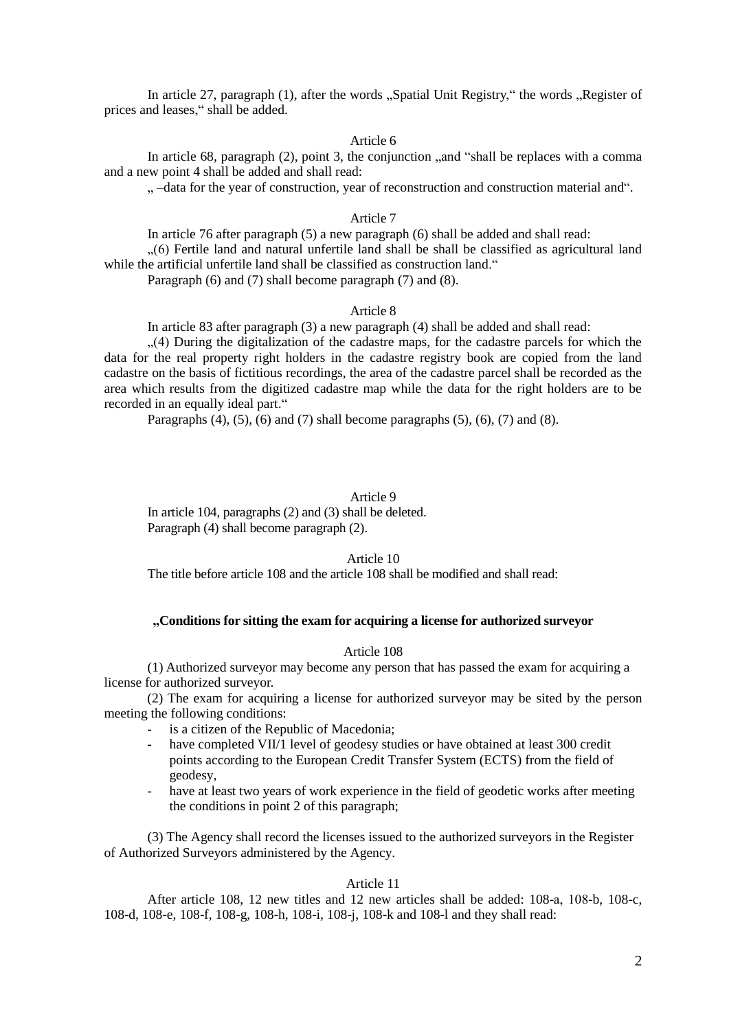In article 27, paragraph (1), after the words „Spatial Unit Registry," the words „Register of prices and leases," shall be added.

Article 6

In article 68, paragraph (2), point 3, the conjunction „and "shall be replaces with a comma and a new point 4 shall be added and shall read:

„ –data for the year of construction, year of reconstruction and construction material and".

Article 7

In article 76 after paragraph (5) a new paragraph (6) shall be added and shall read:

„(6) Fertile land and natural unfertile land shall be shall be classified as agricultural land while the artificial unfertile land shall be classified as construction land."

Paragraph (6) and (7) shall become paragraph (7) and (8).

Article 8

In article 83 after paragraph (3) a new paragraph (4) shall be added and shall read:

„(4) During the digitalization of the cadastre maps, for the cadastre parcels for which the data for the real property right holders in the cadastre registry book are copied from the land cadastre on the basis of fictitious recordings, the area of the cadastre parcel shall be recorded as the area which results from the digitized cadastre map while the data for the right holders are to be recorded in an equally ideal part."

Paragraphs (4), (5), (6) and (7) shall become paragraphs (5), (6), (7) and (8).

Article 9

In article 104, paragraphs (2) and (3) shall be deleted.

Paragraph (4) shall become paragraph (2).

Article 10

The title before article 108 and the article 108 shall be modified and shall read:

**„Conditions for sitting the exam for acquiring a license for authorized surveyor**

Article 108

(1) Authorized surveyor may become any person that has passed the exam for acquiring a license for authorized surveyor.

(2) The exam for acquiring a license for authorized surveyor may be sited by the person meeting the following conditions:

- is a citizen of the Republic of Macedonia;
- have completed VII/1 level of geodesy studies or have obtained at least 300 credit points according to the European Credit Transfer System (ECTS) from the field of geodesy,
- have at least two years of work experience in the field of geodetic works after meeting the conditions in point 2 of this paragraph;

(3) The Agency shall record the licenses issued to the authorized surveyors in the Register of Authorized Surveyors administered by the Agency.

Article 11

After article 108, 12 new titles and 12 new articles shall be added: 108-a, 108-b, 108-c, 108-d, 108-e, 108-f, 108-g, 108-h, 108-i, 108-j, 108-k and 108-l and they shall read: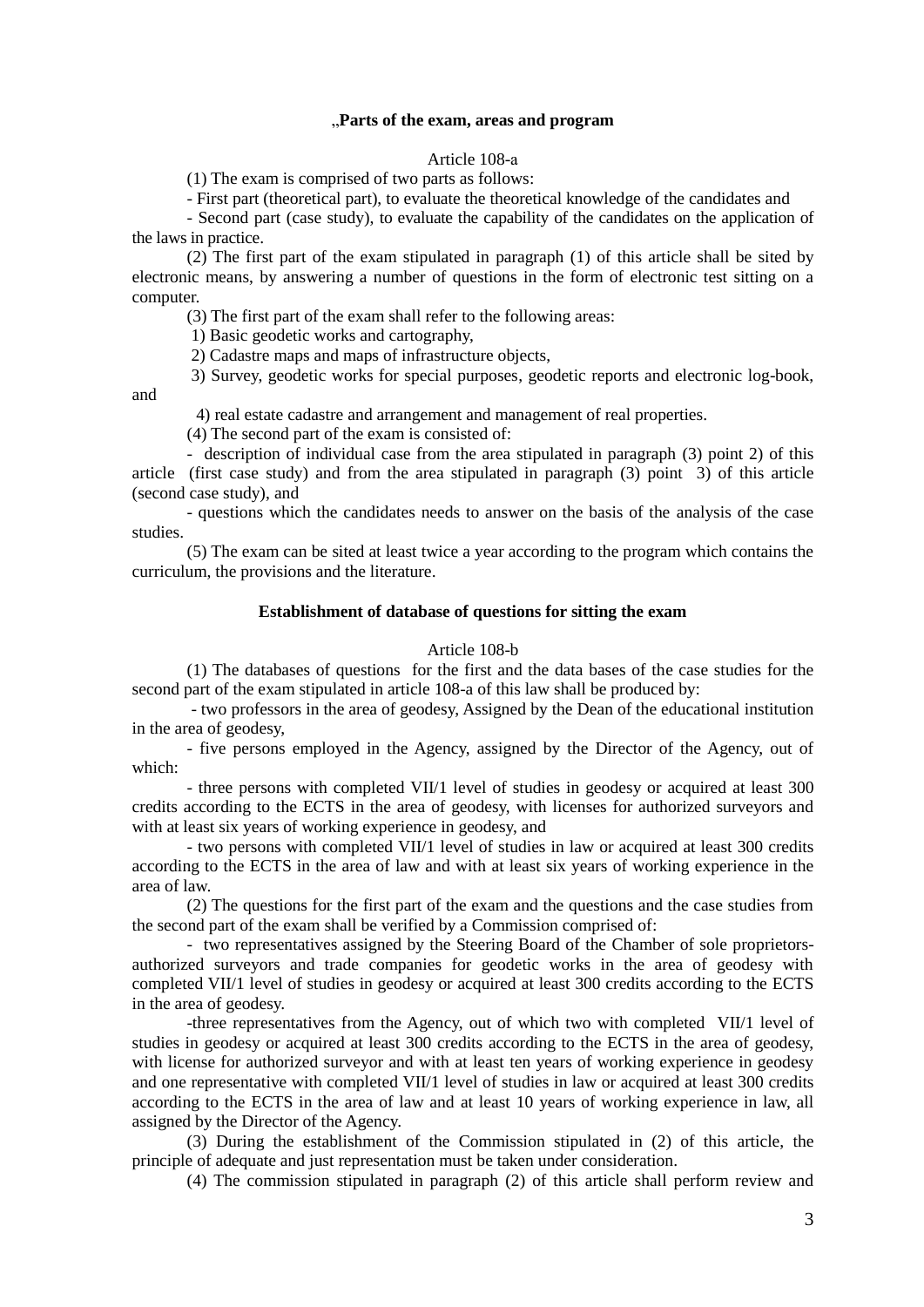**„Parts of the exam, areas and program**

Article 108-a

(1) The exam is comprised of two parts as follows:

- First part (theoretical part), to evaluate the theoretical knowledge of the candidates and

- Second part (case study), to evaluate the capability of the candidates on the application of the laws in practice.

(2) The first part of the exam stipulated in paragraph (1) of this article shall be sited by electronic means, by answering a number of questions in the form of electronic test sitting on a computer.

(3) The first part of the exam shall refer to the following areas:

1) Basic geodetic works and cartography,

2) Cadastre maps and maps of infrastructure objects,

3) Survey, geodetic works for special purposes, geodetic reports and electronic log-book, and

4) real estate cadastre and arrangement and management of real properties.

(4) The second part of the exam is consisted of:

- description of individual case from the area stipulated in paragraph (3) point 2) of this article (first case study) and from the area stipulated in paragraph (3) point 3) of this article (second case study), and

- questions which the candidates needs to answer on the basis of the analysis of the case studies.

(5) The exam can be sited at least twice a year according to the program which contains the curriculum, the provisions and the literature.

**Establishment of database of questions for sitting the exam**

Article 108-b

(1) The databases of questions for the first and the data bases of the case studies for the second part of the exam stipulated in article 108-a of this law shall be produced by:

- two professors in the area of geodesy, Assigned by the Dean of the educational institution in the area of geodesy,

- five persons employed in the Agency, assigned by the Director of the Agency, out of which:

- three persons with completed VII/1 level of studies in geodesy or acquired at least 300 credits according to the ECTS in the area of geodesy, with licenses for authorized surveyors and with at least six years of working experience in geodesy, and

- two persons with completed VII/1 level of studies in law or acquired at least 300 credits according to the ECTS in the area of law and with at least six years of working experience in the area of law.

(2) The questions for the first part of the exam and the questions and the case studies from the second part of the exam shall be verified by a Commission comprised of:

- two representatives assigned by the Steering Board of the Chamber of sole proprietors-authorized surveyors and trade companies for geodetic works in the area of geodesy with completed VII/1 level of studies in geodesy or acquired at least 300 credits according to the ECTS in the area of geodesy.

-three representatives from the Agency, out of which two with completed VII/1 level of studies in geodesy or acquired at least 300 credits according to the ECTS in the area of geodesy, with license for authorized surveyor and with at least ten years of working experience in geodesy and one representative with completed VII/1 level of studies in law or acquired at least 300 credits according to the ECTS in the area of law and at least 10 years of working experience in law, all assigned by the Director of the Agency.

(3) During the establishment of the Commission stipulated in (2) of this article, the principle of adequate and just representation must be taken under consideration.

(4) The commission stipulated in paragraph (2) of this article shall perform review and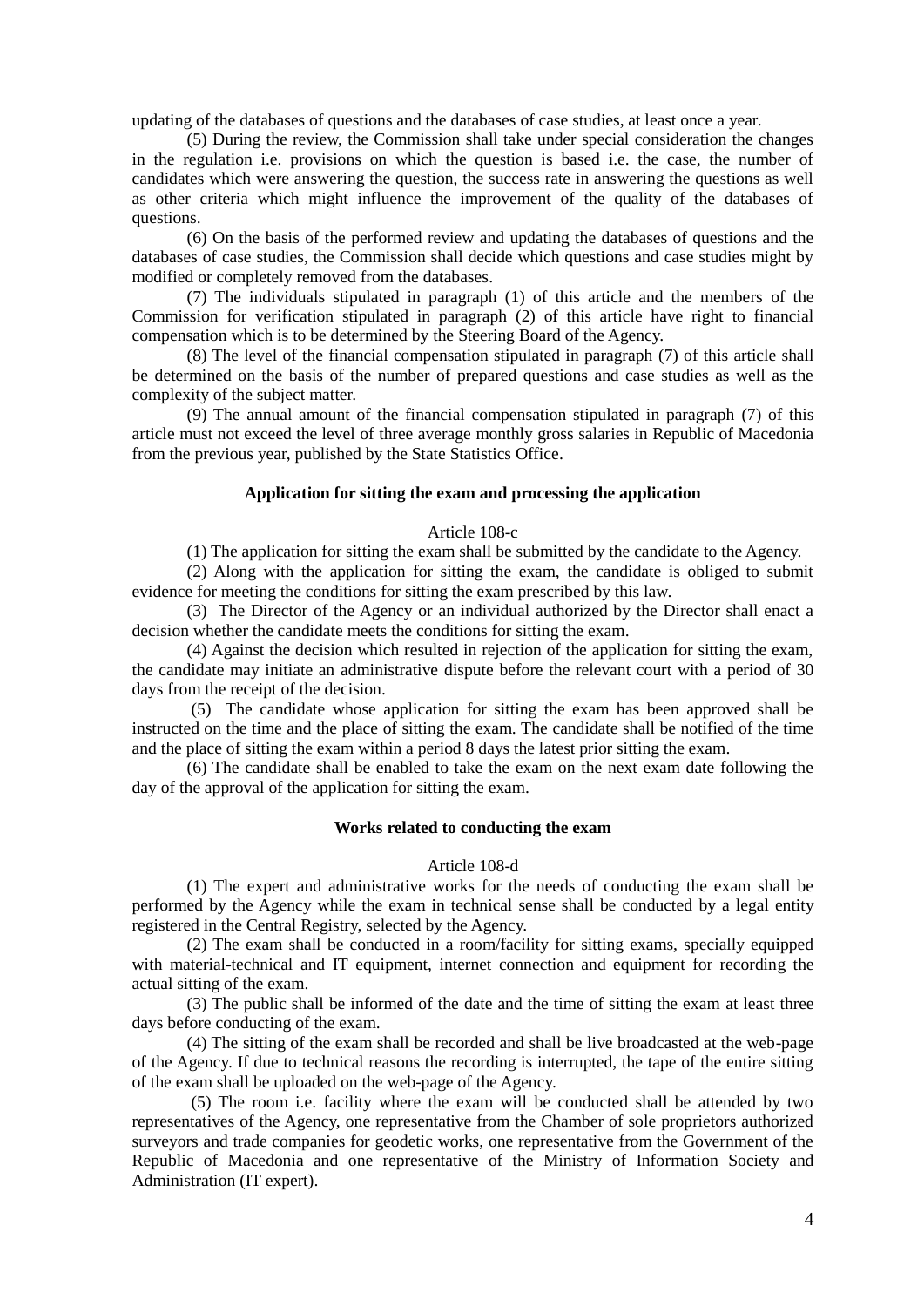updating of the databases of questions and the databases of case studies, at least once a year.

(5) During the review, the Commission shall take under special consideration the changes in the regulation i.e. provisions on which the question is based i.e. the case, the number of candidates which were answering the question, the success rate in answering the questions as well as other criteria which might influence the improvement of the quality of the databases of questions.

(6) On the basis of the performed review and updating the databases of questions and the databases of case studies, the Commission shall decide which questions and case studies might by modified or completely removed from the databases.

(7) The individuals stipulated in paragraph (1) of this article and the members of the Commission for verification stipulated in paragraph (2) of this article have right to financial compensation which is to be determined by the Steering Board of the Agency.

(8) The level of the financial compensation stipulated in paragraph (7) of this article shall be determined on the basis of the number of prepared questions and case studies as well as the complexity of the subject matter.

(9) The annual amount of the financial compensation stipulated in paragraph (7) of this article must not exceed the level of three average monthly gross salaries in Republic of Macedonia from the previous year, published by the State Statistics Office.

**Application for sitting the exam and processing the application**

Article 108-c

(1) The application for sitting the exam shall be submitted by the candidate to the Agency.

(2) Along with the application for sitting the exam, the candidate is obliged to submit evidence for meeting the conditions for sitting the exam prescribed by this law.

(3) The Director of the Agency or an individual authorized by the Director shall enact a decision whether the candidate meets the conditions for sitting the exam.

(4) Against the decision which resulted in rejection of the application for sitting the exam, the candidate may initiate an administrative dispute before the relevant court with a period of 30 days from the receipt of the decision.

(5) The candidate whose application for sitting the exam has been approved shall be instructed on the time and the place of sitting the exam. The candidate shall be notified of the time and the place of sitting the exam within a period 8 days the latest prior sitting the exam.

(6) The candidate shall be enabled to take the exam on the next exam date following the day of the approval of the application for sitting the exam.

**Works related to conducting the exam**

Article 108-d

(1) The expert and administrative works for the needs of conducting the exam shall be performed by the Agency while the exam in technical sense shall be conducted by a legal entity registered in the Central Registry, selected by the Agency.

(2) The exam shall be conducted in a room/facility for sitting exams, specially equipped with material-technical and IT equipment, internet connection and equipment for recording the actual sitting of the exam.

(3) The public shall be informed of the date and the time of sitting the exam at least three days before conducting of the exam.

(4) The sitting of the exam shall be recorded and shall be live broadcasted at the web-page of the Agency. If due to technical reasons the recording is interrupted, the tape of the entire sitting of the exam shall be uploaded on the web-page of the Agency.

(5) The room i.e. facility where the exam will be conducted shall be attended by two representatives of the Agency, one representative from the Chamber of sole proprietors authorized surveyors and trade companies for geodetic works, one representative from the Government of the Republic of Macedonia and one representative of the Ministry of Information Society and Administration (IT expert).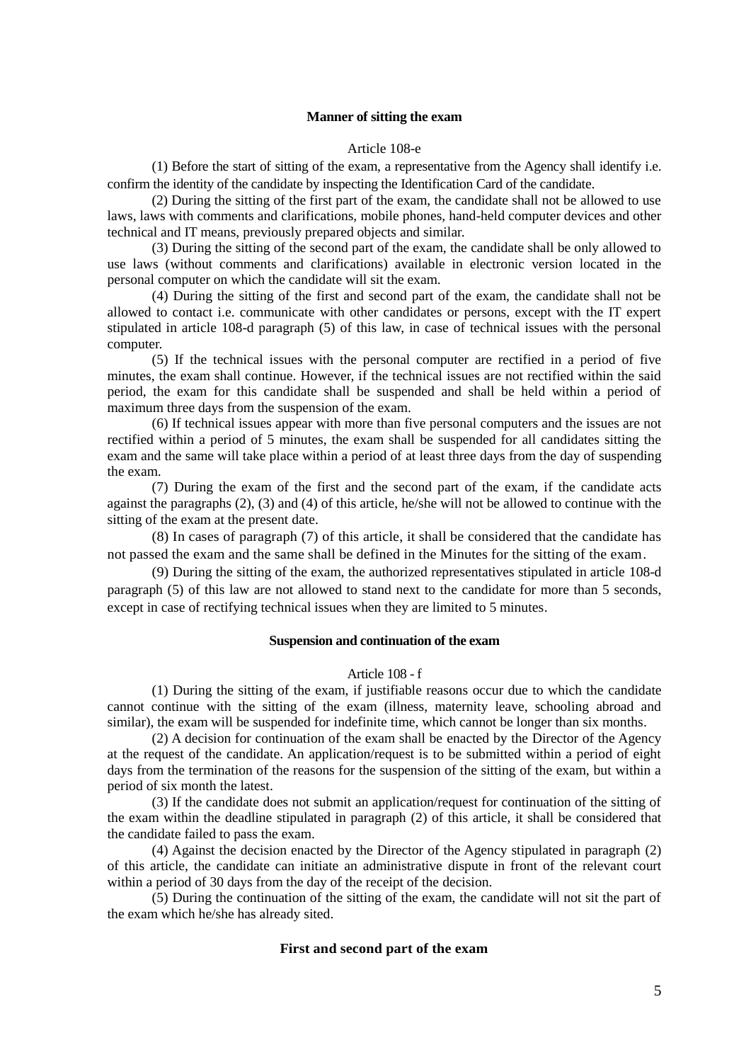### Manner of sitting the exam

Article 108-e

(1) Before the start of sitting of the exam, a representative from the Agency shall identify i.e. confirm the identity of the candidate by inspecting the Identification Card of the candidate.

(2) During the sitting of the first part of the exam, the candidate shall not be allowed to use laws, laws with comments and clarifications, mobile phones, hand-held computer devices and other technical and IT means, previously prepared objects and similar.

(3) During the sitting of the second part of the exam, the candidate shall be only allowed to use laws (without comments and clarifications) available in electronic version located in the personal computer on which the candidate will sit the exam.

(4) During the sitting of the first and second part of the exam, the candidate shall not be allowed to contact i.e. communicate with other candidates or persons, except with the IT expert stipulated in article 108-d paragraph (5) of this law, in case of technical issues with the personal computer.

(5) If the technical issues with the personal computer are rectified in a period of five minutes, the exam shall continue. However, if the technical issues are not rectified within the said period, the exam for this candidate shall be suspended and shall be held within a period of maximum three days from the suspension of the exam.

(6) If technical issues appear with more than five personal computers and the issues are not rectified within a period of 5 minutes, the exam shall be suspended for all candidates sitting the exam and the same will take place within a period of at least three days from the day of suspending the exam.

(7) During the exam of the first and the second part of the exam, if the candidate acts against the paragraphs (2), (3) and (4) of this article, he/she will not be allowed to continue with the sitting of the exam at the present date.

(8) In cases of paragraph (7) of this article, it shall be considered that the candidate has not passed the exam and the same shall be defined in the Minutes for the sitting of the exam.

(9) During the sitting of the exam, the authorized representatives stipulated in article 108-d paragraph (5) of this law are not allowed to stand next to the candidate for more than 5 seconds, except in case of rectifying technical issues when they are limited to 5 minutes.

### Suspension and continuation of the exam

Article 108 - f

(1) During the sitting of the exam, if justifiable reasons occur due to which the candidate cannot continue with the sitting of the exam (illness, maternity leave, schooling abroad and similar), the exam will be suspended for indefinite time, which cannot be longer than six months.

(2) A decision for continuation of the exam shall be enacted by the Director of the Agency at the request of the candidate. An application/request is to be submitted within a period of eight days from the termination of the reasons for the suspension of the sitting of the exam, but within a period of six month the latest.

(3) If the candidate does not submit an application/request for continuation of the sitting of the exam within the deadline stipulated in paragraph (2) of this article, it shall be considered that the candidate failed to pass the exam.

(4) Against the decision enacted by the Director of the Agency stipulated in paragraph (2) of this article, the candidate can initiate an administrative dispute in front of the relevant court within a period of 30 days from the day of the receipt of the decision.

(5) During the continuation of the sitting of the exam, the candidate will not sit the part of the exam which he/she has already sited.

### First and second part of the exam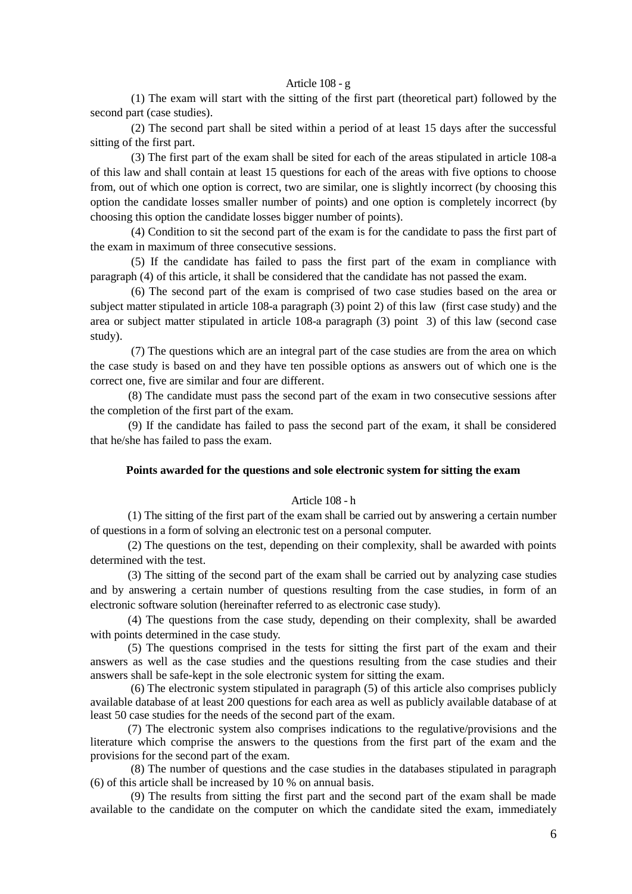Article 108 - g

(1) The exam will start with the sitting of the first part (theoretical part) followed by the second part (case studies).

(2) The second part shall be sited within a period of at least 15 days after the successful sitting of the first part.

(3) The first part of the exam shall be sited for each of the areas stipulated in article 108-a of this law and shall contain at least 15 questions for each of the areas with five options to choose from, out of which one option is correct, two are similar, one is slightly incorrect (by choosing this option the candidate losses smaller number of points) and one option is completely incorrect (by choosing this option the candidate losses bigger number of points).

(4) Condition to sit the second part of the exam is for the candidate to pass the first part of the exam in maximum of three consecutive sessions.

(5) If the candidate has failed to pass the first part of the exam in compliance with paragraph (4) of this article, it shall be considered that the candidate has not passed the exam.

(6) The second part of the exam is comprised of two case studies based on the area or subject matter stipulated in article 108-a paragraph (3) point 2) of this law (first case study) and the area or subject matter stipulated in article 108-a paragraph (3) point 3) of this law (second case study).

(7) The questions which are an integral part of the case studies are from the area on which the case study is based on and they have ten possible options as answers out of which one is the correct one, five are similar and four are different.

(8) The candidate must pass the second part of the exam in two consecutive sessions after the completion of the first part of the exam.

(9) If the candidate has failed to pass the second part of the exam, it shall be considered that he/she has failed to pass the exam.

**Points awarded for the questions and sole electronic system for sitting the exam**

Article 108 - h

(1) The sitting of the first part of the exam shall be carried out by answering a certain number of questions in a form of solving an electronic test on a personal computer.

(2) The questions on the test, depending on their complexity, shall be awarded with points determined with the test.

(3) The sitting of the second part of the exam shall be carried out by analyzing case studies and by answering a certain number of questions resulting from the case studies, in form of an electronic software solution (hereinafter referred to as electronic case study).

(4) The questions from the case study, depending on their complexity, shall be awarded with points determined in the case study.

(5) The questions comprised in the tests for sitting the first part of the exam and their answers as well as the case studies and the questions resulting from the case studies and their answers shall be safe-kept in the sole electronic system for sitting the exam.

(6) The electronic system stipulated in paragraph (5) of this article also comprises publicly available database of at least 200 questions for each area as well as publicly available database of at least 50 case studies for the needs of the second part of the exam.

(7) The electronic system also comprises indications to the regulative/provisions and the literature which comprise the answers to the questions from the first part of the exam and the provisions for the second part of the exam.

(8) The number of questions and the case studies in the databases stipulated in paragraph (6) of this article shall be increased by 10 % on annual basis.

(9) The results from sitting the first part and the second part of the exam shall be made available to the candidate on the computer on which the candidate sited the exam, immediately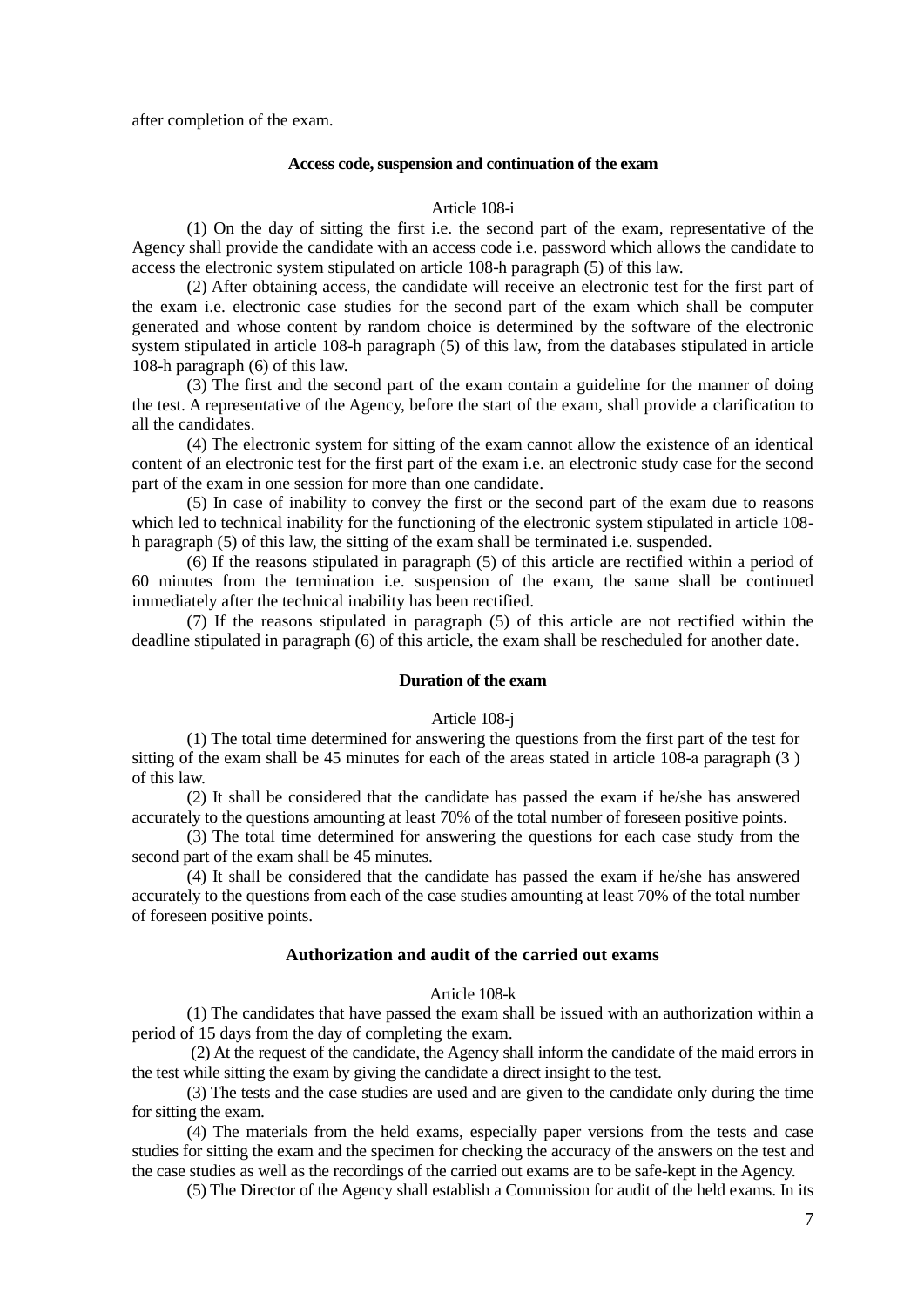after completion of the exam.

### Access code, suspension and continuation of the exam

Article 108-i

(1) On the day of sitting the first i.e. the second part of the exam, representative of the Agency shall provide the candidate with an access code i.e. password which allows the candidate to access the electronic system stipulated on article 108-h paragraph (5) of this law.

(2) After obtaining access, the candidate will receive an electronic test for the first part of the exam i.e. electronic case studies for the second part of the exam which shall be computer generated and whose content by random choice is determined by the software of the electronic system stipulated in article 108-h paragraph (5) of this law, from the databases stipulated in article 108-h paragraph (6) of this law.

(3) The first and the second part of the exam contain a guideline for the manner of doing the test. A representative of the Agency, before the start of the exam, shall provide a clarification to all the candidates.

(4) The electronic system for sitting of the exam cannot allow the existence of an identical content of an electronic test for the first part of the exam i.e. an electronic study case for the second part of the exam in one session for more than one candidate.

(5) In case of inability to convey the first or the second part of the exam due to reasons which led to technical inability for the functioning of the electronic system stipulated in article 108-h paragraph (5) of this law, the sitting of the exam shall be terminated i.e. suspended.

(6) If the reasons stipulated in paragraph (5) of this article are rectified within a period of 60 minutes from the termination i.e. suspension of the exam, the same shall be continued immediately after the technical inability has been rectified.

(7) If the reasons stipulated in paragraph (5) of this article are not rectified within the deadline stipulated in paragraph (6) of this article, the exam shall be rescheduled for another date.

### Duration of the exam

Article 108-j

(1) The total time determined for answering the questions from the first part of the test for sitting of the exam shall be 45 minutes for each of the areas stated in article 108-a paragraph (3 ) of this law.

(2) It shall be considered that the candidate has passed the exam if he/she has answered accurately to the questions amounting at least 70% of the total number of foreseen positive points.

(3) The total time determined for answering the questions for each case study from the second part of the exam shall be 45 minutes.

(4) It shall be considered that the candidate has passed the exam if he/she has answered accurately to the questions from each of the case studies amounting at least 70% of the total number of foreseen positive points.

### Authorization and audit of the carried out exams

Article 108-k

(1) The candidates that have passed the exam shall be issued with an authorization within a period of 15 days from the day of completing the exam.

(2) At the request of the candidate, the Agency shall inform the candidate of the maid errors in the test while sitting the exam by giving the candidate a direct insight to the test.

(3) The tests and the case studies are used and are given to the candidate only during the time for sitting the exam.

(4) The materials from the held exams, especially paper versions from the tests and case studies for sitting the exam and the specimen for checking the accuracy of the answers on the test and the case studies as well as the recordings of the carried out exams are to be safe-kept in the Agency.

(5) The Director of the Agency shall establish a Commission for audit of the held exams. In its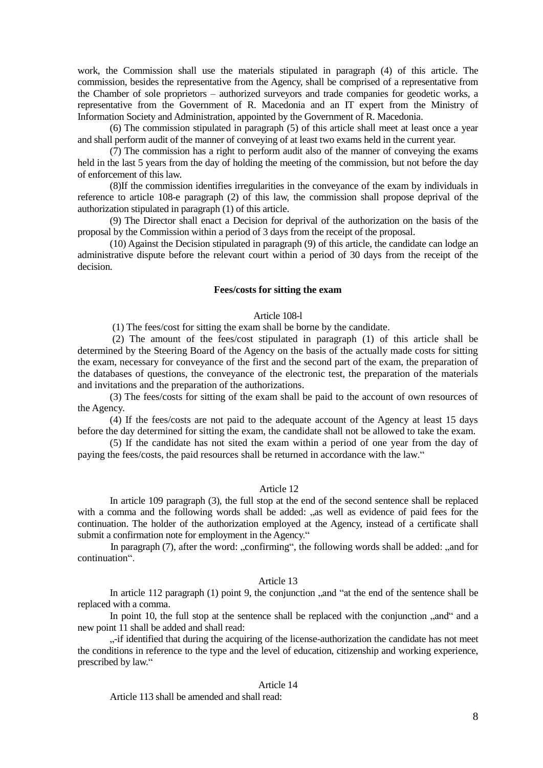work, the Commission shall use the materials stipulated in paragraph (4) of this article. The commission, besides the representative from the Agency, shall be comprised of a representative from the Chamber of sole proprietors – authorized surveyors and trade companies for geodetic works, a representative from the Government of R. Macedonia and an IT expert from the Ministry of Information Society and Administration, appointed by the Government of R. Macedonia.

(6) The commission stipulated in paragraph (5) of this article shall meet at least once a year and shall perform audit of the manner of conveying of at least two exams held in the current year.

(7) The commission has a right to perform audit also of the manner of conveying the exams held in the last 5 years from the day of holding the meeting of the commission, but not before the day of enforcement of this law.

(8)If the commission identifies irregularities in the conveyance of the exam by individuals in reference to article 108-e paragraph (2) of this law, the commission shall propose deprival of the authorization stipulated in paragraph (1) of this article.

(9) The Director shall enact a Decision for deprival of the authorization on the basis of the proposal by the Commission within a period of 3 days from the receipt of the proposal.

(10) Against the Decision stipulated in paragraph (9) of this article, the candidate can lodge an administrative dispute before the relevant court within a period of 30 days from the receipt of the decision.

**Fees/costs for sitting the exam**

Article 108-l

(1) The fees/cost for sitting the exam shall be borne by the candidate.

(2) The amount of the fees/cost stipulated in paragraph (1) of this article shall be determined by the Steering Board of the Agency on the basis of the actually made costs for sitting the exam, necessary for conveyance of the first and the second part of the exam, the preparation of the databases of questions, the conveyance of the electronic test, the preparation of the materials and invitations and the preparation of the authorizations.

(3) The fees/costs for sitting of the exam shall be paid to the account of own resources of the Agency.

(4) If the fees/costs are not paid to the adequate account of the Agency at least 15 days before the day determined for sitting the exam, the candidate shall not be allowed to take the exam.

(5) If the candidate has not sited the exam within a period of one year from the day of paying the fees/costs, the paid resources shall be returned in accordance with the law."

Article 12

In article 109 paragraph (3), the full stop at the end of the second sentence shall be replaced with a comma and the following words shall be added: „as well as evidence of paid fees for the continuation. The holder of the authorization employed at the Agency, instead of a certificate shall submit a confirmation note for employment in the Agency."

In paragraph (7), after the word: „confirming", the following words shall be added: „and for continuation".

Article 13

In article 112 paragraph (1) point 9, the conjunction „and "at the end of the sentence shall be replaced with a comma.

In point 10, the full stop at the sentence shall be replaced with the conjunction „and" and a new point 11 shall be added and shall read:

„-if identified that during the acquiring of the license-authorization the candidate has not meet the conditions in reference to the type and the level of education, citizenship and working experience, prescribed by law."

Article 14

Article 113 shall be amended and shall read: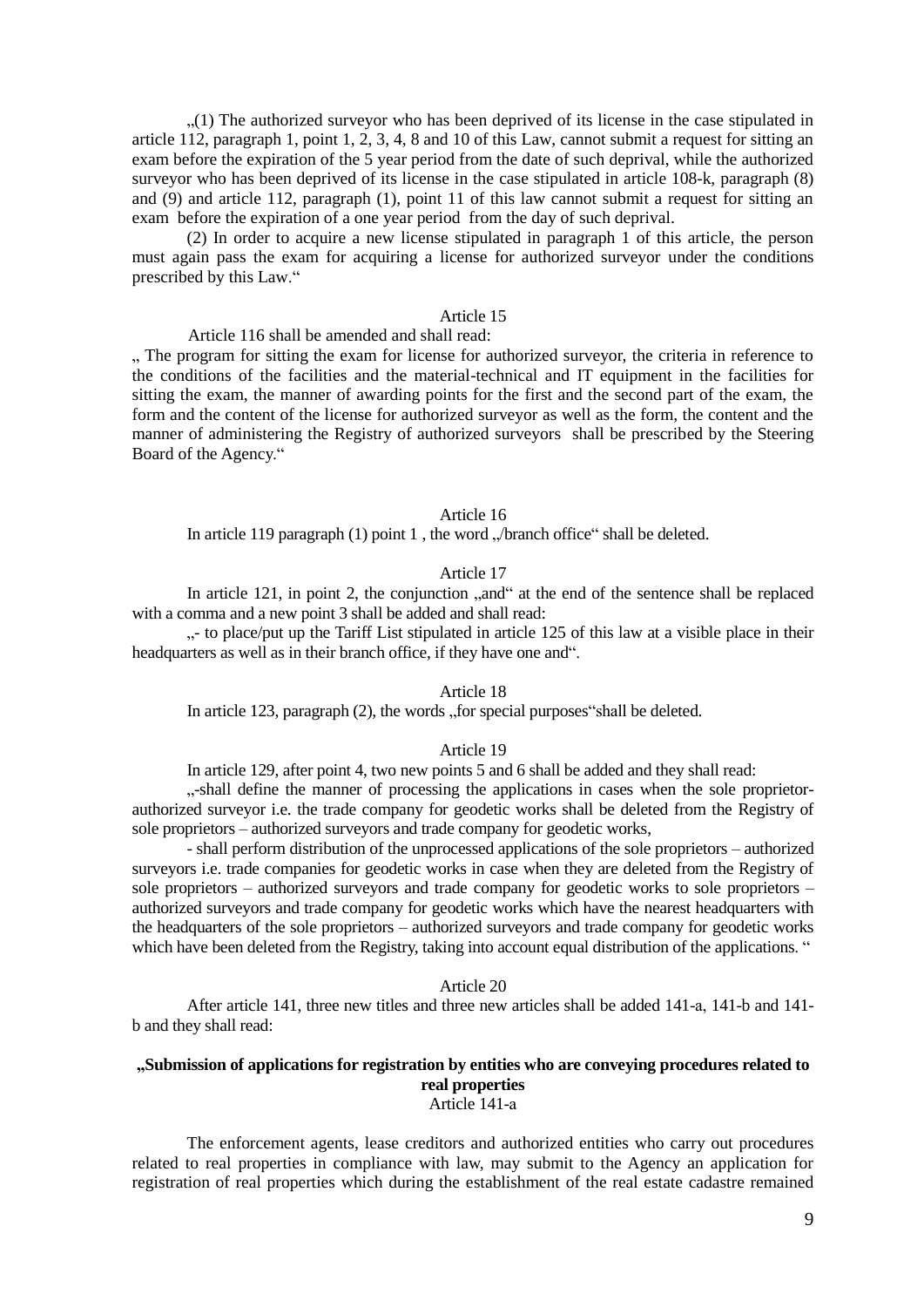„(1) The authorized surveyor who has been deprived of its license in the case stipulated in article 112, paragraph 1, point 1, 2, 3, 4, 8 and 10 of this Law, cannot submit a request for sitting an exam before the expiration of the 5 year period from the date of such deprival, while the authorized surveyor who has been deprived of its license in the case stipulated in article 108-k, paragraph (8) and (9) and article 112, paragraph (1), point 11 of this law cannot submit a request for sitting an exam before the expiration of a one year period from the day of such deprival.

(2) In order to acquire a new license stipulated in paragraph 1 of this article, the person must again pass the exam for acquiring a license for authorized surveyor under the conditions prescribed by this Law."

Article 15

Article 116 shall be amended and shall read:

„ The program for sitting the exam for license for authorized surveyor, the criteria in reference to the conditions of the facilities and the material-technical and IT equipment in the facilities for sitting the exam, the manner of awarding points for the first and the second part of the exam, the form and the content of the license for authorized surveyor as well as the form, the content and the manner of administering the Registry of authorized surveyors shall be prescribed by the Steering Board of the Agency."

Article 16

In article 119 paragraph (1) point 1 , the word „/branch office" shall be deleted.

Article 17

In article 121, in point 2, the conjunction „and" at the end of the sentence shall be replaced with a comma and a new point 3 shall be added and shall read:

„- to place/put up the Tariff List stipulated in article 125 of this law at a visible place in their headquarters as well as in their branch office, if they have one and".

Article 18

In article 123, paragraph (2), the words „for special purposes"shall be deleted.

Article 19

In article 129, after point 4, two new points 5 and 6 shall be added and they shall read:

„-shall define the manner of processing the applications in cases when the sole proprietor-authorized surveyor i.e. the trade company for geodetic works shall be deleted from the Registry of sole proprietors – authorized surveyors and trade company for geodetic works,

- shall perform distribution of the unprocessed applications of the sole proprietors – authorized surveyors i.e. trade companies for geodetic works in case when they are deleted from the Registry of sole proprietors – authorized surveyors and trade company for geodetic works to sole proprietors – authorized surveyors and trade company for geodetic works which have the nearest headquarters with the headquarters of the sole proprietors – authorized surveyors and trade company for geodetic works which have been deleted from the Registry, taking into account equal distribution of the applications. "

Article 20

After article 141, three new titles and three new articles shall be added 141-a, 141-b and 141-b and they shall read:

**„Submission of applications for registration by entities who are conveying procedures related to real properties**

Article 141-a

The enforcement agents, lease creditors and authorized entities who carry out procedures related to real properties in compliance with law, may submit to the Agency an application for registration of real properties which during the establishment of the real estate cadastre remained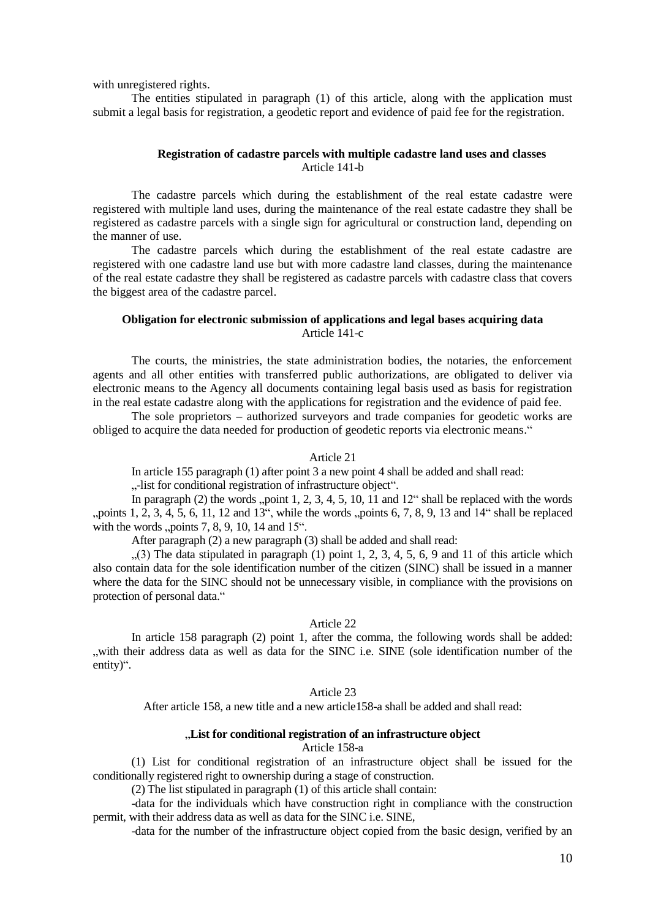with unregistered rights.

The entities stipulated in paragraph (1) of this article, along with the application must submit a legal basis for registration, a geodetic report and evidence of paid fee for the registration.

**Registration of cadastre parcels with multiple cadastre land uses and classes**
Article 141-b

The cadastre parcels which during the establishment of the real estate cadastre were registered with multiple land uses, during the maintenance of the real estate cadastre they shall be registered as cadastre parcels with a single sign for agricultural or construction land, depending on the manner of use.

The cadastre parcels which during the establishment of the real estate cadastre are registered with one cadastre land use but with more cadastre land classes, during the maintenance of the real estate cadastre they shall be registered as cadastre parcels with cadastre class that covers the biggest area of the cadastre parcel.

**Obligation for electronic submission of applications and legal bases acquiring data**
Article 141-c

The courts, the ministries, the state administration bodies, the notaries, the enforcement agents and all other entities with transferred public authorizations, are obligated to deliver via electronic means to the Agency all documents containing legal basis used as basis for registration in the real estate cadastre along with the applications for registration and the evidence of paid fee.

The sole proprietors – authorized surveyors and trade companies for geodetic works are obliged to acquire the data needed for production of geodetic reports via electronic means."

Article 21

In article 155 paragraph (1) after point 3 a new point 4 shall be added and shall read:

„-list for conditional registration of infrastructure object".

In paragraph (2) the words „point 1, 2, 3, 4, 5, 10, 11 and 12" shall be replaced with the words „points 1, 2, 3, 4, 5, 6, 11, 12 and 13", while the words „points 6, 7, 8, 9, 13 and 14" shall be replaced with the words „points 7, 8, 9, 10, 14 and 15".

After paragraph (2) a new paragraph (3) shall be added and shall read:

„(3) The data stipulated in paragraph (1) point 1, 2, 3, 4, 5, 6, 9 and 11 of this article which also contain data for the sole identification number of the citizen (SINC) shall be issued in a manner where the data for the SINC should not be unnecessary visible, in compliance with the provisions on protection of personal data."

Article 22

In article 158 paragraph (2) point 1, after the comma, the following words shall be added: „with their address data as well as data for the SINC i.e. SINE (sole identification number of the entity)".

Article 23

After article 158, a new title and a new article158-a shall be added and shall read:

„**List for conditional registration of an infrastructure object**
Article 158-a

(1) List for conditional registration of an infrastructure object shall be issued for the conditionally registered right to ownership during a stage of construction.

(2) The list stipulated in paragraph (1) of this article shall contain:

-data for the individuals which have construction right in compliance with the construction permit, with their address data as well as data for the SINC i.e. SINE,

-data for the number of the infrastructure object copied from the basic design, verified by an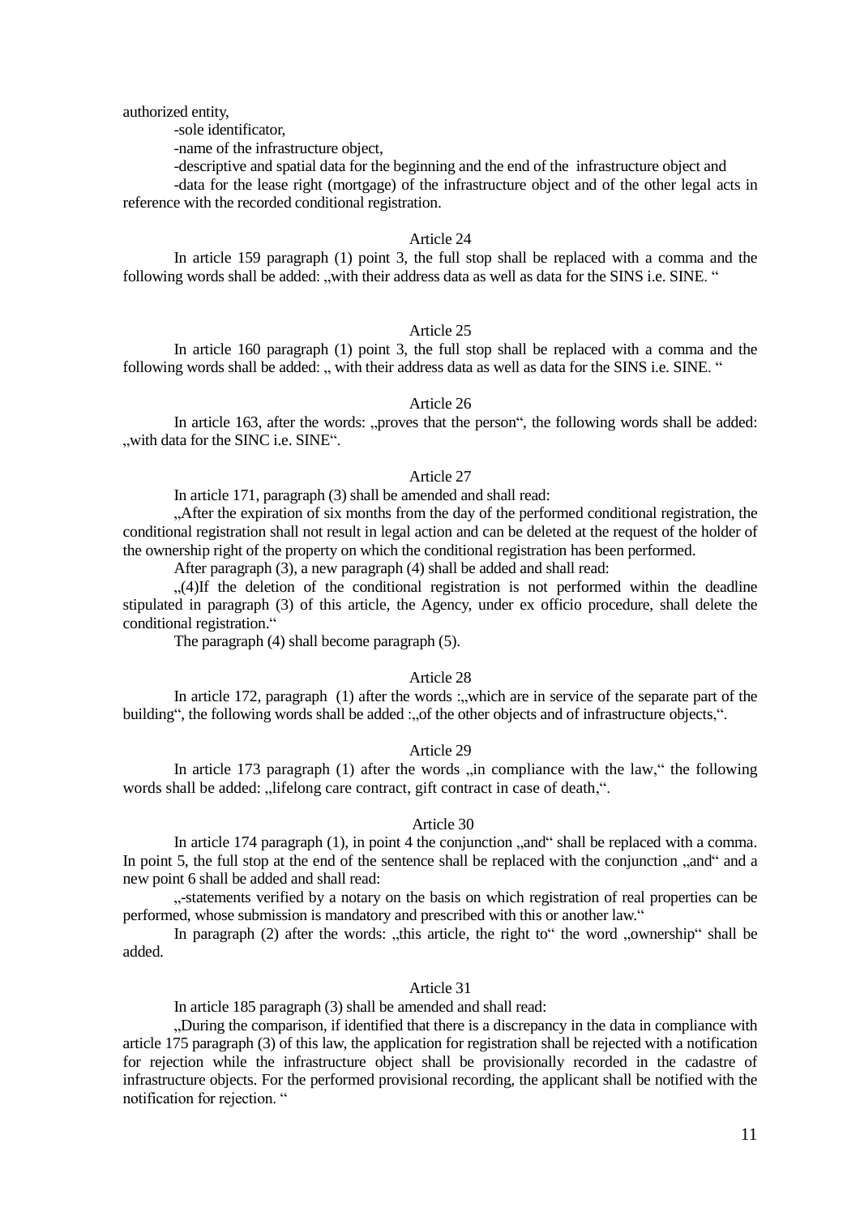authorized entity,

-sole identificator,

-name of the infrastructure object,

-descriptive and spatial data for the beginning and the end of the infrastructure object and

-data for the lease right (mortgage) of the infrastructure object and of the other legal acts in reference with the recorded conditional registration.

Article 24

In article 159 paragraph (1) point 3, the full stop shall be replaced with a comma and the following words shall be added: „with their address data as well as data for the SINS i.e. SINE. "

Article 25

In article 160 paragraph (1) point 3, the full stop shall be replaced with a comma and the following words shall be added: „ with their address data as well as data for the SINS i.e. SINE. "

Article 26

In article 163, after the words: „proves that the person", the following words shall be added: „with data for the SINC i.e. SINE".

Article 27

In article 171, paragraph (3) shall be amended and shall read:

„After the expiration of six months from the day of the performed conditional registration, the conditional registration shall not result in legal action and can be deleted at the request of the holder of the ownership right of the property on which the conditional registration has been performed.

After paragraph (3), a new paragraph (4) shall be added and shall read:

„(4)If the deletion of the conditional registration is not performed within the deadline stipulated in paragraph (3) of this article, the Agency, under ex officio procedure, shall delete the conditional registration."

The paragraph (4) shall become paragraph (5).

Article 28

In article 172, paragraph (1) after the words :„which are in service of the separate part of the building", the following words shall be added :„of the other objects and of infrastructure objects,".

Article 29

In article 173 paragraph (1) after the words „in compliance with the law," the following words shall be added: „lifelong care contract, gift contract in case of death,".

Article 30

In article 174 paragraph (1), in point 4 the conjunction „and" shall be replaced with a comma. In point 5, the full stop at the end of the sentence shall be replaced with the conjunction „and" and a new point 6 shall be added and shall read:

„-statements verified by a notary on the basis on which registration of real properties can be performed, whose submission is mandatory and prescribed with this or another law."

In paragraph (2) after the words: „this article, the right to" the word „ownership" shall be added.

Article 31

In article 185 paragraph (3) shall be amended and shall read:

„During the comparison, if identified that there is a discrepancy in the data in compliance with article 175 paragraph (3) of this law, the application for registration shall be rejected with a notification for rejection while the infrastructure object shall be provisionally recorded in the cadastre of infrastructure objects. For the performed provisional recording, the applicant shall be notified with the notification for rejection. "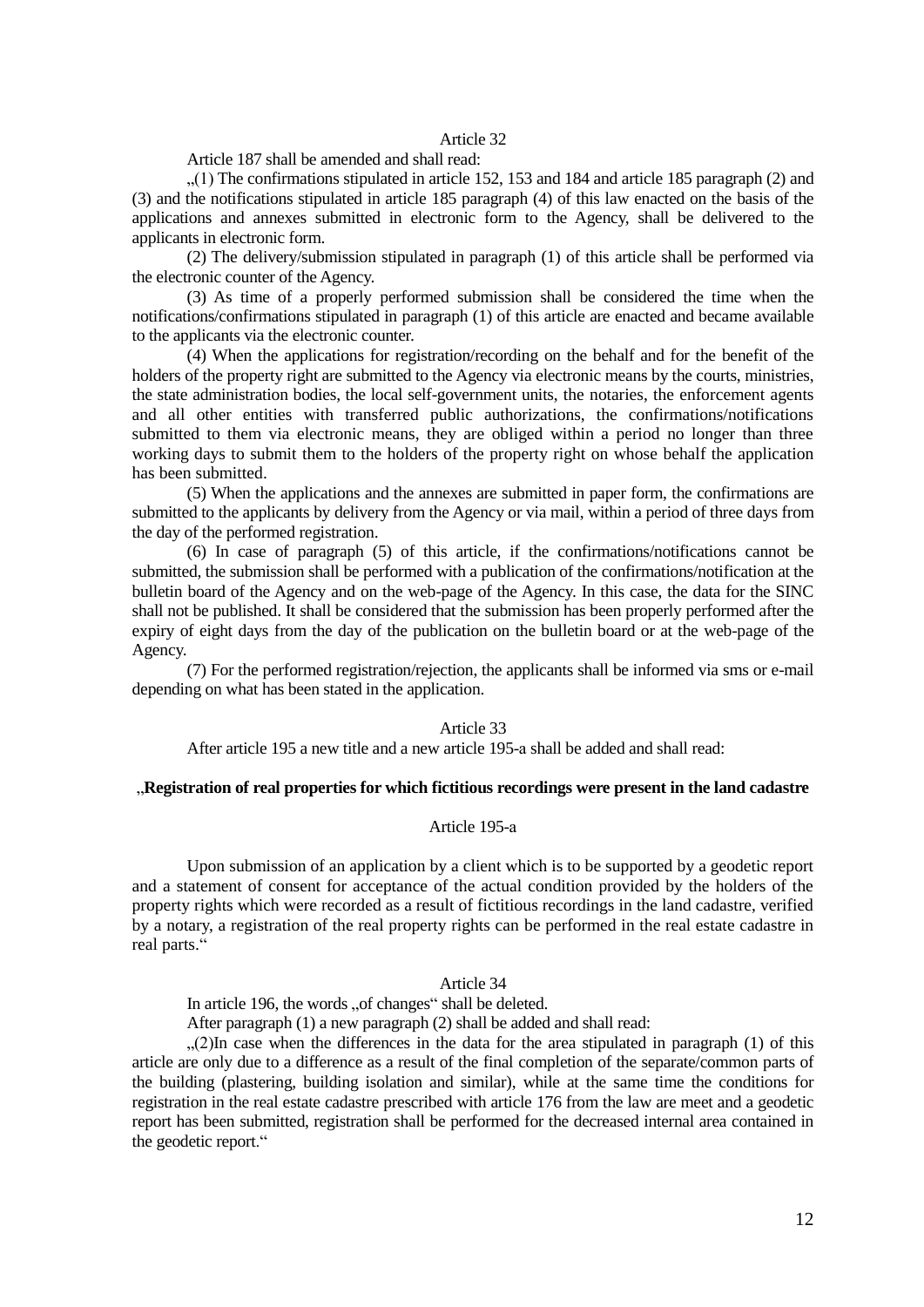Article 32

Article 187 shall be amended and shall read:

„(1) The confirmations stipulated in article 152, 153 and 184 and article 185 paragraph (2) and (3) and the notifications stipulated in article 185 paragraph (4) of this law enacted on the basis of the applications and annexes submitted in electronic form to the Agency, shall be delivered to the applicants in electronic form.

(2) The delivery/submission stipulated in paragraph (1) of this article shall be performed via the electronic counter of the Agency.

(3) As time of a properly performed submission shall be considered the time when the notifications/confirmations stipulated in paragraph (1) of this article are enacted and became available to the applicants via the electronic counter.

(4) When the applications for registration/recording on the behalf and for the benefit of the holders of the property right are submitted to the Agency via electronic means by the courts, ministries, the state administration bodies, the local self-government units, the notaries, the enforcement agents and all other entities with transferred public authorizations, the confirmations/notifications submitted to them via electronic means, they are obliged within a period no longer than three working days to submit them to the holders of the property right on whose behalf the application has been submitted.

(5) When the applications and the annexes are submitted in paper form, the confirmations are submitted to the applicants by delivery from the Agency or via mail, within a period of three days from the day of the performed registration.

(6) In case of paragraph (5) of this article, if the confirmations/notifications cannot be submitted, the submission shall be performed with a publication of the confirmations/notification at the bulletin board of the Agency and on the web-page of the Agency. In this case, the data for the SINC shall not be published. It shall be considered that the submission has been properly performed after the expiry of eight days from the day of the publication on the bulletin board or at the web-page of the Agency.

(7) For the performed registration/rejection, the applicants shall be informed via sms or e-mail depending on what has been stated in the application.

Article 33

After article 195 a new title and a new article 195-a shall be added and shall read:

„**Registration of real properties for which fictitious recordings were present in the land cadastre**

Article 195-a

Upon submission of an application by a client which is to be supported by a geodetic report and a statement of consent for acceptance of the actual condition provided by the holders of the property rights which were recorded as a result of fictitious recordings in the land cadastre, verified by a notary, a registration of the real property rights can be performed in the real estate cadastre in real parts."

Article 34

In article 196, the words „of changes" shall be deleted.

After paragraph (1) a new paragraph (2) shall be added and shall read:

„(2)In case when the differences in the data for the area stipulated in paragraph (1) of this article are only due to a difference as a result of the final completion of the separate/common parts of the building (plastering, building isolation and similar), while at the same time the conditions for registration in the real estate cadastre prescribed with article 176 from the law are meet and a geodetic report has been submitted, registration shall be performed for the decreased internal area contained in the geodetic report."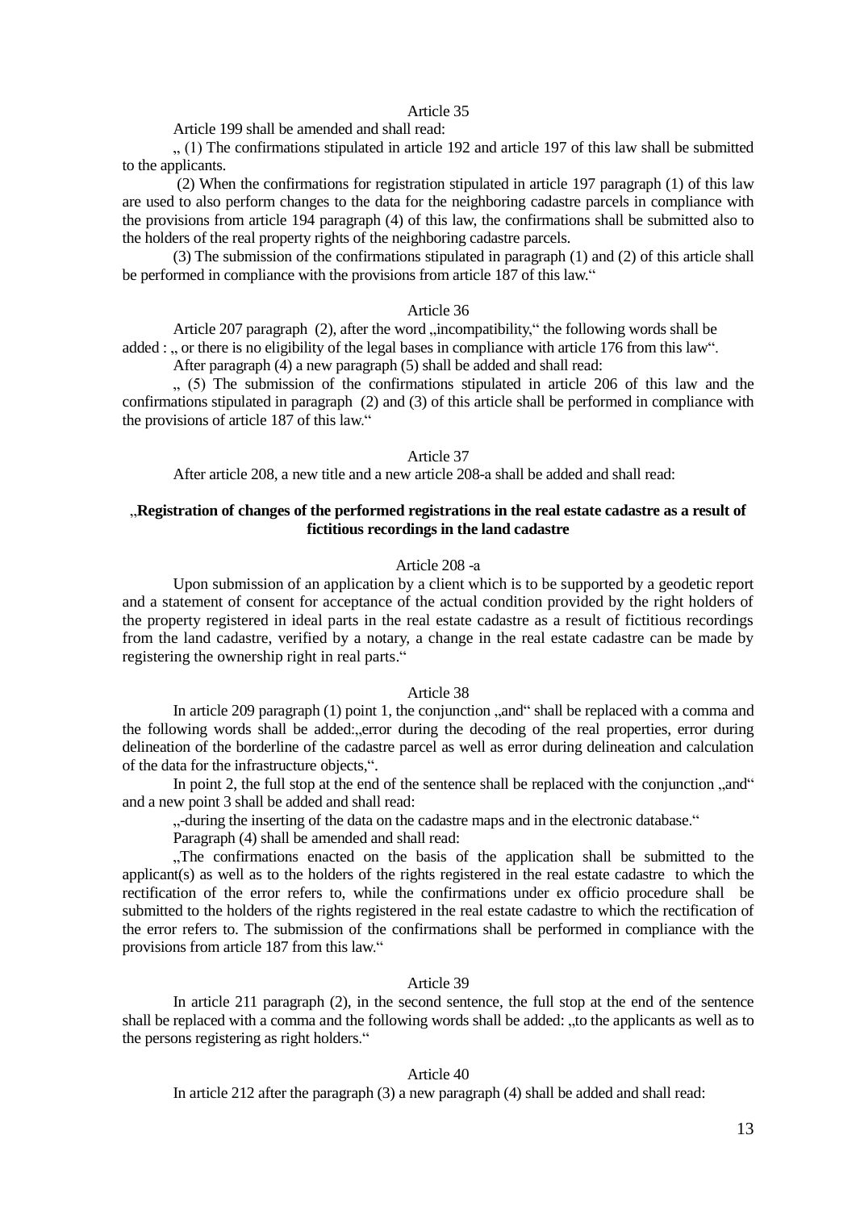Article 35

Article 199 shall be amended and shall read:

„ (1) The confirmations stipulated in article 192 and article 197 of this law shall be submitted to the applicants.

(2) When the confirmations for registration stipulated in article 197 paragraph (1) of this law are used to also perform changes to the data for the neighboring cadastre parcels in compliance with the provisions from article 194 paragraph (4) of this law, the confirmations shall be submitted also to the holders of the real property rights of the neighboring cadastre parcels.

(3) The submission of the confirmations stipulated in paragraph (1) and (2) of this article shall be performed in compliance with the provisions from article 187 of this law."

Article 36

Article 207 paragraph (2), after the word „incompatibility," the following words shall be added : „ or there is no eligibility of the legal bases in compliance with article 176 from this law".

After paragraph (4) a new paragraph (5) shall be added and shall read:

„ (5) The submission of the confirmations stipulated in article 206 of this law and the confirmations stipulated in paragraph (2) and (3) of this article shall be performed in compliance with the provisions of article 187 of this law."

Article 37

After article 208, a new title and a new article 208-a shall be added and shall read:

„**Registration of changes of the performed registrations in the real estate cadastre as a result of fictitious recordings in the land cadastre**

Article 208 -a

Upon submission of an application by a client which is to be supported by a geodetic report and a statement of consent for acceptance of the actual condition provided by the right holders of the property registered in ideal parts in the real estate cadastre as a result of fictitious recordings from the land cadastre, verified by a notary, a change in the real estate cadastre can be made by registering the ownership right in real parts."

Article 38

In article 209 paragraph (1) point 1, the conjunction „and" shall be replaced with a comma and the following words shall be added:„error during the decoding of the real properties, error during delineation of the borderline of the cadastre parcel as well as error during delineation and calculation of the data for the infrastructure objects,".

In point 2, the full stop at the end of the sentence shall be replaced with the conjunction „and" and a new point 3 shall be added and shall read:

„-during the inserting of the data on the cadastre maps and in the electronic database."

Paragraph (4) shall be amended and shall read:

„The confirmations enacted on the basis of the application shall be submitted to the applicant(s) as well as to the holders of the rights registered in the real estate cadastre to which the rectification of the error refers to, while the confirmations under ex officio procedure shall be submitted to the holders of the rights registered in the real estate cadastre to which the rectification of the error refers to. The submission of the confirmations shall be performed in compliance with the provisions from article 187 from this law."

Article 39

In article 211 paragraph (2), in the second sentence, the full stop at the end of the sentence shall be replaced with a comma and the following words shall be added: „to the applicants as well as to the persons registering as right holders."

Article 40

In article 212 after the paragraph (3) a new paragraph (4) shall be added and shall read: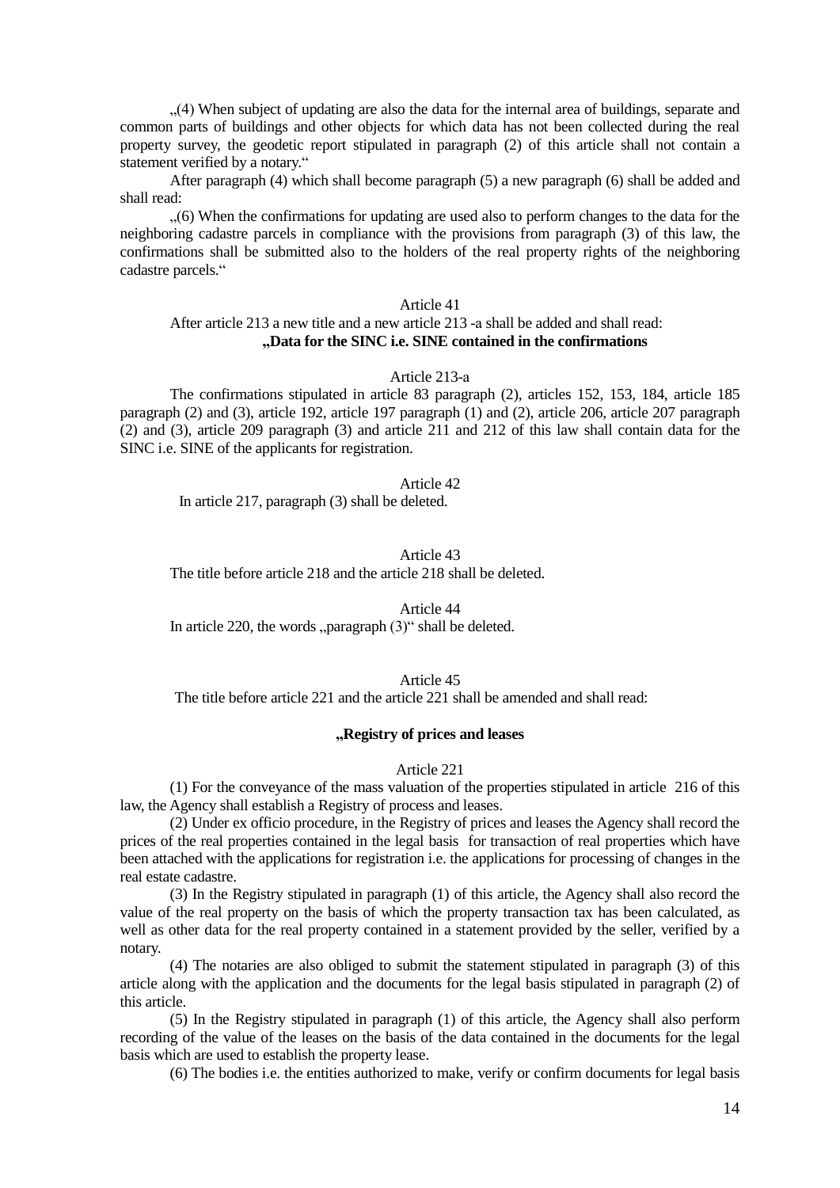„(4) When subject of updating are also the data for the internal area of buildings, separate and common parts of buildings and other objects for which data has not been collected during the real property survey, the geodetic report stipulated in paragraph (2) of this article shall not contain a statement verified by a notary.“

After paragraph (4) which shall become paragraph (5) a new paragraph (6) shall be added and shall read:

„(6) When the confirmations for updating are used also to perform changes to the data for the neighboring cadastre parcels in compliance with the provisions from paragraph (3) of this law, the confirmations shall be submitted also to the holders of the real property rights of the neighboring cadastre parcels.“

Article 41

After article 213 a new title and a new article 213 -a shall be added and shall read:

**„Data for the SINC i.e. SINE contained in the confirmations**

Article 213-a

The confirmations stipulated in article 83 paragraph (2), articles 152, 153, 184, article 185 paragraph (2) and (3), article 192, article 197 paragraph (1) and (2), article 206, article 207 paragraph (2) and (3), article 209 paragraph (3) and article 211 and 212 of this law shall contain data for the SINC i.e. SINE of the applicants for registration.

Article 42

In article 217, paragraph (3) shall be deleted.

Article 43

The title before article 218 and the article 218 shall be deleted.

Article 44

In article 220, the words „paragraph (3)“ shall be deleted.

Article 45

The title before article 221 and the article 221 shall be amended and shall read:

**„Registry of prices and leases**

Article 221

(1) For the conveyance of the mass valuation of the properties stipulated in article 216 of this law, the Agency shall establish a Registry of process and leases.

(2) Under ex officio procedure, in the Registry of prices and leases the Agency shall record the prices of the real properties contained in the legal basis for transaction of real properties which have been attached with the applications for registration i.e. the applications for processing of changes in the real estate cadastre.

(3) In the Registry stipulated in paragraph (1) of this article, the Agency shall also record the value of the real property on the basis of which the property transaction tax has been calculated, as well as other data for the real property contained in a statement provided by the seller, verified by a notary.

(4) The notaries are also obliged to submit the statement stipulated in paragraph (3) of this article along with the application and the documents for the legal basis stipulated in paragraph (2) of this article.

(5) In the Registry stipulated in paragraph (1) of this article, the Agency shall also perform recording of the value of the leases on the basis of the data contained in the documents for the legal basis which are used to establish the property lease.

(6) The bodies i.e. the entities authorized to make, verify or confirm documents for legal basis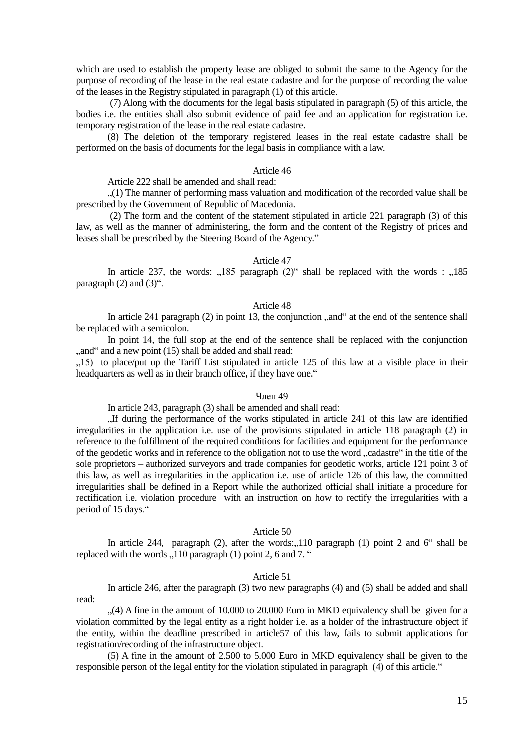which are used to establish the property lease are obliged to submit the same to the Agency for the purpose of recording of the lease in the real estate cadastre and for the purpose of recording the value of the leases in the Registry stipulated in paragraph (1) of this article.

(7) Along with the documents for the legal basis stipulated in paragraph (5) of this article, the bodies i.e. the entities shall also submit evidence of paid fee and an application for registration i.e. temporary registration of the lease in the real estate cadastre.

(8) The deletion of the temporary registered leases in the real estate cadastre shall be performed on the basis of documents for the legal basis in compliance with a law.

Article 46

Article 222 shall be amended and shall read:

„(1) The manner of performing mass valuation and modification of the recorded value shall be prescribed by the Government of Republic of Macedonia.

(2) The form and the content of the statement stipulated in article 221 paragraph (3) of this law, as well as the manner of administering, the form and the content of the Registry of prices and leases shall be prescribed by the Steering Board of the Agency."

Article 47

In article 237, the words: „185 paragraph (2)" shall be replaced with the words : „185 paragraph (2) and (3)".

Article 48

In article 241 paragraph (2) in point 13, the conjunction „and" at the end of the sentence shall be replaced with a semicolon.

In point 14, the full stop at the end of the sentence shall be replaced with the conjunction „and" and a new point (15) shall be added and shall read:

„15) to place/put up the Tariff List stipulated in article 125 of this law at a visible place in their headquarters as well as in their branch office, if they have one."

Член 49

In article 243, paragraph (3) shall be amended and shall read:

„If during the performance of the works stipulated in article 241 of this law are identified irregularities in the application i.e. use of the provisions stipulated in article 118 paragraph (2) in reference to the fulfillment of the required conditions for facilities and equipment for the performance of the geodetic works and in reference to the obligation not to use the word „cadastre" in the title of the sole proprietors – authorized surveyors and trade companies for geodetic works, article 121 point 3 of this law, as well as irregularities in the application i.e. use of article 126 of this law, the committed irregularities shall be defined in a Report while the authorized official shall initiate a procedure for rectification i.e. violation procedure with an instruction on how to rectify the irregularities with a period of 15 days."

Article 50

In article 244, paragraph (2), after the words:„110 paragraph (1) point 2 and 6" shall be replaced with the words „110 paragraph (1) point 2, 6 and 7. "

Article 51

In article 246, after the paragraph (3) two new paragraphs (4) and (5) shall be added and shall read:

„(4) A fine in the amount of 10.000 to 20.000 Euro in MKD equivalency shall be given for a violation committed by the legal entity as a right holder i.e. as a holder of the infrastructure object if the entity, within the deadline prescribed in article57 of this law, fails to submit applications for registration/recording of the infrastructure object.

(5) A fine in the amount of 2.500 to 5.000 Euro in MKD equivalency shall be given to the responsible person of the legal entity for the violation stipulated in paragraph (4) of this article."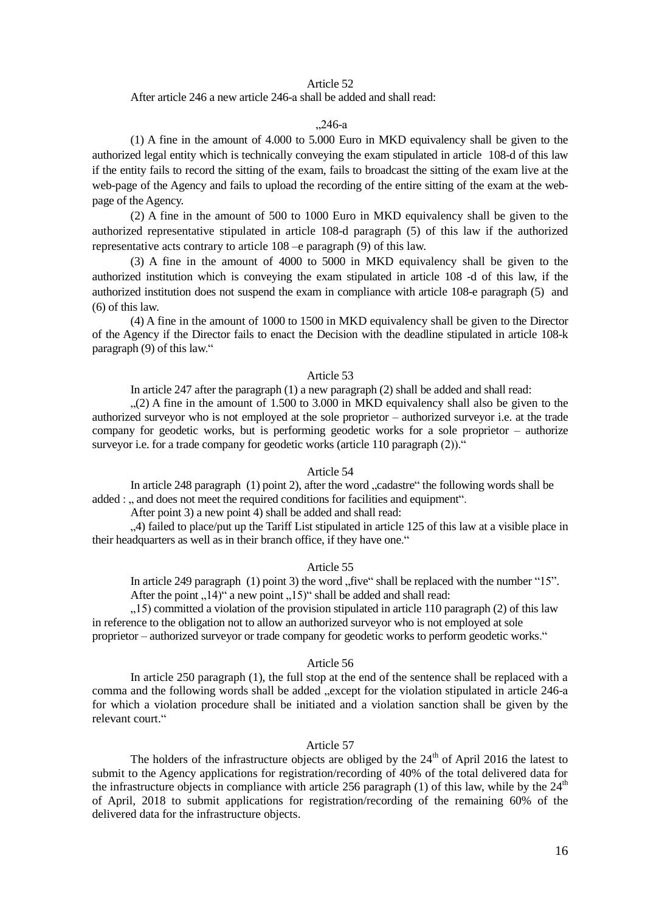Article 52

After article 246 a new article 246-a shall be added and shall read:

„246-a

(1) A fine in the amount of 4.000 to 5.000 Euro in MKD equivalency shall be given to the authorized legal entity which is technically conveying the exam stipulated in article 108-d of this law if the entity fails to record the sitting of the exam, fails to broadcast the sitting of the exam live at the web-page of the Agency and fails to upload the recording of the entire sitting of the exam at the web-page of the Agency.

(2) A fine in the amount of 500 to 1000 Euro in MKD equivalency shall be given to the authorized representative stipulated in article 108-d paragraph (5) of this law if the authorized representative acts contrary to article 108 –e paragraph (9) of this law.

(3) A fine in the amount of 4000 to 5000 in MKD equivalency shall be given to the authorized institution which is conveying the exam stipulated in article 108 -d of this law, if the authorized institution does not suspend the exam in compliance with article 108-e paragraph (5) and (6) of this law.

(4) A fine in the amount of 1000 to 1500 in MKD equivalency shall be given to the Director of the Agency if the Director fails to enact the Decision with the deadline stipulated in article 108-k paragraph (9) of this law."

Article 53

In article 247 after the paragraph (1) a new paragraph (2) shall be added and shall read:

„(2) A fine in the amount of 1.500 to 3.000 in MKD equivalency shall also be given to the authorized surveyor who is not employed at the sole proprietor – authorized surveyor i.e. at the trade company for geodetic works, but is performing geodetic works for a sole proprietor – authorize surveyor i.e. for a trade company for geodetic works (article 110 paragraph (2))."

Article 54

In article 248 paragraph (1) point 2), after the word „cadastre" the following words shall be added : „ and does not meet the required conditions for facilities and equipment".

After point 3) a new point 4) shall be added and shall read:

„4) failed to place/put up the Tariff List stipulated in article 125 of this law at a visible place in their headquarters as well as in their branch office, if they have one."

Article 55

In article 249 paragraph (1) point 3) the word „five" shall be replaced with the number "15".

After the point „14)" a new point „15)" shall be added and shall read:

„15) committed a violation of the provision stipulated in article 110 paragraph (2) of this law in reference to the obligation not to allow an authorized surveyor who is not employed at sole proprietor – authorized surveyor or trade company for geodetic works to perform geodetic works."

Article 56

In article 250 paragraph (1), the full stop at the end of the sentence shall be replaced with a comma and the following words shall be added „except for the violation stipulated in article 246-a for which a violation procedure shall be initiated and a violation sanction shall be given by the relevant court."

Article 57

The holders of the infrastructure objects are obliged by the 24th of April 2016 the latest to submit to the Agency applications for registration/recording of 40% of the total delivered data for the infrastructure objects in compliance with article 256 paragraph (1) of this law, while by the 24th of April, 2018 to submit applications for registration/recording of the remaining 60% of the delivered data for the infrastructure objects.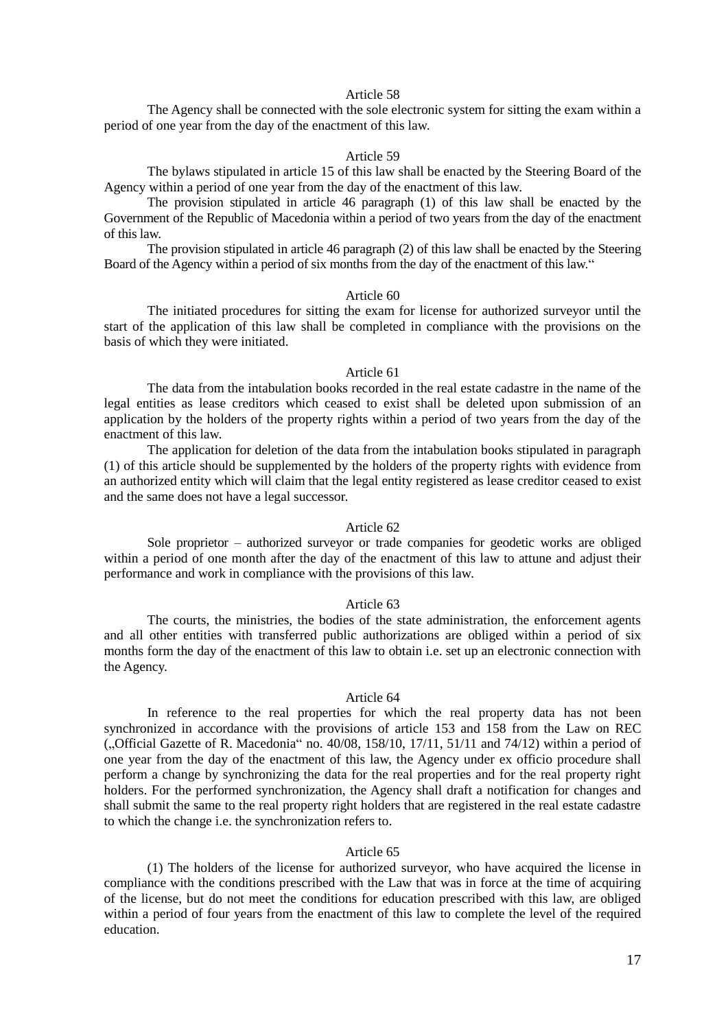Article 58

The Agency shall be connected with the sole electronic system for sitting the exam within a period of one year from the day of the enactment of this law.

Article 59

The bylaws stipulated in article 15 of this law shall be enacted by the Steering Board of the Agency within a period of one year from the day of the enactment of this law.

The provision stipulated in article 46 paragraph (1) of this law shall be enacted by the Government of the Republic of Macedonia within a period of two years from the day of the enactment of this law.

The provision stipulated in article 46 paragraph (2) of this law shall be enacted by the Steering Board of the Agency within a period of six months from the day of the enactment of this law."

Article 60

The initiated procedures for sitting the exam for license for authorized surveyor until the start of the application of this law shall be completed in compliance with the provisions on the basis of which they were initiated.

Article 61

The data from the intabulation books recorded in the real estate cadastre in the name of the legal entities as lease creditors which ceased to exist shall be deleted upon submission of an application by the holders of the property rights within a period of two years from the day of the enactment of this law.

The application for deletion of the data from the intabulation books stipulated in paragraph (1) of this article should be supplemented by the holders of the property rights with evidence from an authorized entity which will claim that the legal entity registered as lease creditor ceased to exist and the same does not have a legal successor.

Article 62

Sole proprietor – authorized surveyor or trade companies for geodetic works are obliged within a period of one month after the day of the enactment of this law to attune and adjust their performance and work in compliance with the provisions of this law.

Article 63

The courts, the ministries, the bodies of the state administration, the enforcement agents and all other entities with transferred public authorizations are obliged within a period of six months form the day of the enactment of this law to obtain i.e. set up an electronic connection with the Agency.

Article 64

In reference to the real properties for which the real property data has not been synchronized in accordance with the provisions of article 153 and 158 from the Law on REC („Official Gazette of R. Macedonia" no. 40/08, 158/10, 17/11, 51/11 and 74/12) within a period of one year from the day of the enactment of this law, the Agency under ex officio procedure shall perform a change by synchronizing the data for the real properties and for the real property right holders. For the performed synchronization, the Agency shall draft a notification for changes and shall submit the same to the real property right holders that are registered in the real estate cadastre to which the change i.e. the synchronization refers to.

Article 65

(1) The holders of the license for authorized surveyor, who have acquired the license in compliance with the conditions prescribed with the Law that was in force at the time of acquiring of the license, but do not meet the conditions for education prescribed with this law, are obliged within a period of four years from the enactment of this law to complete the level of the required education.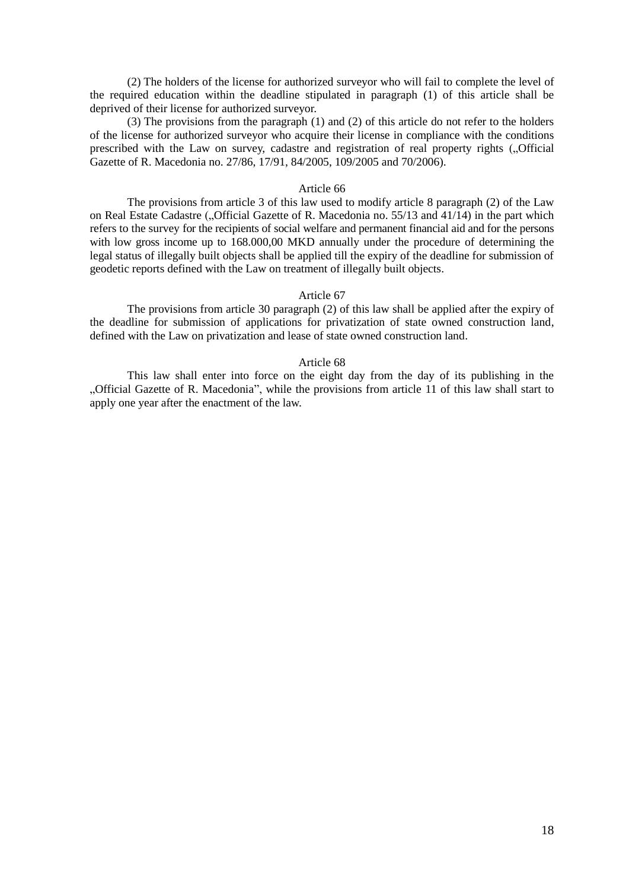(2) The holders of the license for authorized surveyor who will fail to complete the level of the required education within the deadline stipulated in paragraph (1) of this article shall be deprived of their license for authorized surveyor.

(3) The provisions from the paragraph (1) and (2) of this article do not refer to the holders of the license for authorized surveyor who acquire their license in compliance with the conditions prescribed with the Law on survey, cadastre and registration of real property rights („Official Gazette of R. Macedonia no. 27/86, 17/91, 84/2005, 109/2005 and 70/2006).

Article 66

The provisions from article 3 of this law used to modify article 8 paragraph (2) of the Law on Real Estate Cadastre („Official Gazette of R. Macedonia no. 55/13 and 41/14) in the part which refers to the survey for the recipients of social welfare and permanent financial aid and for the persons with low gross income up to 168.000,00 MKD annually under the procedure of determining the legal status of illegally built objects shall be applied till the expiry of the deadline for submission of geodetic reports defined with the Law on treatment of illegally built objects.

Article 67

The provisions from article 30 paragraph (2) of this law shall be applied after the expiry of the deadline for submission of applications for privatization of state owned construction land, defined with the Law on privatization and lease of state owned construction land.

Article 68

This law shall enter into force on the eight day from the day of its publishing in the „Official Gazette of R. Macedonia", while the provisions from article 11 of this law shall start to apply one year after the enactment of the law.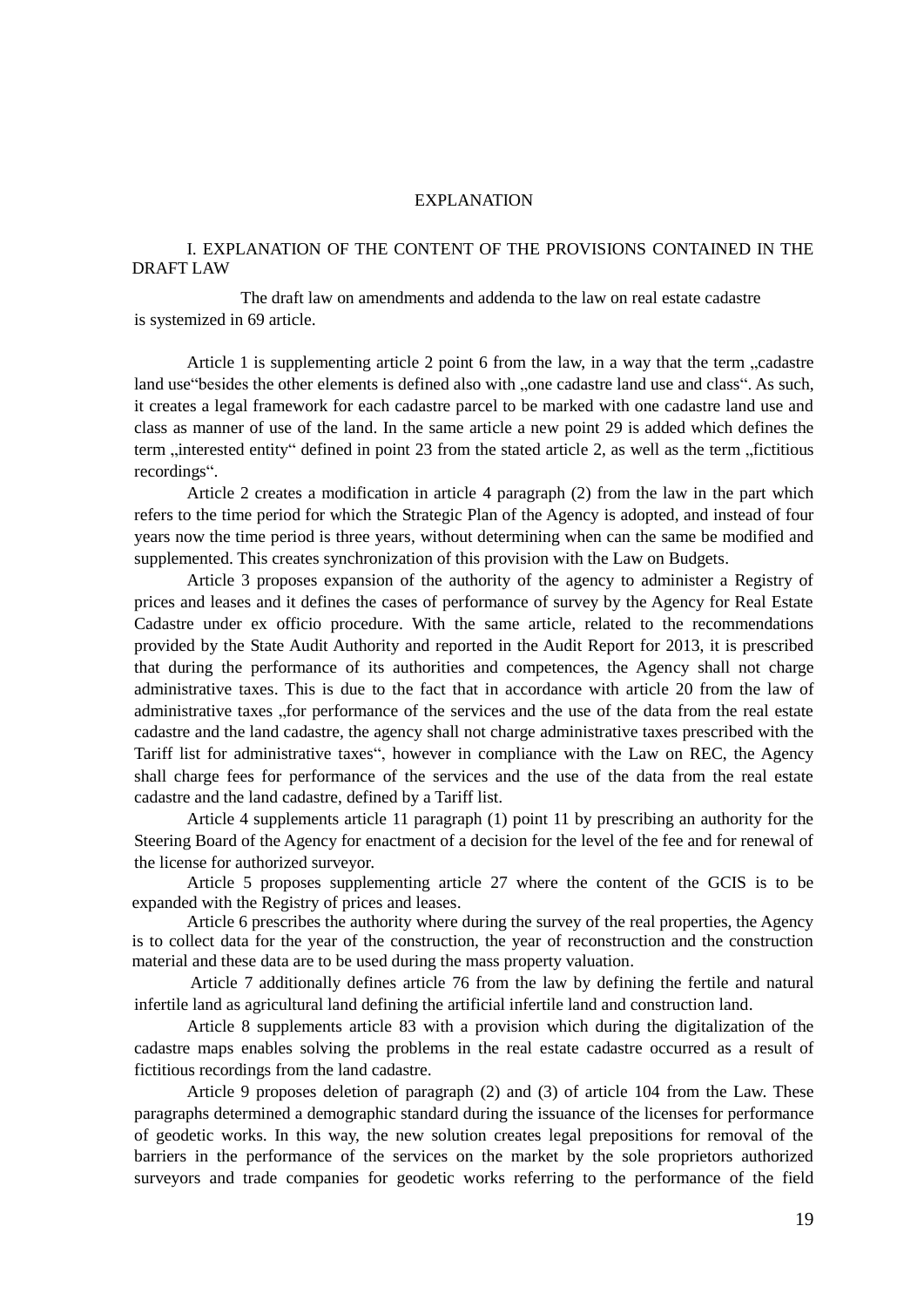# EXPLANATION

## I. EXPLANATION OF THE CONTENT OF THE PROVISIONS CONTAINED IN THE DRAFT LAW

The draft law on amendments and addenda to the law on real estate cadastre is systemized in 69 article.

Article 1 is supplementing article 2 point 6 from the law, in a way that the term „cadastre land use"besides the other elements is defined also with „one cadastre land use and class". As such, it creates a legal framework for each cadastre parcel to be marked with one cadastre land use and class as manner of use of the land. In the same article a new point 29 is added which defines the term „interested entity" defined in point 23 from the stated article 2, as well as the term „fictitious recordings".

Article 2 creates a modification in article 4 paragraph (2) from the law in the part which refers to the time period for which the Strategic Plan of the Agency is adopted, and instead of four years now the time period is three years, without determining when can the same be modified and supplemented. This creates synchronization of this provision with the Law on Budgets.

Article 3 proposes expansion of the authority of the agency to administer a Registry of prices and leases and it defines the cases of performance of survey by the Agency for Real Estate Cadastre under ex officio procedure. With the same article, related to the recommendations provided by the State Audit Authority and reported in the Audit Report for 2013, it is prescribed that during the performance of its authorities and competences, the Agency shall not charge administrative taxes. This is due to the fact that in accordance with article 20 from the law of administrative taxes „for performance of the services and the use of the data from the real estate cadastre and the land cadastre, the agency shall not charge administrative taxes prescribed with the Tariff list for administrative taxes", however in compliance with the Law on REC, the Agency shall charge fees for performance of the services and the use of the data from the real estate cadastre and the land cadastre, defined by a Tariff list.

Article 4 supplements article 11 paragraph (1) point 11 by prescribing an authority for the Steering Board of the Agency for enactment of a decision for the level of the fee and for renewal of the license for authorized surveyor.

Article 5 proposes supplementing article 27 where the content of the GCIS is to be expanded with the Registry of prices and leases.

Article 6 prescribes the authority where during the survey of the real properties, the Agency is to collect data for the year of the construction, the year of reconstruction and the construction material and these data are to be used during the mass property valuation.

Article 7 additionally defines article 76 from the law by defining the fertile and natural infertile land as agricultural land defining the artificial infertile land and construction land.

Article 8 supplements article 83 with a provision which during the digitalization of the cadastre maps enables solving the problems in the real estate cadastre occurred as a result of fictitious recordings from the land cadastre.

Article 9 proposes deletion of paragraph (2) and (3) of article 104 from the Law. These paragraphs determined a demographic standard during the issuance of the licenses for performance of geodetic works. In this way, the new solution creates legal prepositions for removal of the barriers in the performance of the services on the market by the sole proprietors authorized surveyors and trade companies for geodetic works referring to the performance of the field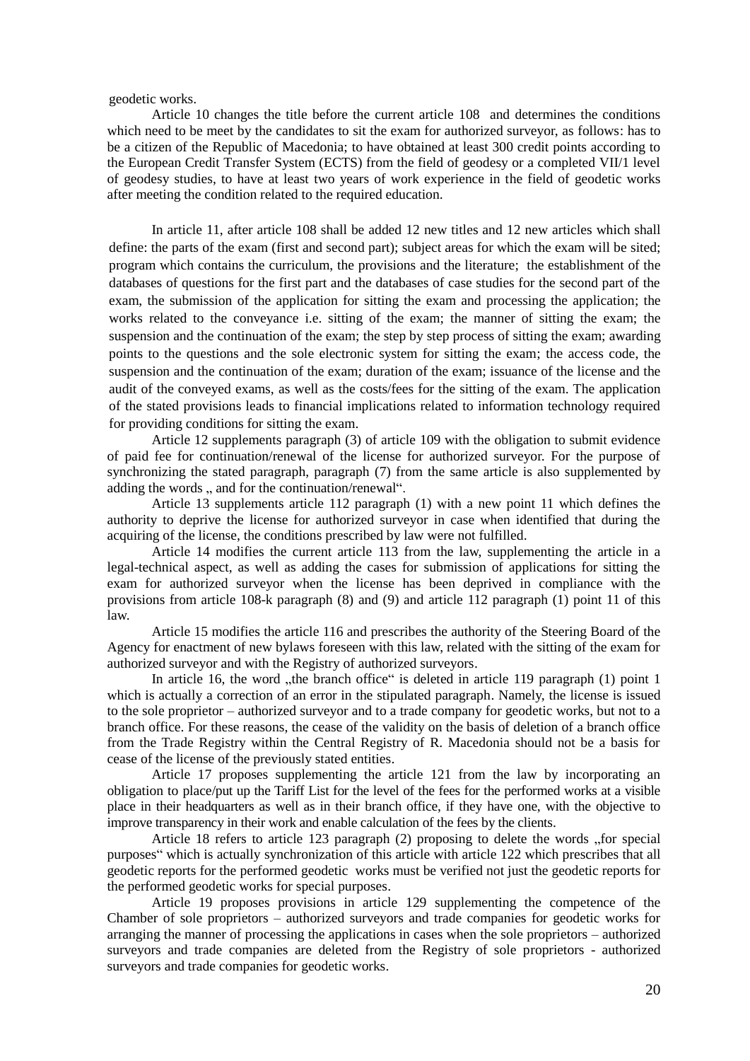geodetic works.

Article 10 changes the title before the current article 108 and determines the conditions which need to be meet by the candidates to sit the exam for authorized surveyor, as follows: has to be a citizen of the Republic of Macedonia; to have obtained at least 300 credit points according to the European Credit Transfer System (ECTS) from the field of geodesy or a completed VII/1 level of geodesy studies, to have at least two years of work experience in the field of geodetic works after meeting the condition related to the required education.

In article 11, after article 108 shall be added 12 new titles and 12 new articles which shall define: the parts of the exam (first and second part); subject areas for which the exam will be sited; program which contains the curriculum, the provisions and the literature; the establishment of the databases of questions for the first part and the databases of case studies for the second part of the exam, the submission of the application for sitting the exam and processing the application; the works related to the conveyance i.e. sitting of the exam; the manner of sitting the exam; the suspension and the continuation of the exam; the step by step process of sitting the exam; awarding points to the questions and the sole electronic system for sitting the exam; the access code, the suspension and the continuation of the exam; duration of the exam; issuance of the license and the audit of the conveyed exams, as well as the costs/fees for the sitting of the exam. The application of the stated provisions leads to financial implications related to information technology required for providing conditions for sitting the exam.

Article 12 supplements paragraph (3) of article 109 with the obligation to submit evidence of paid fee for continuation/renewal of the license for authorized surveyor. For the purpose of synchronizing the stated paragraph, paragraph (7) from the same article is also supplemented by adding the words „ and for the continuation/renewal".

Article 13 supplements article 112 paragraph (1) with a new point 11 which defines the authority to deprive the license for authorized surveyor in case when identified that during the acquiring of the license, the conditions prescribed by law were not fulfilled.

Article 14 modifies the current article 113 from the law, supplementing the article in a legal-technical aspect, as well as adding the cases for submission of applications for sitting the exam for authorized surveyor when the license has been deprived in compliance with the provisions from article 108-k paragraph (8) and (9) and article 112 paragraph (1) point 11 of this law.

Article 15 modifies the article 116 and prescribes the authority of the Steering Board of the Agency for enactment of new bylaws foreseen with this law, related with the sitting of the exam for authorized surveyor and with the Registry of authorized surveyors.

In article 16, the word „the branch office" is deleted in article 119 paragraph (1) point 1 which is actually a correction of an error in the stipulated paragraph. Namely, the license is issued to the sole proprietor – authorized surveyor and to a trade company for geodetic works, but not to a branch office. For these reasons, the cease of the validity on the basis of deletion of a branch office from the Trade Registry within the Central Registry of R. Macedonia should not be a basis for cease of the license of the previously stated entities.

Article 17 proposes supplementing the article 121 from the law by incorporating an obligation to place/put up the Tariff List for the level of the fees for the performed works at a visible place in their headquarters as well as in their branch office, if they have one, with the objective to improve transparency in their work and enable calculation of the fees by the clients.

Article 18 refers to article 123 paragraph (2) proposing to delete the words „for special purposes" which is actually synchronization of this article with article 122 which prescribes that all geodetic reports for the performed geodetic works must be verified not just the geodetic reports for the performed geodetic works for special purposes.

Article 19 proposes provisions in article 129 supplementing the competence of the Chamber of sole proprietors – authorized surveyors and trade companies for geodetic works for arranging the manner of processing the applications in cases when the sole proprietors – authorized surveyors and trade companies are deleted from the Registry of sole proprietors - authorized surveyors and trade companies for geodetic works.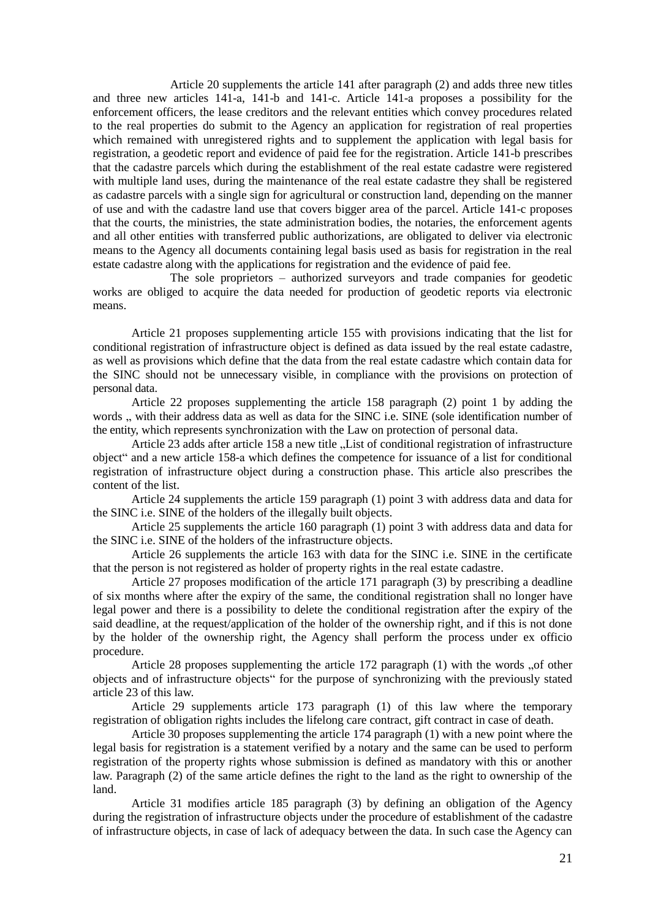Article 20 supplements the article 141 after paragraph (2) and adds three new titles and three new articles 141-a, 141-b and 141-c. Article 141-a proposes a possibility for the enforcement officers, the lease creditors and the relevant entities which convey procedures related to the real properties do submit to the Agency an application for registration of real properties which remained with unregistered rights and to supplement the application with legal basis for registration, a geodetic report and evidence of paid fee for the registration. Article 141-b prescribes that the cadastre parcels which during the establishment of the real estate cadastre were registered with multiple land uses, during the maintenance of the real estate cadastre they shall be registered as cadastre parcels with a single sign for agricultural or construction land, depending on the manner of use and with the cadastre land use that covers bigger area of the parcel. Article 141-c proposes that the courts, the ministries, the state administration bodies, the notaries, the enforcement agents and all other entities with transferred public authorizations, are obligated to deliver via electronic means to the Agency all documents containing legal basis used as basis for registration in the real estate cadastre along with the applications for registration and the evidence of paid fee.

The sole proprietors – authorized surveyors and trade companies for geodetic works are obliged to acquire the data needed for production of geodetic reports via electronic means.

Article 21 proposes supplementing article 155 with provisions indicating that the list for conditional registration of infrastructure object is defined as data issued by the real estate cadastre, as well as provisions which define that the data from the real estate cadastre which contain data for the SINC should not be unnecessary visible, in compliance with the provisions on protection of personal data.

Article 22 proposes supplementing the article 158 paragraph (2) point 1 by adding the words „ with their address data as well as data for the SINC i.e. SINE (sole identification number of the entity, which represents synchronization with the Law on protection of personal data.

Article 23 adds after article 158 a new title „List of conditional registration of infrastructure object" and a new article 158-a which defines the competence for issuance of a list for conditional registration of infrastructure object during a construction phase. This article also prescribes the content of the list.

Article 24 supplements the article 159 paragraph (1) point 3 with address data and data for the SINC i.e. SINE of the holders of the illegally built objects.

Article 25 supplements the article 160 paragraph (1) point 3 with address data and data for the SINC i.e. SINE of the holders of the infrastructure objects.

Article 26 supplements the article 163 with data for the SINC i.e. SINE in the certificate that the person is not registered as holder of property rights in the real estate cadastre.

Article 27 proposes modification of the article 171 paragraph (3) by prescribing a deadline of six months where after the expiry of the same, the conditional registration shall no longer have legal power and there is a possibility to delete the conditional registration after the expiry of the said deadline, at the request/application of the holder of the ownership right, and if this is not done by the holder of the ownership right, the Agency shall perform the process under ex officio procedure.

Article 28 proposes supplementing the article 172 paragraph (1) with the words „of other objects and of infrastructure objects" for the purpose of synchronizing with the previously stated article 23 of this law.

Article 29 supplements article 173 paragraph (1) of this law where the temporary registration of obligation rights includes the lifelong care contract, gift contract in case of death.

Article 30 proposes supplementing the article 174 paragraph (1) with a new point where the legal basis for registration is a statement verified by a notary and the same can be used to perform registration of the property rights whose submission is defined as mandatory with this or another law. Paragraph (2) of the same article defines the right to the land as the right to ownership of the land.

Article 31 modifies article 185 paragraph (3) by defining an obligation of the Agency during the registration of infrastructure objects under the procedure of establishment of the cadastre of infrastructure objects, in case of lack of adequacy between the data. In such case the Agency can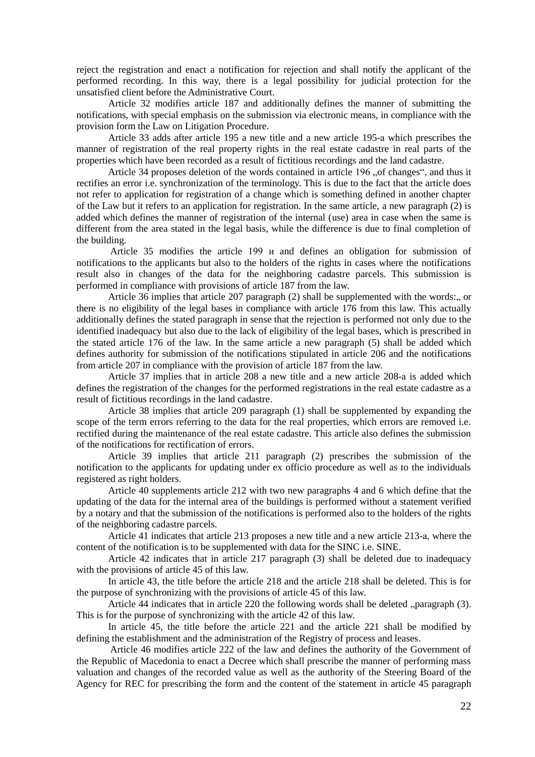reject the registration and enact a notification for rejection and shall notify the applicant of the performed recording. In this way, there is a legal possibility for judicial protection for the unsatisfied client before the Administrative Court.

Article 32 modifies article 187 and additionally defines the manner of submitting the notifications, with special emphasis on the submission via electronic means, in compliance with the provision form the Law on Litigation Procedure.

Article 33 adds after article 195 a new title and a new article 195-a which prescribes the manner of registration of the real property rights in the real estate cadastre in real parts of the properties which have been recorded as a result of fictitious recordings and the land cadastre.

Article 34 proposes deletion of the words contained in article 196 „of changes", and thus it rectifies an error i.e. synchronization of the terminology. This is due to the fact that the article does not refer to application for registration of a change which is something defined in another chapter of the Law but it refers to an application for registration. In the same article, a new paragraph (2) is added which defines the manner of registration of the internal (use) area in case when the same is different from the area stated in the legal basis, while the difference is due to final completion of the building.

Article 35 modifies the article 199 и and defines an obligation for submission of notifications to the applicants but also to the holders of the rights in cases where the notifications result also in changes of the data for the neighboring cadastre parcels. This submission is performed in compliance with provisions of article 187 from the law.

Article 36 implies that article 207 paragraph (2) shall be supplemented with the words:„ or there is no eligibility of the legal bases in compliance with article 176 from this law. This actually additionally defines the stated paragraph in sense that the rejection is performed not only due to the identified inadequacy but also due to the lack of eligibility of the legal bases, which is prescribed in the stated article 176 of the law. In the same article a new paragraph (5) shall be added which defines authority for submission of the notifications stipulated in article 206 and the notifications from article 207 in compliance with the provision of article 187 from the law.

Article 37 implies that in article 208 a new title and a new article 208-a is added which defines the registration of the changes for the performed registrations in the real estate cadastre as a result of fictitious recordings in the land cadastre.

Article 38 implies that article 209 paragraph (1) shall be supplemented by expanding the scope of the term errors referring to the data for the real properties, which errors are removed i.e. rectified during the maintenance of the real estate cadastre. This article also defines the submission of the notifications for rectification of errors.

Article 39 implies that article 211 paragraph (2) prescribes the submission of the notification to the applicants for updating under ex officio procedure as well as to the individuals registered as right holders.

Article 40 supplements article 212 with two new paragraphs 4 and 6 which define that the updating of the data for the internal area of the buildings is performed without a statement verified by a notary and that the submission of the notifications is performed also to the holders of the rights of the neighboring cadastre parcels.

Article 41 indicates that article 213 proposes a new title and a new article 213-a, where the content of the notification is to be supplemented with data for the SINC i.e. SINE.

Article 42 indicates that in article 217 paragraph (3) shall be deleted due to inadequacy with the provisions of article 45 of this law.

In article 43, the title before the article 218 and the article 218 shall be deleted. This is for the purpose of synchronizing with the provisions of article 45 of this law.

Article 44 indicates that in article 220 the following words shall be deleted „paragraph (3). This is for the purpose of synchronizing with the article 42 of this law.

In article 45, the title before the article 221 and the article 221 shall be modified by defining the establishment and the administration of the Registry of process and leases.

Article 46 modifies article 222 of the law and defines the authority of the Government of the Republic of Macedonia to enact a Decree which shall prescribe the manner of performing mass valuation and changes of the recorded value as well as the authority of the Steering Board of the Agency for REC for prescribing the form and the content of the statement in article 45 paragraph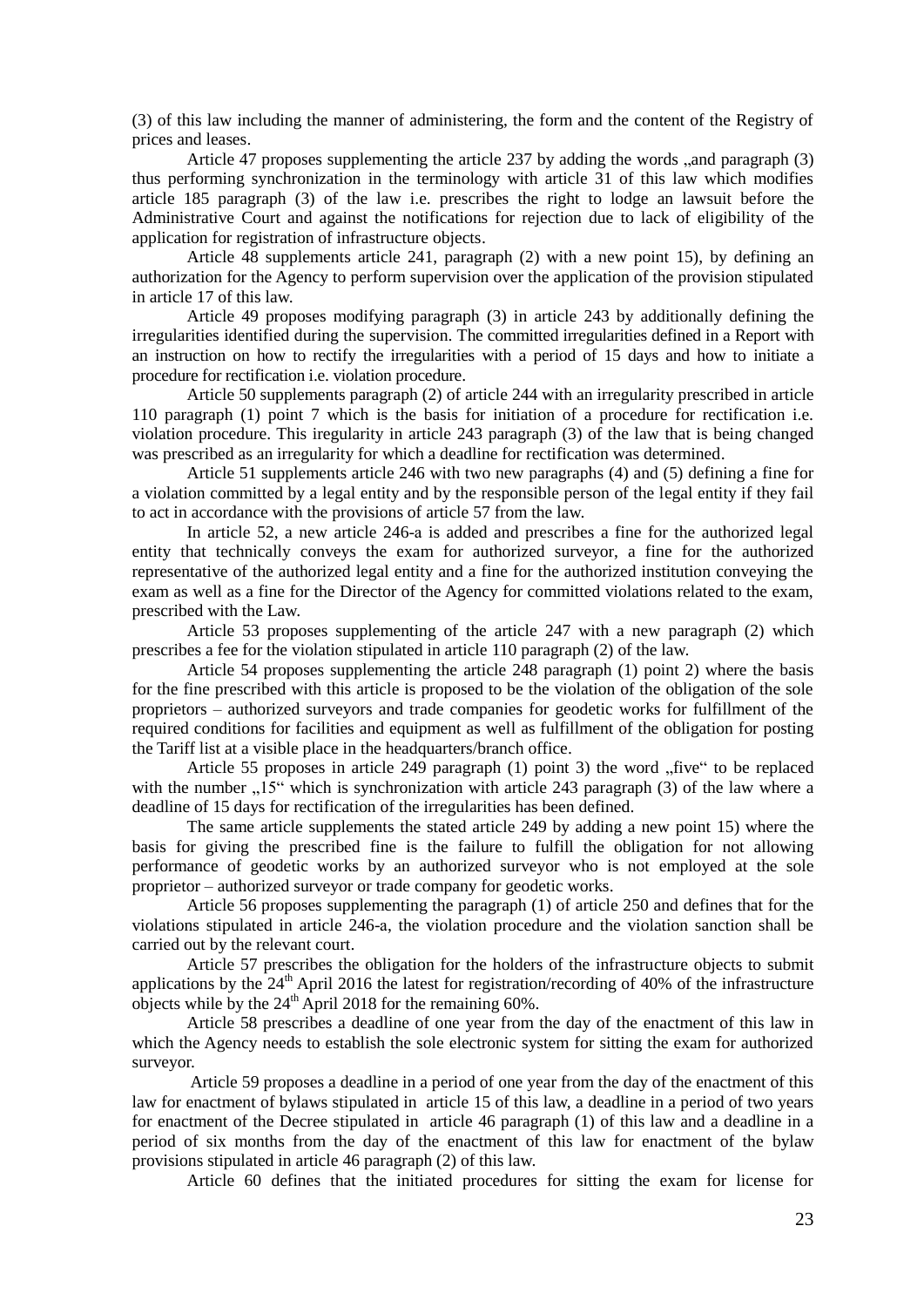(3) of this law including the manner of administering, the form and the content of the Registry of prices and leases.

Article 47 proposes supplementing the article 237 by adding the words „and paragraph (3) thus performing synchronization in the terminology with article 31 of this law which modifies article 185 paragraph (3) of the law i.e. prescribes the right to lodge an lawsuit before the Administrative Court and against the notifications for rejection due to lack of eligibility of the application for registration of infrastructure objects.

Article 48 supplements article 241, paragraph (2) with a new point 15), by defining an authorization for the Agency to perform supervision over the application of the provision stipulated in article 17 of this law.

Article 49 proposes modifying paragraph (3) in article 243 by additionally defining the irregularities identified during the supervision. The committed irregularities defined in a Report with an instruction on how to rectify the irregularities with a period of 15 days and how to initiate a procedure for rectification i.e. violation procedure.

Article 50 supplements paragraph (2) of article 244 with an irregularity prescribed in article 110 paragraph (1) point 7 which is the basis for initiation of a procedure for rectification i.e. violation procedure. This iregularity in article 243 paragraph (3) of the law that is being changed was prescribed as an irregularity for which a deadline for rectification was determined.

Article 51 supplements article 246 with two new paragraphs (4) and (5) defining a fine for a violation committed by a legal entity and by the responsible person of the legal entity if they fail to act in accordance with the provisions of article 57 from the law.

In article 52, a new article 246-a is added and prescribes a fine for the authorized legal entity that technically conveys the exam for authorized surveyor, a fine for the authorized representative of the authorized legal entity and a fine for the authorized institution conveying the exam as well as a fine for the Director of the Agency for committed violations related to the exam, prescribed with the Law.

Article 53 proposes supplementing of the article 247 with a new paragraph (2) which prescribes a fee for the violation stipulated in article 110 paragraph (2) of the law.

Article 54 proposes supplementing the article 248 paragraph (1) point 2) where the basis for the fine prescribed with this article is proposed to be the violation of the obligation of the sole proprietors – authorized surveyors and trade companies for geodetic works for fulfillment of the required conditions for facilities and equipment as well as fulfillment of the obligation for posting the Tariff list at a visible place in the headquarters/branch office.

Article 55 proposes in article 249 paragraph (1) point 3) the word „five“ to be replaced with the number „15“ which is synchronization with article 243 paragraph (3) of the law where a deadline of 15 days for rectification of the irregularities has been defined.

The same article supplements the stated article 249 by adding a new point 15) where the basis for giving the prescribed fine is the failure to fulfill the obligation for not allowing performance of geodetic works by an authorized surveyor who is not employed at the sole proprietor – authorized surveyor or trade company for geodetic works.

Article 56 proposes supplementing the paragraph (1) of article 250 and defines that for the violations stipulated in article 246-a, the violation procedure and the violation sanction shall be carried out by the relevant court.

Article 57 prescribes the obligation for the holders of the infrastructure objects to submit applications by the 24th April 2016 the latest for registration/recording of 40% of the infrastructure objects while by the 24th April 2018 for the remaining 60%.

Article 58 prescribes a deadline of one year from the day of the enactment of this law in which the Agency needs to establish the sole electronic system for sitting the exam for authorized surveyor.

Article 59 proposes a deadline in a period of one year from the day of the enactment of this law for enactment of bylaws stipulated in article 15 of this law, a deadline in a period of two years for enactment of the Decree stipulated in article 46 paragraph (1) of this law and a deadline in a period of six months from the day of the enactment of this law for enactment of the bylaw provisions stipulated in article 46 paragraph (2) of this law.

Article 60 defines that the initiated procedures for sitting the exam for license for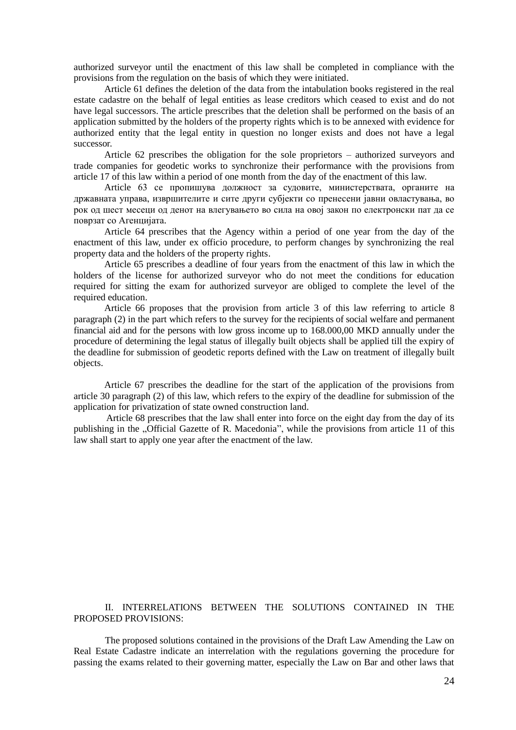authorized surveyor until the enactment of this law shall be completed in compliance with the provisions from the regulation on the basis of which they were initiated.

Article 61 defines the deletion of the data from the intabulation books registered in the real estate cadastre on the behalf of legal entities as lease creditors which ceased to exist and do not have legal successors. The article prescribes that the deletion shall be performed on the basis of an application submitted by the holders of the property rights which is to be annexed with evidence for authorized entity that the legal entity in question no longer exists and does not have a legal successor.

Article 62 prescribes the obligation for the sole proprietors – authorized surveyors and trade companies for geodetic works to synchronize their performance with the provisions from article 17 of this law within a period of one month from the day of the enactment of this law.

Article 63 се пропишува должност за судовите, министерствата, органите на државната управа, извршителите и сите други субјекти со пренесени јавни овластувања, во рок од шест месеци од денот на влегувањето во сила на овој закон по електронски пат да се поврзат со Агенцијата.

Article 64 prescribes that the Agency within a period of one year from the day of the enactment of this law, under ex officio procedure, to perform changes by synchronizing the real property data and the holders of the property rights.

Article 65 prescribes a deadline of four years from the enactment of this law in which the holders of the license for authorized surveyor who do not meet the conditions for education required for sitting the exam for authorized surveyor are obliged to complete the level of the required education.

Article 66 proposes that the provision from article 3 of this law referring to article 8 paragraph (2) in the part which refers to the survey for the recipients of social welfare and permanent financial aid and for the persons with low gross income up to 168.000,00 MKD annually under the procedure of determining the legal status of illegally built objects shall be applied till the expiry of the deadline for submission of geodetic reports defined with the Law on treatment of illegally built objects.

Article 67 prescribes the deadline for the start of the application of the provisions from article 30 paragraph (2) of this law, which refers to the expiry of the deadline for submission of the application for privatization of state owned construction land.

Article 68 prescribes that the law shall enter into force on the eight day from the day of its publishing in the „Official Gazette of R. Macedonia", while the provisions from article 11 of this law shall start to apply one year after the enactment of the law.

## II. INTERRELATIONS BETWEEN THE SOLUTIONS CONTAINED IN THE PROPOSED PROVISIONS:

The proposed solutions contained in the provisions of the Draft Law Amending the Law on Real Estate Cadastre indicate an interrelation with the regulations governing the procedure for passing the exams related to their governing matter, especially the Law on Bar and other laws that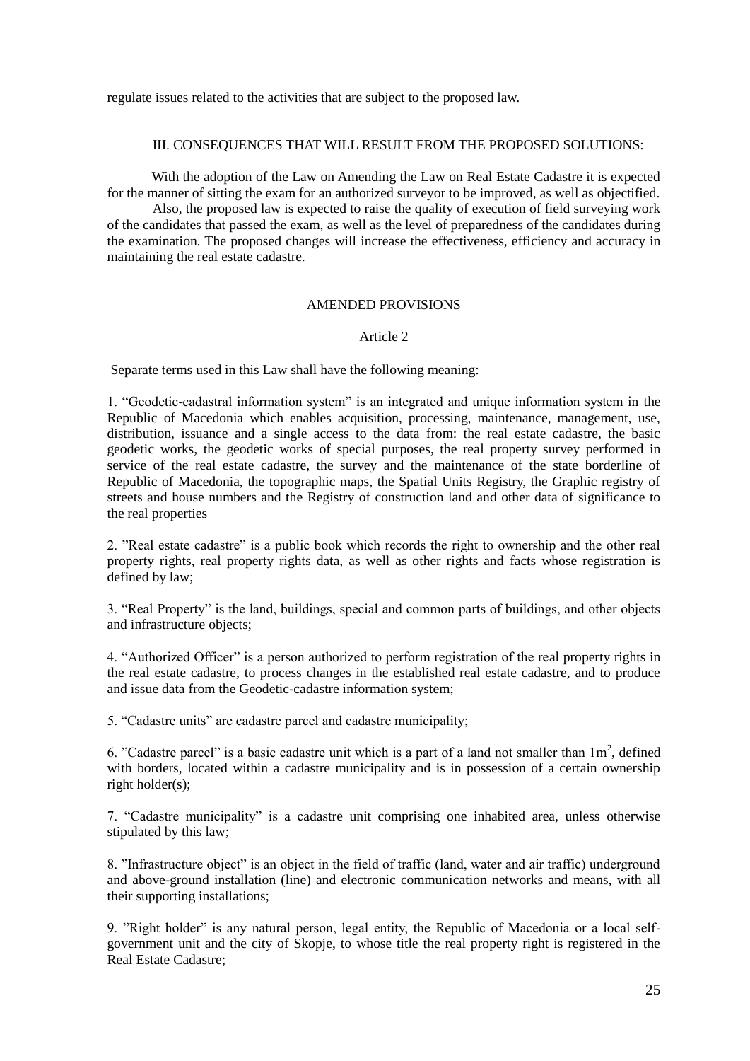regulate issues related to the activities that are subject to the proposed law.

## III. CONSEQUENCES THAT WILL RESULT FROM THE PROPOSED SOLUTIONS:

With the adoption of the Law on Amending the Law on Real Estate Cadastre it is expected for the manner of sitting the exam for an authorized surveyor to be improved, as well as objectified.

Also, the proposed law is expected to raise the quality of execution of field surveying work of the candidates that passed the exam, as well as the level of preparedness of the candidates during the examination. The proposed changes will increase the effectiveness, efficiency and accuracy in maintaining the real estate cadastre.

## AMENDED PROVISIONS

### Article 2

Separate terms used in this Law shall have the following meaning:

1. “Geodetic-cadastral information system” is an integrated and unique information system in the Republic of Macedonia which enables acquisition, processing, maintenance, management, use, distribution, issuance and a single access to the data from: the real estate cadastre, the basic geodetic works, the geodetic works of special purposes, the real property survey performed in service of the real estate cadastre, the survey and the maintenance of the state borderline of Republic of Macedonia, the topographic maps, the Spatial Units Registry, the Graphic registry of streets and house numbers and the Registry of construction land and other data of significance to the real properties

2. ”Real estate cadastre” is a public book which records the right to ownership and the other real property rights, real property rights data, as well as other rights and facts whose registration is defined by law;

3. “Real Property” is the land, buildings, special and common parts of buildings, and other objects and infrastructure objects;

4. “Authorized Officer” is a person authorized to perform registration of the real property rights in the real estate cadastre, to process changes in the established real estate cadastre, and to produce and issue data from the Geodetic-cadastre information system;

5. “Cadastre units” are cadastre parcel and cadastre municipality;

6. ”Cadastre parcel” is a basic cadastre unit which is a part of a land not smaller than $1m^2$, defined with borders, located within a cadastre municipality and is in possession of a certain ownership right holder(s);

7. “Cadastre municipality” is a cadastre unit comprising one inhabited area, unless otherwise stipulated by this law;

8. ”Infrastructure object” is an object in the field of traffic (land, water and air traffic) underground and above-ground installation (line) and electronic communication networks and means, with all their supporting installations;

9. ”Right holder” is any natural person, legal entity, the Republic of Macedonia or a local self-government unit and the city of Skopje, to whose title the real property right is registered in the Real Estate Cadastre;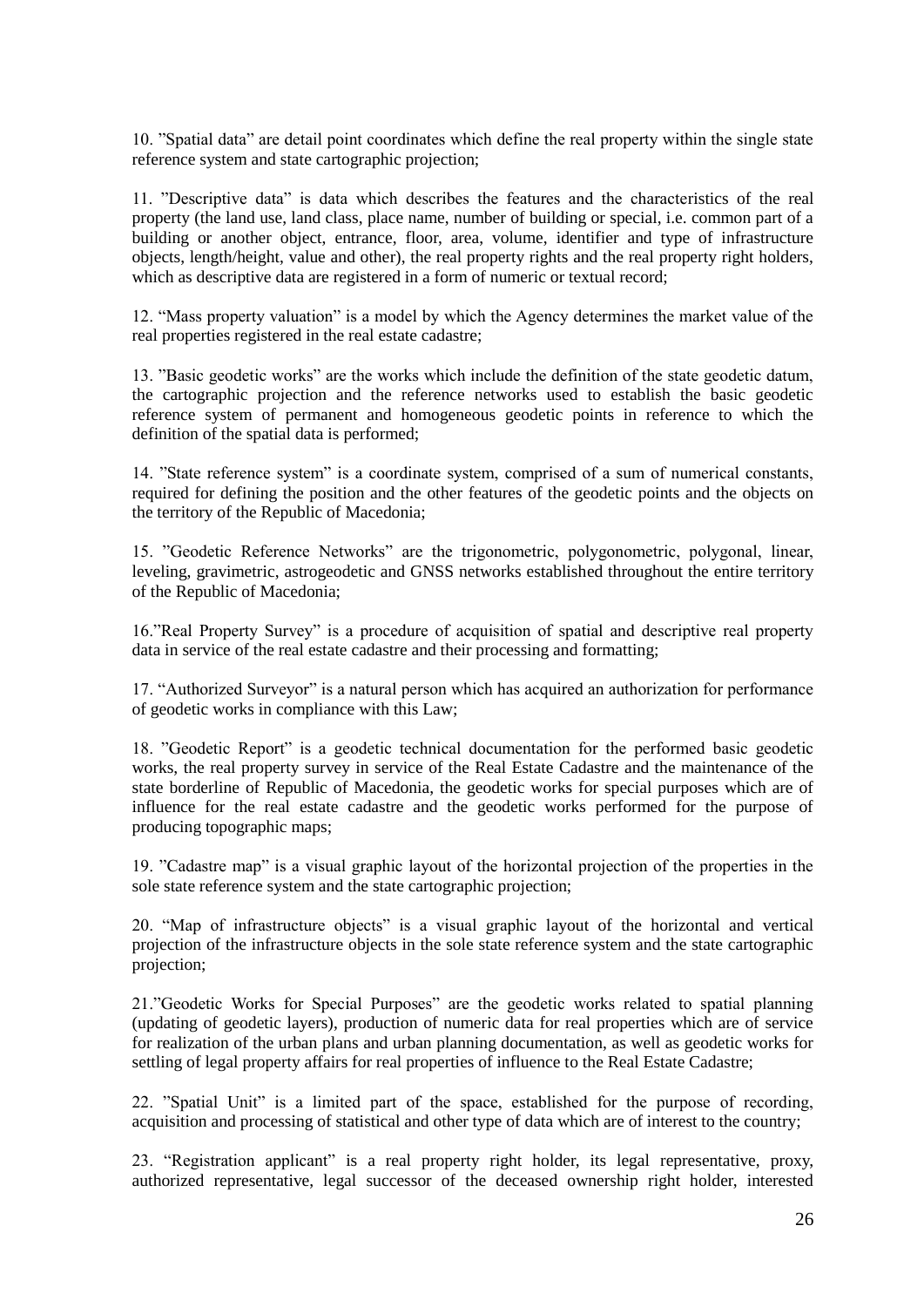10. ”Spatial data” are detail point coordinates which define the real property within the single state reference system and state cartographic projection;

11. ”Descriptive data” is data which describes the features and the characteristics of the real property (the land use, land class, place name, number of building or special, i.e. common part of a building or another object, entrance, floor, area, volume, identifier and type of infrastructure objects, length/height, value and other), the real property rights and the real property right holders, which as descriptive data are registered in a form of numeric or textual record;

12. “Mass property valuation” is a model by which the Agency determines the market value of the real properties registered in the real estate cadastre;

13. ”Basic geodetic works” are the works which include the definition of the state geodetic datum, the cartographic projection and the reference networks used to establish the basic geodetic reference system of permanent and homogeneous geodetic points in reference to which the definition of the spatial data is performed;

14. ”State reference system” is a coordinate system, comprised of a sum of numerical constants, required for defining the position and the other features of the geodetic points and the objects on the territory of the Republic of Macedonia;

15. ”Geodetic Reference Networks” are the trigonometric, polygonometric, polygonal, linear, leveling, gravimetric, astrogeodetic and GNSS networks established throughout the entire territory of the Republic of Macedonia;

16.”Real Property Survey” is a procedure of acquisition of spatial and descriptive real property data in service of the real estate cadastre and their processing and formatting;

17. “Authorized Surveyor” is a natural person which has acquired an authorization for performance of geodetic works in compliance with this Law;

18. ”Geodetic Report” is a geodetic technical documentation for the performed basic geodetic works, the real property survey in service of the Real Estate Cadastre and the maintenance of the state borderline of Republic of Macedonia, the geodetic works for special purposes which are of influence for the real estate cadastre and the geodetic works performed for the purpose of producing topographic maps;

19. ”Cadastre map” is a visual graphic layout of the horizontal projection of the properties in the sole state reference system and the state cartographic projection;

20. “Map of infrastructure objects” is a visual graphic layout of the horizontal and vertical projection of the infrastructure objects in the sole state reference system and the state cartographic projection;

21.”Geodetic Works for Special Purposes” are the geodetic works related to spatial planning (updating of geodetic layers), production of numeric data for real properties which are of service for realization of the urban plans and urban planning documentation, as well as geodetic works for settling of legal property affairs for real properties of influence to the Real Estate Cadastre;

22. ”Spatial Unit” is a limited part of the space, established for the purpose of recording, acquisition and processing of statistical and other type of data which are of interest to the country;

23. “Registration applicant” is a real property right holder, its legal representative, proxy, authorized representative, legal successor of the deceased ownership right holder, interested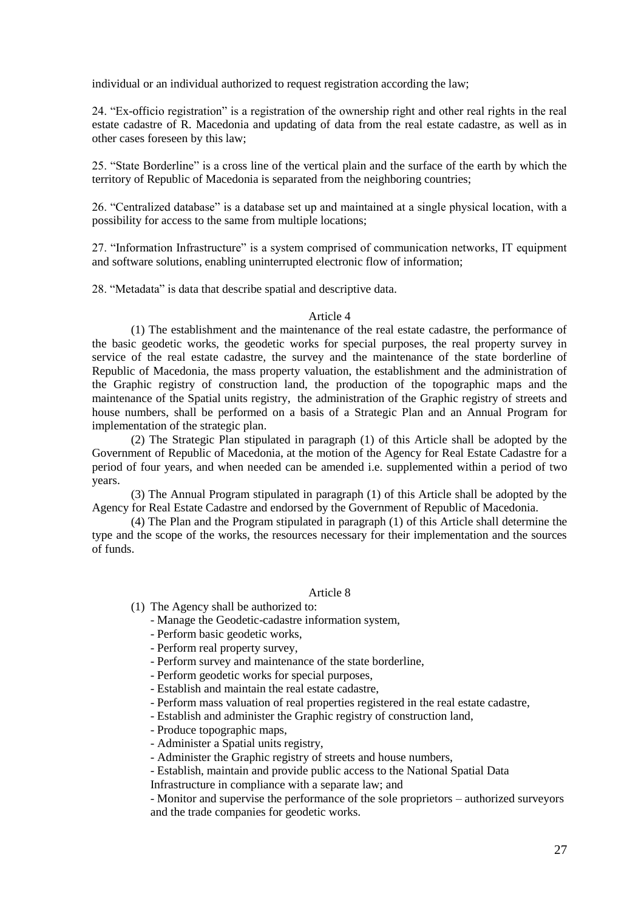individual or an individual authorized to request registration according the law;

24. "Ex-officio registration" is a registration of the ownership right and other real rights in the real estate cadastre of R. Macedonia and updating of data from the real estate cadastre, as well as in other cases foreseen by this law;

25. "State Borderline" is a cross line of the vertical plain and the surface of the earth by which the territory of Republic of Macedonia is separated from the neighboring countries;

26. "Centralized database" is a database set up and maintained at a single physical location, with a possibility for access to the same from multiple locations;

27. "Information Infrastructure" is a system comprised of communication networks, IT equipment and software solutions, enabling uninterrupted electronic flow of information;

28. "Metadata" is data that describe spatial and descriptive data.

Article 4

(1) The establishment and the maintenance of the real estate cadastre, the performance of the basic geodetic works, the geodetic works for special purposes, the real property survey in service of the real estate cadastre, the survey and the maintenance of the state borderline of Republic of Macedonia, the mass property valuation, the establishment and the administration of the Graphic registry of construction land, the production of the topographic maps and the maintenance of the Spatial units registry, the administration of the Graphic registry of streets and house numbers, shall be performed on a basis of a Strategic Plan and an Annual Program for implementation of the strategic plan.

(2) The Strategic Plan stipulated in paragraph (1) of this Article shall be adopted by the Government of Republic of Macedonia, at the motion of the Agency for Real Estate Cadastre for a period of four years, and when needed can be amended i.e. supplemented within a period of two years.

(3) The Annual Program stipulated in paragraph (1) of this Article shall be adopted by the Agency for Real Estate Cadastre and endorsed by the Government of Republic of Macedonia.

(4) The Plan and the Program stipulated in paragraph (1) of this Article shall determine the type and the scope of the works, the resources necessary for their implementation and the sources of funds.

Article 8

(1) The Agency shall be authorized to:

- Manage the Geodetic-cadastre information system,
- Perform basic geodetic works,
- Perform real property survey,
- Perform survey and maintenance of the state borderline,
- Perform geodetic works for special purposes,
- Establish and maintain the real estate cadastre,
- Perform mass valuation of real properties registered in the real estate cadastre,
- Establish and administer the Graphic registry of construction land,
- Produce topographic maps,
- Administer a Spatial units registry,
- Administer the Graphic registry of streets and house numbers,
- Establish, maintain and provide public access to the National Spatial Data Infrastructure in compliance with a separate law; and
- Monitor and supervise the performance of the sole proprietors – authorized surveyors and the trade companies for geodetic works.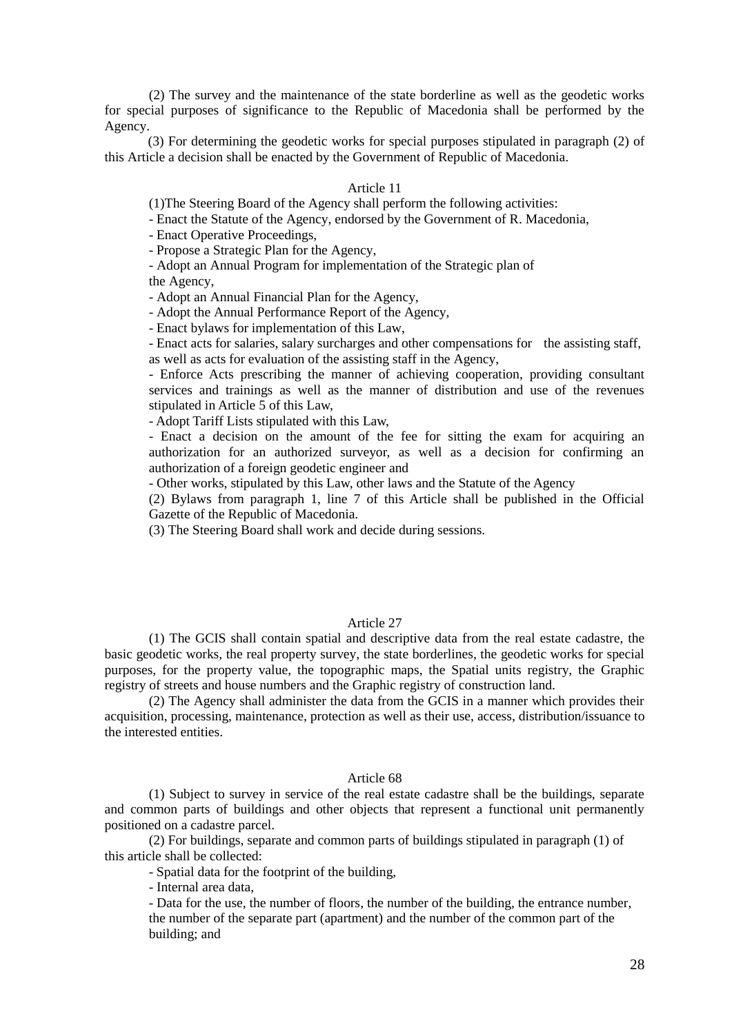(2) The survey and the maintenance of the state borderline as well as the geodetic works for special purposes of significance to the Republic of Macedonia shall be performed by the Agency.

(3) For determining the geodetic works for special purposes stipulated in paragraph (2) of this Article a decision shall be enacted by the Government of Republic of Macedonia.

Article 11

(1)The Steering Board of the Agency shall perform the following activities:

- Enact the Statute of the Agency, endorsed by the Government of R. Macedonia,
- Enact Operative Proceedings,
- Propose a Strategic Plan for the Agency,
- Adopt an Annual Program for implementation of the Strategic plan of the Agency,
- Adopt an Annual Financial Plan for the Agency,
- Adopt the Annual Performance Report of the Agency,
- Enact bylaws for implementation of this Law,
- Enact acts for salaries, salary surcharges and other compensations for the assisting staff, as well as acts for evaluation of the assisting staff in the Agency,
- Enforce Acts prescribing the manner of achieving cooperation, providing consultant services and trainings as well as the manner of distribution and use of the revenues stipulated in Article 5 of this Law,
- Adopt Tariff Lists stipulated with this Law,
- Enact a decision on the amount of the fee for sitting the exam for acquiring an authorization for an authorized surveyor, as well as a decision for confirming an authorization of a foreign geodetic engineer and
- Other works, stipulated by this Law, other laws and the Statute of the Agency

(2) Bylaws from paragraph 1, line 7 of this Article shall be published in the Official Gazette of the Republic of Macedonia.

(3) The Steering Board shall work and decide during sessions.

Article 27

(1) The GCIS shall contain spatial and descriptive data from the real estate cadastre, the basic geodetic works, the real property survey, the state borderlines, the geodetic works for special purposes, for the property value, the topographic maps, the Spatial units registry, the Graphic registry of streets and house numbers and the Graphic registry of construction land.

(2) The Agency shall administer the data from the GCIS in a manner which provides their acquisition, processing, maintenance, protection as well as their use, access, distribution/issuance to the interested entities.

Article 68

(1) Subject to survey in service of the real estate cadastre shall be the buildings, separate and common parts of buildings and other objects that represent a functional unit permanently positioned on a cadastre parcel.

(2) For buildings, separate and common parts of buildings stipulated in paragraph (1) of this article shall be collected:

- Spatial data for the footprint of the building,
- Internal area data,
- Data for the use, the number of floors, the number of the building, the entrance number, the number of the separate part (apartment) and the number of the common part of the building; and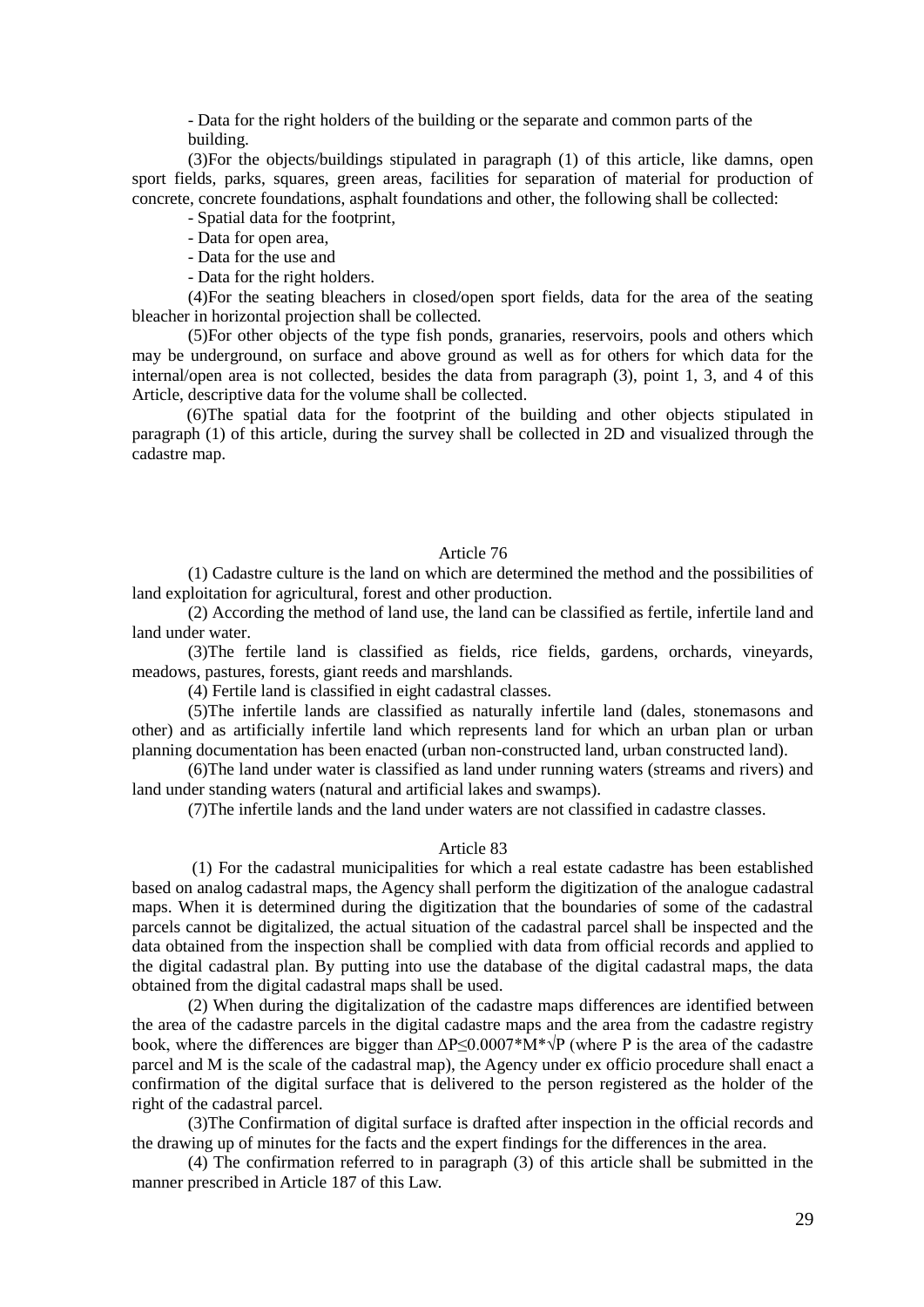- Data for the right holders of the building or the separate and common parts of the building.

(3)For the objects/buildings stipulated in paragraph (1) of this article, like damns, open sport fields, parks, squares, green areas, facilities for separation of material for production of concrete, concrete foundations, asphalt foundations and other, the following shall be collected:

- Spatial data for the footprint,
- Data for open area,
- Data for the use and
- Data for the right holders.

(4)For the seating bleachers in closed/open sport fields, data for the area of the seating bleacher in horizontal projection shall be collected.

(5)For other objects of the type fish ponds, granaries, reservoirs, pools and others which may be underground, on surface and above ground as well as for others for which data for the internal/open area is not collected, besides the data from paragraph (3), point 1, 3, and 4 of this Article, descriptive data for the volume shall be collected.

(6)The spatial data for the footprint of the building and other objects stipulated in paragraph (1) of this article, during the survey shall be collected in 2D and visualized through the cadastre map.

### Article 76

(1) Cadastre culture is the land on which are determined the method and the possibilities of land exploitation for agricultural, forest and other production.

(2) According the method of land use, the land can be classified as fertile, infertile land and land under water.

(3)The fertile land is classified as fields, rice fields, gardens, orchards, vineyards, meadows, pastures, forests, giant reeds and marshlands.

(4) Fertile land is classified in eight cadastral classes.

(5)The infertile lands are classified as naturally infertile land (dales, stonemasons and other) and as artificially infertile land which represents land for which an urban plan or urban planning documentation has been enacted (urban non-constructed land, urban constructed land).

(6)The land under water is classified as land under running waters (streams and rivers) and land under standing waters (natural and artificial lakes and swamps).

(7)The infertile lands and the land under waters are not classified in cadastre classes.

### Article 83

(1) For the cadastral municipalities for which a real estate cadastre has been established based on analog cadastral maps, the Agency shall perform the digitization of the analogue cadastral maps. When it is determined during the digitization that the boundaries of some of the cadastral parcels cannot be digitalized, the actual situation of the cadastral parcel shall be inspected and the data obtained from the inspection shall be complied with data from official records and applied to the digital cadastral plan. By putting into use the database of the digital cadastral maps, the data obtained from the digital cadastral maps shall be used.

(2) When during the digitalization of the cadastre maps differences are identified between the area of the cadastre parcels in the digital cadastre maps and the area from the cadastre registry book, where the differences are bigger than $\Delta P \leq 0.0007 * M * \sqrt{P}$ (where P is the area of the cadastre parcel and M is the scale of the cadastral map), the Agency under ex officio procedure shall enact a confirmation of the digital surface that is delivered to the person registered as the holder of the right of the cadastral parcel.

(3)The Confirmation of digital surface is drafted after inspection in the official records and the drawing up of minutes for the facts and the expert findings for the differences in the area.

(4) The confirmation referred to in paragraph (3) of this article shall be submitted in the manner prescribed in Article 187 of this Law.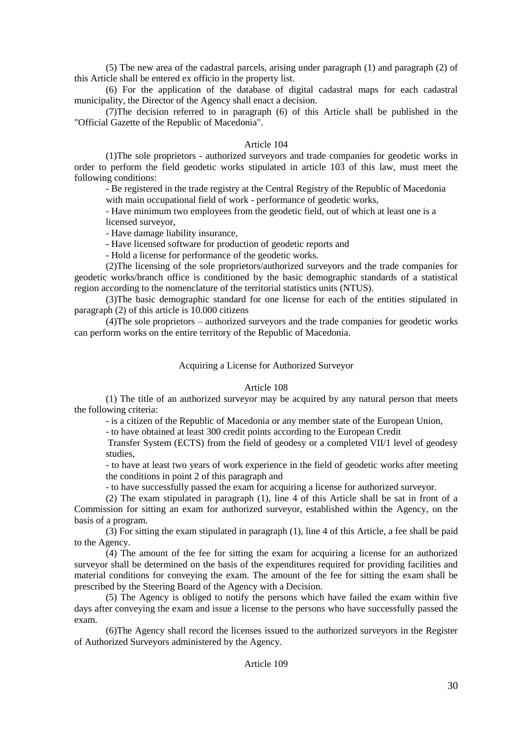(5) The new area of the cadastral parcels, arising under paragraph (1) and paragraph (2) of this Article shall be entered ex officio in the property list.

(6) For the application of the database of digital cadastral maps for each cadastral municipality, the Director of the Agency shall enact a decision.

(7)The decision referred to in paragraph (6) of this Article shall be published in the "Official Gazette of the Republic of Macedonia".

Article 104

(1)The sole proprietors - authorized surveyors and trade companies for geodetic works in order to perform the field geodetic works stipulated in article 103 of this law, must meet the following conditions:

- Be registered in the trade registry at the Central Registry of the Republic of Macedonia with main occupational field of work - performance of geodetic works,
- Have minimum two employees from the geodetic field, out of which at least one is a licensed surveyor,
- Have damage liability insurance,
- Have licensed software for production of geodetic reports and
- Hold a license for performance of the geodetic works.

(2)The licensing of the sole proprietors/authorized surveyors and the trade companies for geodetic works/branch office is conditioned by the basic demographic standards of a statistical region according to the nomenclature of the territorial statistics units (NTUS).

(3)The basic demographic standard for one license for each of the entities stipulated in paragraph (2) of this article is 10.000 citizens

(4)The sole proprietors – authorized surveyors and the trade companies for geodetic works can perform works on the entire territory of the Republic of Macedonia.

Acquiring a License for Authorized Surveyor

Article 108

(1) The title of an authorized surveyor may be acquired by any natural person that meets the following criteria:

- is a citizen of the Republic of Macedonia or any member state of the European Union,
- to have obtained at least 300 credit points according to the European Credit Transfer System (ECTS) from the field of geodesy or a completed VII/1 level of geodesy studies,
- to have at least two years of work experience in the field of geodetic works after meeting the conditions in point 2 of this paragraph and
- to have successfully passed the exam for acquiring a license for authorized surveyor.

(2) The exam stipulated in paragraph (1), line 4 of this Article shall be sat in front of a Commission for sitting an exam for authorized surveyor, established within the Agency, on the basis of a program.

(3) For sitting the exam stipulated in paragraph (1), line 4 of this Article, a fee shall be paid to the Agency.

(4) The amount of the fee for sitting the exam for acquiring a license for an authorized surveyor shall be determined on the basis of the expenditures required for providing facilities and material conditions for conveying the exam. The amount of the fee for sitting the exam shall be prescribed by the Steering Board of the Agency with a Decision.

(5) The Agency is obliged to notify the persons which have failed the exam within five days after conveying the exam and issue a license to the persons who have successfully passed the exam.

(6)The Agency shall record the licenses issued to the authorized surveyors in the Register of Authorized Surveyors administered by the Agency.

Article 109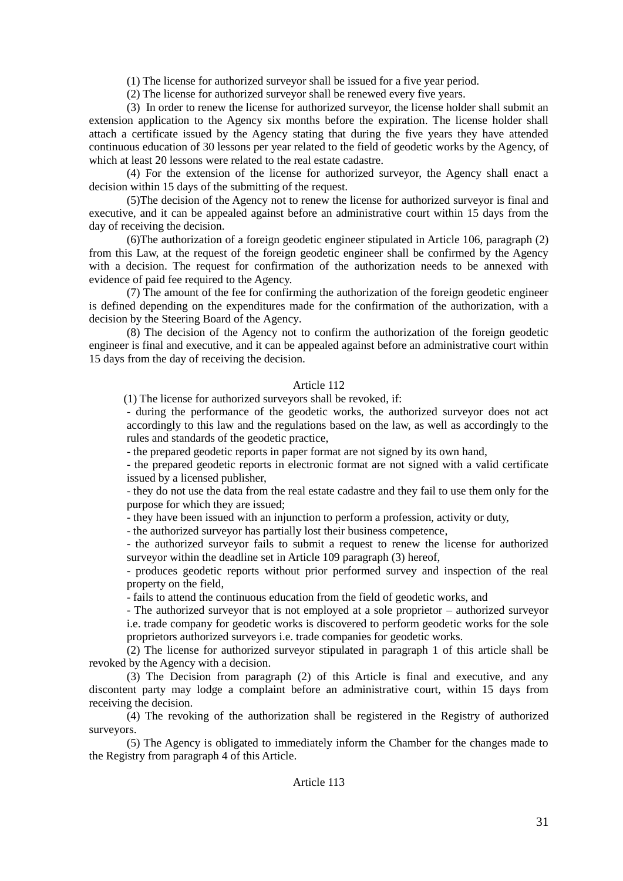(1) The license for authorized surveyor shall be issued for a five year period.

(2) The license for authorized surveyor shall be renewed every five years.

(3) In order to renew the license for authorized surveyor, the license holder shall submit an extension application to the Agency six months before the expiration. The license holder shall attach a certificate issued by the Agency stating that during the five years they have attended continuous education of 30 lessons per year related to the field of geodetic works by the Agency, of which at least 20 lessons were related to the real estate cadastre.

(4) For the extension of the license for authorized surveyor, the Agency shall enact a decision within 15 days of the submitting of the request.

(5)The decision of the Agency not to renew the license for authorized surveyor is final and executive, and it can be appealed against before an administrative court within 15 days from the day of receiving the decision.

(6)The authorization of a foreign geodetic engineer stipulated in Article 106, paragraph (2) from this Law, at the request of the foreign geodetic engineer shall be confirmed by the Agency with a decision. The request for confirmation of the authorization needs to be annexed with evidence of paid fee required to the Agency.

(7) The amount of the fee for confirming the authorization of the foreign geodetic engineer is defined depending on the expenditures made for the confirmation of the authorization, with a decision by the Steering Board of the Agency.

(8) The decision of the Agency not to confirm the authorization of the foreign geodetic engineer is final and executive, and it can be appealed against before an administrative court within 15 days from the day of receiving the decision.

Article 112

(1) The license for authorized surveyors shall be revoked, if:

- during the performance of the geodetic works, the authorized surveyor does not act accordingly to this law and the regulations based on the law, as well as accordingly to the rules and standards of the geodetic practice,
- the prepared geodetic reports in paper format are not signed by its own hand,
- the prepared geodetic reports in electronic format are not signed with a valid certificate issued by a licensed publisher,
- they do not use the data from the real estate cadastre and they fail to use them only for the purpose for which they are issued;
- they have been issued with an injunction to perform a profession, activity or duty,
- the authorized surveyor has partially lost their business competence,
- the authorized surveyor fails to submit a request to renew the license for authorized surveyor within the deadline set in Article 109 paragraph (3) hereof,
- produces geodetic reports without prior performed survey and inspection of the real property on the field,
- fails to attend the continuous education from the field of geodetic works, and
- The authorized surveyor that is not employed at a sole proprietor – authorized surveyor i.e. trade company for geodetic works is discovered to perform geodetic works for the sole proprietors authorized surveyors i.e. trade companies for geodetic works.

(2) The license for authorized surveyor stipulated in paragraph 1 of this article shall be revoked by the Agency with a decision.

(3) The Decision from paragraph (2) of this Article is final and executive, and any discontent party may lodge a complaint before an administrative court, within 15 days from receiving the decision.

(4) The revoking of the authorization shall be registered in the Registry of authorized surveyors.

(5) The Agency is obligated to immediately inform the Chamber for the changes made to the Registry from paragraph 4 of this Article.

Article 113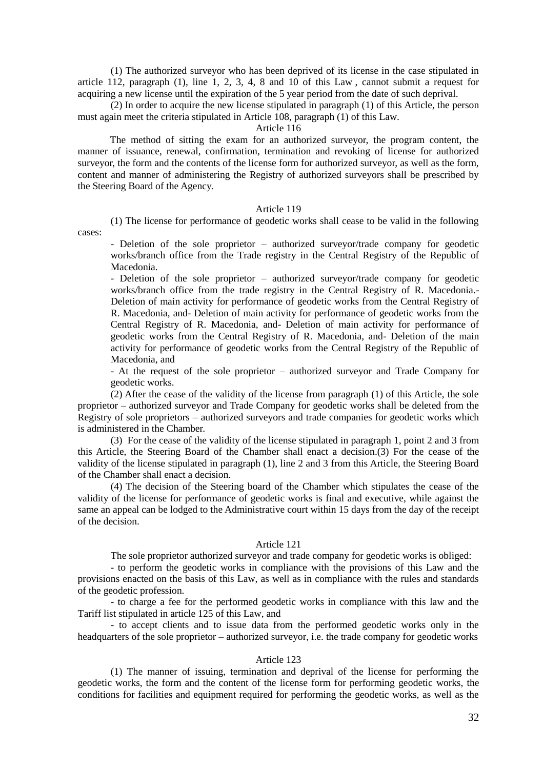(1) The authorized surveyor who has been deprived of its license in the case stipulated in article 112, paragraph (1), line 1, 2, 3, 4, 8 and 10 of this Law , cannot submit a request for acquiring a new license until the expiration of the 5 year period from the date of such deprival.

(2) In order to acquire the new license stipulated in paragraph (1) of this Article, the person must again meet the criteria stipulated in Article 108, paragraph (1) of this Law.

Article 116

The method of sitting the exam for an authorized surveyor, the program content, the manner of issuance, renewal, confirmation, termination and revoking of license for authorized surveyor, the form and the contents of the license form for authorized surveyor, as well as the form, content and manner of administering the Registry of authorized surveyors shall be prescribed by the Steering Board of the Agency.

Article 119

(1) The license for performance of geodetic works shall cease to be valid in the following cases:

- Deletion of the sole proprietor – authorized surveyor/trade company for geodetic works/branch office from the Trade registry in the Central Registry of the Republic of Macedonia.
- Deletion of the sole proprietor – authorized surveyor/trade company for geodetic works/branch office from the trade registry in the Central Registry of R. Macedonia.- Deletion of main activity for performance of geodetic works from the Central Registry of R. Macedonia, and- Deletion of main activity for performance of geodetic works from the Central Registry of R. Macedonia, and- Deletion of main activity for performance of geodetic works from the Central Registry of R. Macedonia, and- Deletion of the main activity for performance of geodetic works from the Central Registry of the Republic of Macedonia, and
- At the request of the sole proprietor – authorized surveyor and Trade Company for geodetic works.

(2) After the cease of the validity of the license from paragraph (1) of this Article, the sole proprietor – authorized surveyor and Trade Company for geodetic works shall be deleted from the Registry of sole proprietors – authorized surveyors and trade companies for geodetic works which is administered in the Chamber.

(3) For the cease of the validity of the license stipulated in paragraph 1, point 2 and 3 from this Article, the Steering Board of the Chamber shall enact a decision.(3) For the cease of the validity of the license stipulated in paragraph (1), line 2 and 3 from this Article, the Steering Board of the Chamber shall enact a decision.

(4) The decision of the Steering board of the Chamber which stipulates the cease of the validity of the license for performance of geodetic works is final and executive, while against the same an appeal can be lodged to the Administrative court within 15 days from the day of the receipt of the decision.

Article 121

The sole proprietor authorized surveyor and trade company for geodetic works is obliged:

- to perform the geodetic works in compliance with the provisions of this Law and the provisions enacted on the basis of this Law, as well as in compliance with the rules and standards of the geodetic profession.

- to charge a fee for the performed geodetic works in compliance with this law and the Tariff list stipulated in article 125 of this Law, and

- to accept clients and to issue data from the performed geodetic works only in the headquarters of the sole proprietor – authorized surveyor, i.e. the trade company for geodetic works

Article 123

(1) The manner of issuing, termination and deprival of the license for performing the geodetic works, the form and the content of the license form for performing geodetic works, the conditions for facilities and equipment required for performing the geodetic works, as well as the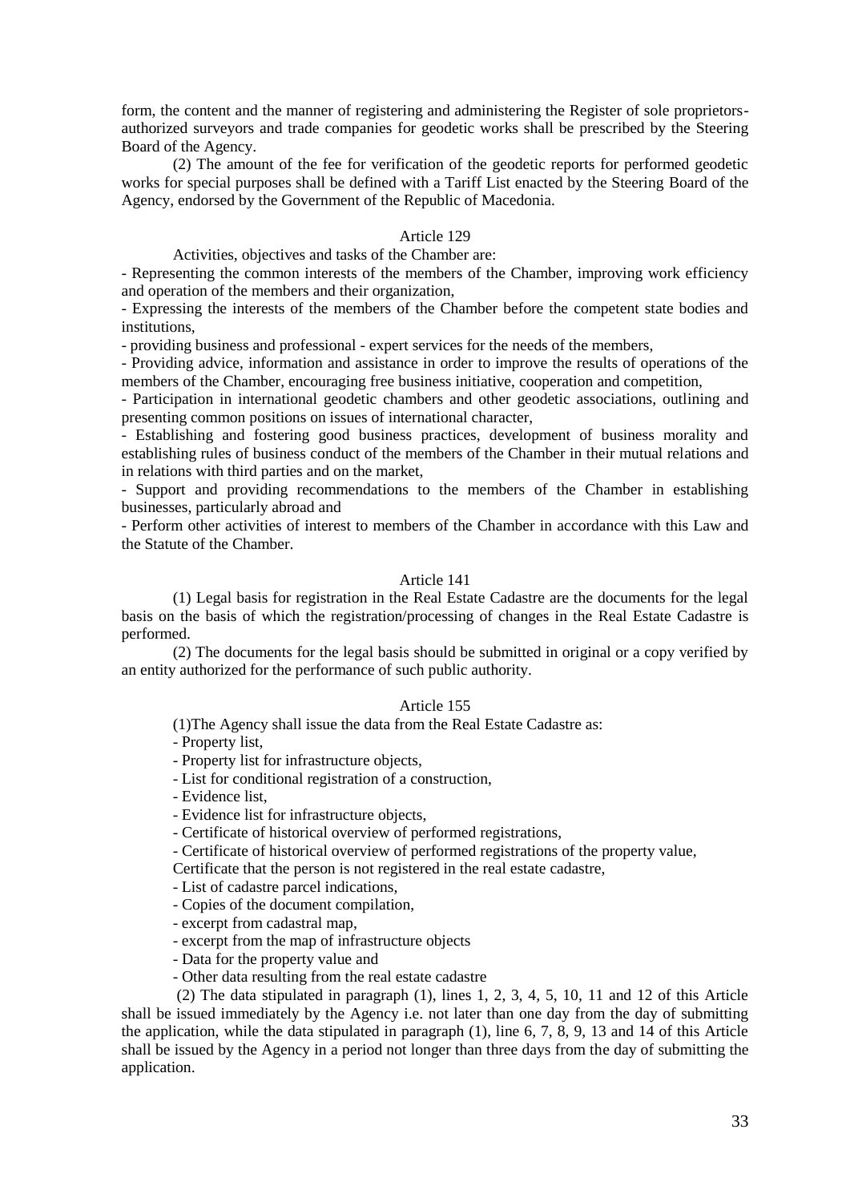form, the content and the manner of registering and administering the Register of sole proprietors-authorized surveyors and trade companies for geodetic works shall be prescribed by the Steering Board of the Agency.

(2) The amount of the fee for verification of the geodetic reports for performed geodetic works for special purposes shall be defined with a Tariff List enacted by the Steering Board of the Agency, endorsed by the Government of the Republic of Macedonia.

Article 129

Activities, objectives and tasks of the Chamber are:

- Representing the common interests of the members of the Chamber, improving work efficiency and operation of the members and their organization,
- Expressing the interests of the members of the Chamber before the competent state bodies and institutions,
- providing business and professional - expert services for the needs of the members,
- Providing advice, information and assistance in order to improve the results of operations of the members of the Chamber, encouraging free business initiative, cooperation and competition,
- Participation in international geodetic chambers and other geodetic associations, outlining and presenting common positions on issues of international character,
- Establishing and fostering good business practices, development of business morality and establishing rules of business conduct of the members of the Chamber in their mutual relations and in relations with third parties and on the market,
- Support and providing recommendations to the members of the Chamber in establishing businesses, particularly abroad and
- Perform other activities of interest to members of the Chamber in accordance with this Law and the Statute of the Chamber.

Article 141

(1) Legal basis for registration in the Real Estate Cadastre are the documents for the legal basis on the basis of which the registration/processing of changes in the Real Estate Cadastre is performed.

(2) The documents for the legal basis should be submitted in original or a copy verified by an entity authorized for the performance of such public authority.

Article 155

(1)The Agency shall issue the data from the Real Estate Cadastre as:

- Property list,
- Property list for infrastructure objects,
- List for conditional registration of a construction,
- Evidence list,
- Evidence list for infrastructure objects,
- Certificate of historical overview of performed registrations,
- Certificate of historical overview of performed registrations of the property value,

Certificate that the person is not registered in the real estate cadastre,

- List of cadastre parcel indications,
- Copies of the document compilation,
- excerpt from cadastral map,
- excerpt from the map of infrastructure objects
- Data for the property value and
- Other data resulting from the real estate cadastre

(2) The data stipulated in paragraph (1), lines 1, 2, 3, 4, 5, 10, 11 and 12 of this Article shall be issued immediately by the Agency i.e. not later than one day from the day of submitting the application, while the data stipulated in paragraph (1), line 6, 7, 8, 9, 13 and 14 of this Article shall be issued by the Agency in a period not longer than three days from the day of submitting the application.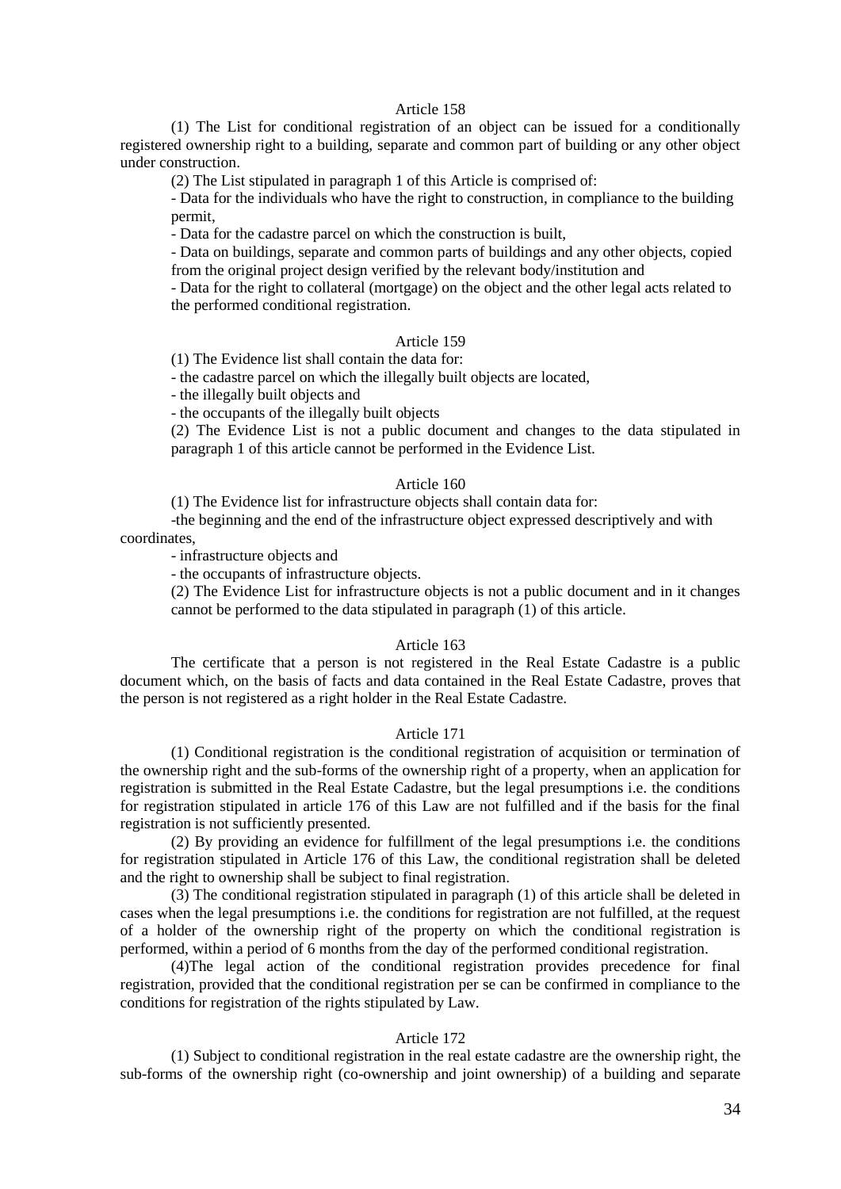Article 158

(1) The List for conditional registration of an object can be issued for a conditionally registered ownership right to a building, separate and common part of building or any other object under construction.

(2) The List stipulated in paragraph 1 of this Article is comprised of:

- Data for the individuals who have the right to construction, in compliance to the building permit,
- Data for the cadastre parcel on which the construction is built,
- Data on buildings, separate and common parts of buildings and any other objects, copied from the original project design verified by the relevant body/institution and
- Data for the right to collateral (mortgage) on the object and the other legal acts related to the performed conditional registration.

Article 159

(1) The Evidence list shall contain the data for:

- the cadastre parcel on which the illegally built objects are located,
- the illegally built objects and
- the occupants of the illegally built objects

(2) The Evidence List is not a public document and changes to the data stipulated in paragraph 1 of this article cannot be performed in the Evidence List.

Article 160

(1) The Evidence list for infrastructure objects shall contain data for:

-the beginning and the end of the infrastructure object expressed descriptively and with coordinates,

- infrastructure objects and
- the occupants of infrastructure objects.

(2) The Evidence List for infrastructure objects is not a public document and in it changes cannot be performed to the data stipulated in paragraph (1) of this article.

Article 163

The certificate that a person is not registered in the Real Estate Cadastre is a public document which, on the basis of facts and data contained in the Real Estate Cadastre, proves that the person is not registered as a right holder in the Real Estate Cadastre.

Article 171

(1) Conditional registration is the conditional registration of acquisition or termination of the ownership right and the sub-forms of the ownership right of a property, when an application for registration is submitted in the Real Estate Cadastre, but the legal presumptions i.e. the conditions for registration stipulated in article 176 of this Law are not fulfilled and if the basis for the final registration is not sufficiently presented.

(2) By providing an evidence for fulfillment of the legal presumptions i.e. the conditions for registration stipulated in Article 176 of this Law, the conditional registration shall be deleted and the right to ownership shall be subject to final registration.

(3) The conditional registration stipulated in paragraph (1) of this article shall be deleted in cases when the legal presumptions i.e. the conditions for registration are not fulfilled, at the request of a holder of the ownership right of the property on which the conditional registration is performed, within a period of 6 months from the day of the performed conditional registration.

(4)The legal action of the conditional registration provides precedence for final registration, provided that the conditional registration per se can be confirmed in compliance to the conditions for registration of the rights stipulated by Law.

Article 172

(1) Subject to conditional registration in the real estate cadastre are the ownership right, the sub-forms of the ownership right (co-ownership and joint ownership) of a building and separate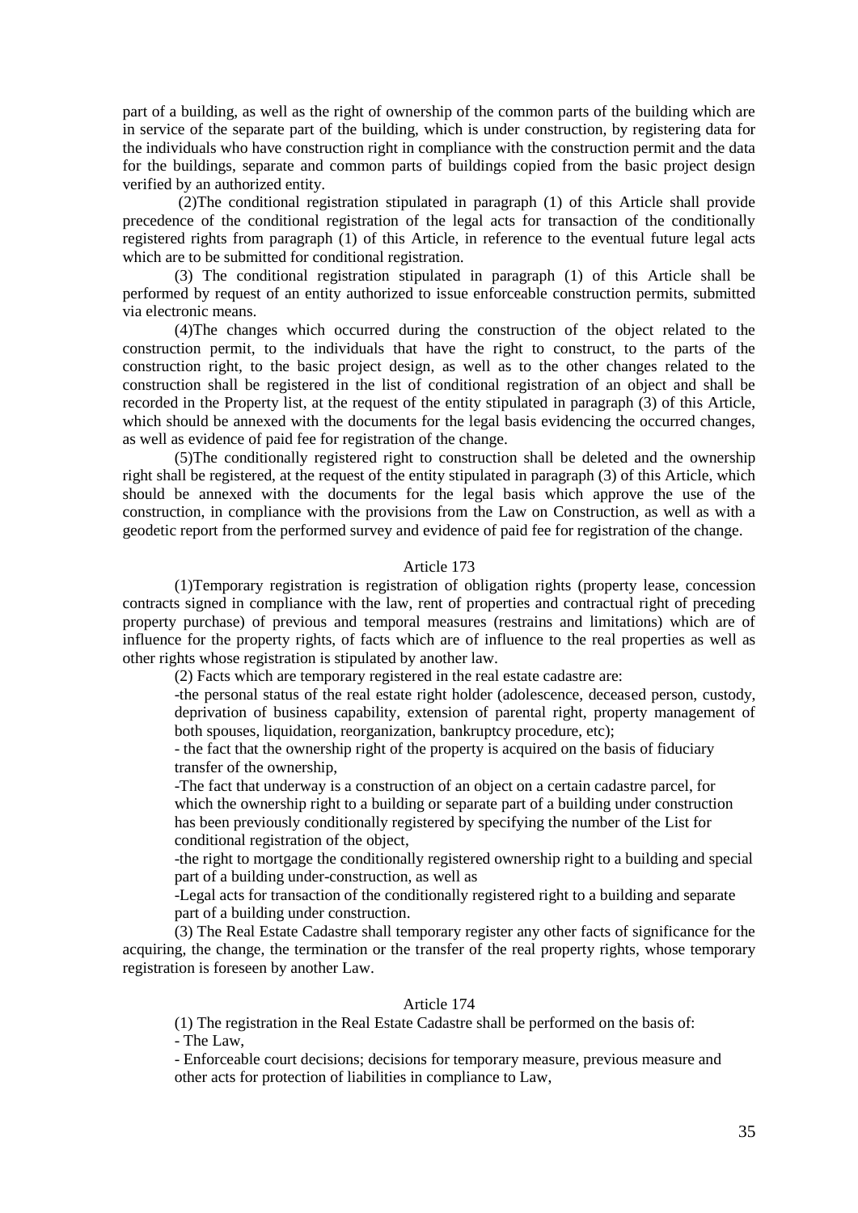part of a building, as well as the right of ownership of the common parts of the building which are in service of the separate part of the building, which is under construction, by registering data for the individuals who have construction right in compliance with the construction permit and the data for the buildings, separate and common parts of buildings copied from the basic project design verified by an authorized entity.

(2)The conditional registration stipulated in paragraph (1) of this Article shall provide precedence of the conditional registration of the legal acts for transaction of the conditionally registered rights from paragraph (1) of this Article, in reference to the eventual future legal acts which are to be submitted for conditional registration.

(3) The conditional registration stipulated in paragraph (1) of this Article shall be performed by request of an entity authorized to issue enforceable construction permits, submitted via electronic means.

(4)The changes which occurred during the construction of the object related to the construction permit, to the individuals that have the right to construct, to the parts of the construction right, to the basic project design, as well as to the other changes related to the construction shall be registered in the list of conditional registration of an object and shall be recorded in the Property list, at the request of the entity stipulated in paragraph (3) of this Article, which should be annexed with the documents for the legal basis evidencing the occurred changes, as well as evidence of paid fee for registration of the change.

(5)The conditionally registered right to construction shall be deleted and the ownership right shall be registered, at the request of the entity stipulated in paragraph (3) of this Article, which should be annexed with the documents for the legal basis which approve the use of the construction, in compliance with the provisions from the Law on Construction, as well as with a geodetic report from the performed survey and evidence of paid fee for registration of the change.

Article 173

(1)Temporary registration is registration of obligation rights (property lease, concession contracts signed in compliance with the law, rent of properties and contractual right of preceding property purchase) of previous and temporal measures (restrains and limitations) which are of influence for the property rights, of facts which are of influence to the real properties as well as other rights whose registration is stipulated by another law.

(2) Facts which are temporary registered in the real estate cadastre are:

- the personal status of the real estate right holder (adolescence, deceased person, custody, deprivation of business capability, extension of parental right, property management of both spouses, liquidation, reorganization, bankruptcy procedure, etc);
- the fact that the ownership right of the property is acquired on the basis of fiduciary transfer of the ownership,
- The fact that underway is a construction of an object on a certain cadastre parcel, for which the ownership right to a building or separate part of a building under construction has been previously conditionally registered by specifying the number of the List for conditional registration of the object,
- the right to mortgage the conditionally registered ownership right to a building and special part of a building under-construction, as well as
- Legal acts for transaction of the conditionally registered right to a building and separate part of a building under construction.

(3) The Real Estate Cadastre shall temporary register any other facts of significance for the acquiring, the change, the termination or the transfer of the real property rights, whose temporary registration is foreseen by another Law.

Article 174

(1) The registration in the Real Estate Cadastre shall be performed on the basis of:

- The Law,
- Enforceable court decisions; decisions for temporary measure, previous measure and other acts for protection of liabilities in compliance to Law,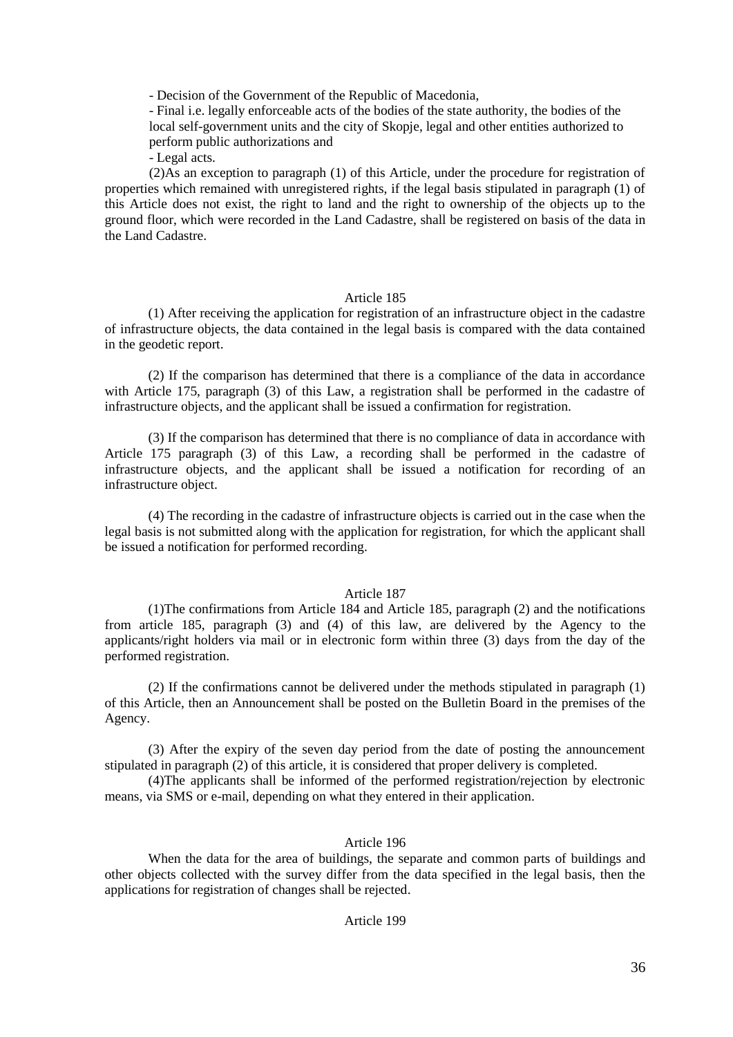- Decision of the Government of the Republic of Macedonia,

- Final i.e. legally enforceable acts of the bodies of the state authority, the bodies of the local self-government units and the city of Skopje, legal and other entities authorized to perform public authorizations and

- Legal acts.

(2)As an exception to paragraph (1) of this Article, under the procedure for registration of properties which remained with unregistered rights, if the legal basis stipulated in paragraph (1) of this Article does not exist, the right to land and the right to ownership of the objects up to the ground floor, which were recorded in the Land Cadastre, shall be registered on basis of the data in the Land Cadastre.

Article 185

(1) After receiving the application for registration of an infrastructure object in the cadastre of infrastructure objects, the data contained in the legal basis is compared with the data contained in the geodetic report.

(2) If the comparison has determined that there is a compliance of the data in accordance with Article 175, paragraph (3) of this Law, a registration shall be performed in the cadastre of infrastructure objects, and the applicant shall be issued a confirmation for registration.

(3) If the comparison has determined that there is no compliance of data in accordance with Article 175 paragraph (3) of this Law, a recording shall be performed in the cadastre of infrastructure objects, and the applicant shall be issued a notification for recording of an infrastructure object.

(4) The recording in the cadastre of infrastructure objects is carried out in the case when the legal basis is not submitted along with the application for registration, for which the applicant shall be issued a notification for performed recording.

Article 187

(1)The confirmations from Article 184 and Article 185, paragraph (2) and the notifications from article 185, paragraph (3) and (4) of this law, are delivered by the Agency to the applicants/right holders via mail or in electronic form within three (3) days from the day of the performed registration.

(2) If the confirmations cannot be delivered under the methods stipulated in paragraph (1) of this Article, then an Announcement shall be posted on the Bulletin Board in the premises of the Agency.

(3) After the expiry of the seven day period from the date of posting the announcement stipulated in paragraph (2) of this article, it is considered that proper delivery is completed.

(4)The applicants shall be informed of the performed registration/rejection by electronic means, via SMS or e-mail, depending on what they entered in their application.

Article 196

When the data for the area of buildings, the separate and common parts of buildings and other objects collected with the survey differ from the data specified in the legal basis, then the applications for registration of changes shall be rejected.

Article 199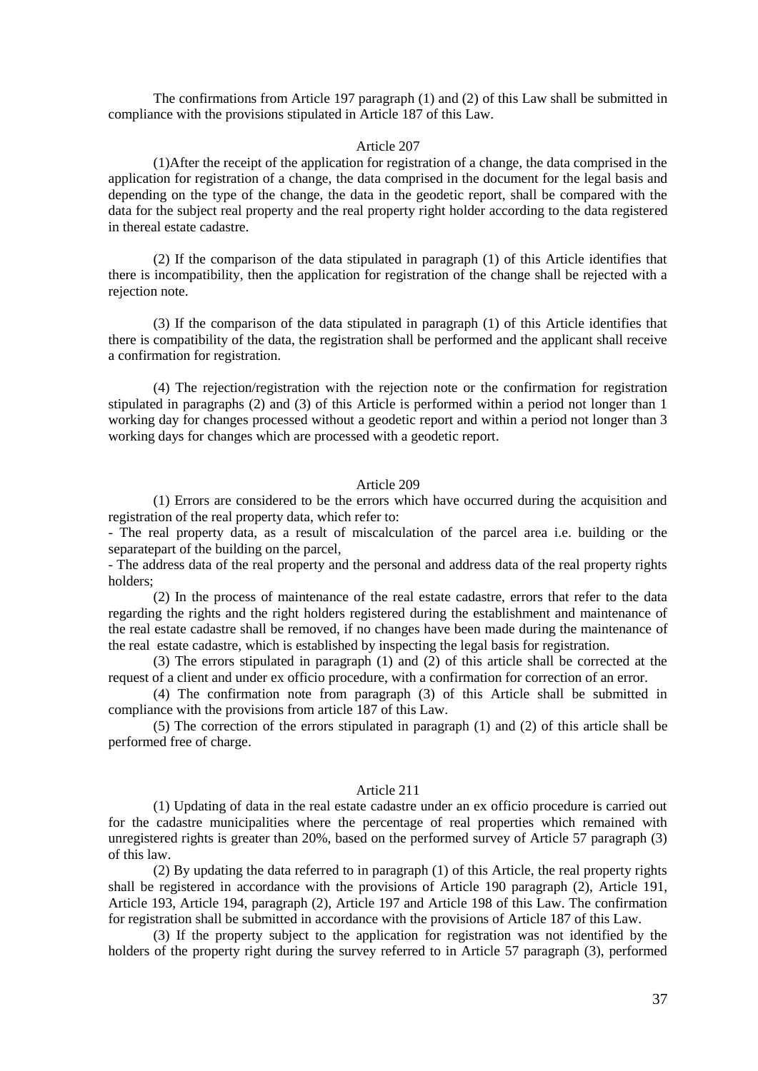The confirmations from Article 197 paragraph (1) and (2) of this Law shall be submitted in compliance with the provisions stipulated in Article 187 of this Law.

Article 207

(1)After the receipt of the application for registration of a change, the data comprised in the application for registration of a change, the data comprised in the document for the legal basis and depending on the type of the change, the data in the geodetic report, shall be compared with the data for the subject real property and the real property right holder according to the data registered in thereal estate cadastre.

(2) If the comparison of the data stipulated in paragraph (1) of this Article identifies that there is incompatibility, then the application for registration of the change shall be rejected with a rejection note.

(3) If the comparison of the data stipulated in paragraph (1) of this Article identifies that there is compatibility of the data, the registration shall be performed and the applicant shall receive a confirmation for registration.

(4) The rejection/registration with the rejection note or the confirmation for registration stipulated in paragraphs (2) and (3) of this Article is performed within a period not longer than 1 working day for changes processed without a geodetic report and within a period not longer than 3 working days for changes which are processed with a geodetic report.

Article 209

(1) Errors are considered to be the errors which have occurred during the acquisition and registration of the real property data, which refer to:

- The real property data, as a result of miscalculation of the parcel area i.e. building or the separatepart of the building on the parcel,
- The address data of the real property and the personal and address data of the real property rights holders;

(2) In the process of maintenance of the real estate cadastre, errors that refer to the data regarding the rights and the right holders registered during the establishment and maintenance of the real estate cadastre shall be removed, if no changes have been made during the maintenance of the real estate cadastre, which is established by inspecting the legal basis for registration.

(3) The errors stipulated in paragraph (1) and (2) of this article shall be corrected at the request of a client and under ex officio procedure, with a confirmation for correction of an error.

(4) The confirmation note from paragraph (3) of this Article shall be submitted in compliance with the provisions from article 187 of this Law.

(5) The correction of the errors stipulated in paragraph (1) and (2) of this article shall be performed free of charge.

Article 211

(1) Updating of data in the real estate cadastre under an ex officio procedure is carried out for the cadastre municipalities where the percentage of real properties which remained with unregistered rights is greater than 20%, based on the performed survey of Article 57 paragraph (3) of this law.

(2) By updating the data referred to in paragraph (1) of this Article, the real property rights shall be registered in accordance with the provisions of Article 190 paragraph (2), Article 191, Article 193, Article 194, paragraph (2), Article 197 and Article 198 of this Law. The confirmation for registration shall be submitted in accordance with the provisions of Article 187 of this Law.

(3) If the property subject to the application for registration was not identified by the holders of the property right during the survey referred to in Article 57 paragraph (3), performed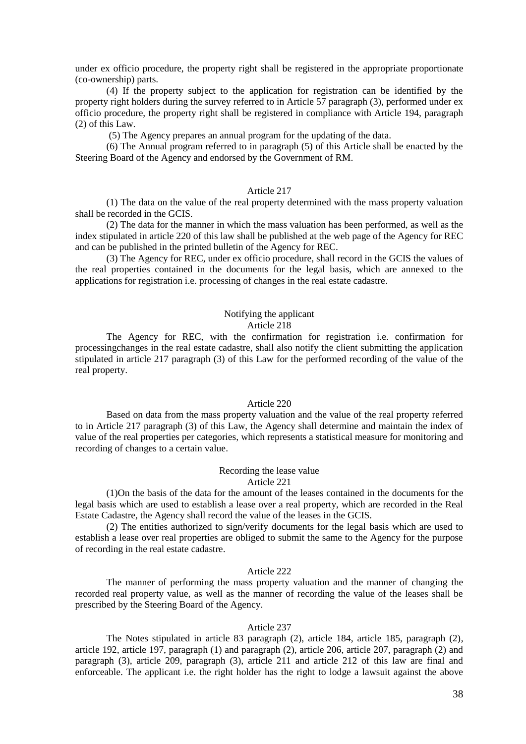under ex officio procedure, the property right shall be registered in the appropriate proportionate (co-ownership) parts.

(4) If the property subject to the application for registration can be identified by the property right holders during the survey referred to in Article 57 paragraph (3), performed under ex officio procedure, the property right shall be registered in compliance with Article 194, paragraph (2) of this Law.

(5) The Agency prepares an annual program for the updating of the data.

(6) The Annual program referred to in paragraph (5) of this Article shall be enacted by the Steering Board of the Agency and endorsed by the Government of RM.

Article 217

(1) The data on the value of the real property determined with the mass property valuation shall be recorded in the GCIS.

(2) The data for the manner in which the mass valuation has been performed, as well as the index stipulated in article 220 of this law shall be published at the web page of the Agency for REC and can be published in the printed bulletin of the Agency for REC.

(3) The Agency for REC, under ex officio procedure, shall record in the GCIS the values of the real properties contained in the documents for the legal basis, which are annexed to the applications for registration i.e. processing of changes in the real estate cadastre.

Notifying the applicant

Article 218

The Agency for REC, with the confirmation for registration i.e. confirmation for processingchanges in the real estate cadastre, shall also notify the client submitting the application stipulated in article 217 paragraph (3) of this Law for the performed recording of the value of the real property.

Article 220

Based on data from the mass property valuation and the value of the real property referred to in Article 217 paragraph (3) of this Law, the Agency shall determine and maintain the index of value of the real properties per categories, which represents a statistical measure for monitoring and recording of changes to a certain value.

Recording the lease value

Article 221

(1)On the basis of the data for the amount of the leases contained in the documents for the legal basis which are used to establish a lease over a real property, which are recorded in the Real Estate Cadastre, the Agency shall record the value of the leases in the GCIS.

(2) The entities authorized to sign/verify documents for the legal basis which are used to establish a lease over real properties are obliged to submit the same to the Agency for the purpose of recording in the real estate cadastre.

Article 222

The manner of performing the mass property valuation and the manner of changing the recorded real property value, as well as the manner of recording the value of the leases shall be prescribed by the Steering Board of the Agency.

Article 237

The Notes stipulated in article 83 paragraph (2), article 184, article 185, paragraph (2), article 192, article 197, paragraph (1) and paragraph (2), article 206, article 207, paragraph (2) and paragraph (3), article 209, paragraph (3), article 211 and article 212 of this law are final and enforceable. The applicant i.e. the right holder has the right to lodge a lawsuit against the above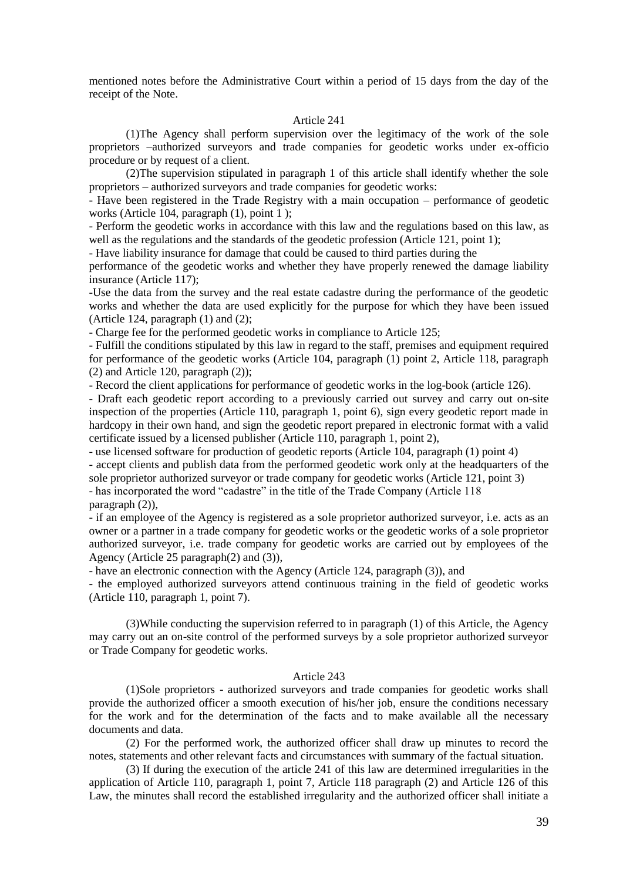mentioned notes before the Administrative Court within a period of 15 days from the day of the receipt of the Note.

### Article 241

(1)The Agency shall perform supervision over the legitimacy of the work of the sole proprietors –authorized surveyors and trade companies for geodetic works under ex-officio procedure or by request of a client.

(2)The supervision stipulated in paragraph 1 of this article shall identify whether the sole proprietors – authorized surveyors and trade companies for geodetic works:

- Have been registered in the Trade Registry with a main occupation – performance of geodetic works (Article 104, paragraph (1), point 1 );
- Perform the geodetic works in accordance with this law and the regulations based on this law, as well as the regulations and the standards of the geodetic profession (Article 121, point 1);
- Have liability insurance for damage that could be caused to third parties during the performance of the geodetic works and whether they have properly renewed the damage liability insurance (Article 117);
-Use the data from the survey and the real estate cadastre during the performance of the geodetic works and whether the data are used explicitly for the purpose for which they have been issued (Article 124, paragraph (1) and (2);
- Charge fee for the performed geodetic works in compliance to Article 125;
- Fulfill the conditions stipulated by this law in regard to the staff, premises and equipment required for performance of the geodetic works (Article 104, paragraph (1) point 2, Article 118, paragraph (2) and Article 120, paragraph (2));
- Record the client applications for performance of geodetic works in the log-book (article 126).
- Draft each geodetic report according to a previously carried out survey and carry out on-site inspection of the properties (Article 110, paragraph 1, point 6), sign every geodetic report made in hardcopy in their own hand, and sign the geodetic report prepared in electronic format with a valid certificate issued by a licensed publisher (Article 110, paragraph 1, point 2),
- use licensed software for production of geodetic reports (Article 104, paragraph (1) point 4)
- accept clients and publish data from the performed geodetic work only at the headquarters of the sole proprietor authorized surveyor or trade company for geodetic works (Article 121, point 3)
- has incorporated the word "cadastre" in the title of the Trade Company (Article 118 paragraph (2)),
- if an employee of the Agency is registered as a sole proprietor authorized surveyor, i.e. acts as an owner or a partner in a trade company for geodetic works or the geodetic works of a sole proprietor authorized surveyor, i.e. trade company for geodetic works are carried out by employees of the Agency (Article 25 paragraph(2) and (3)),
- have an electronic connection with the Agency (Article 124, paragraph (3)), and
- the employed authorized surveyors attend continuous training in the field of geodetic works (Article 110, paragraph 1, point 7).

(3)While conducting the supervision referred to in paragraph (1) of this Article, the Agency may carry out an on-site control of the performed surveys by a sole proprietor authorized surveyor or Trade Company for geodetic works.

### Article 243

(1)Sole proprietors - authorized surveyors and trade companies for geodetic works shall provide the authorized officer a smooth execution of his/her job, ensure the conditions necessary for the work and for the determination of the facts and to make available all the necessary documents and data.

(2) For the performed work, the authorized officer shall draw up minutes to record the notes, statements and other relevant facts and circumstances with summary of the factual situation.

(3) If during the execution of the article 241 of this law are determined irregularities in the application of Article 110, paragraph 1, point 7, Article 118 paragraph (2) and Article 126 of this Law, the minutes shall record the established irregularity and the authorized officer shall initiate a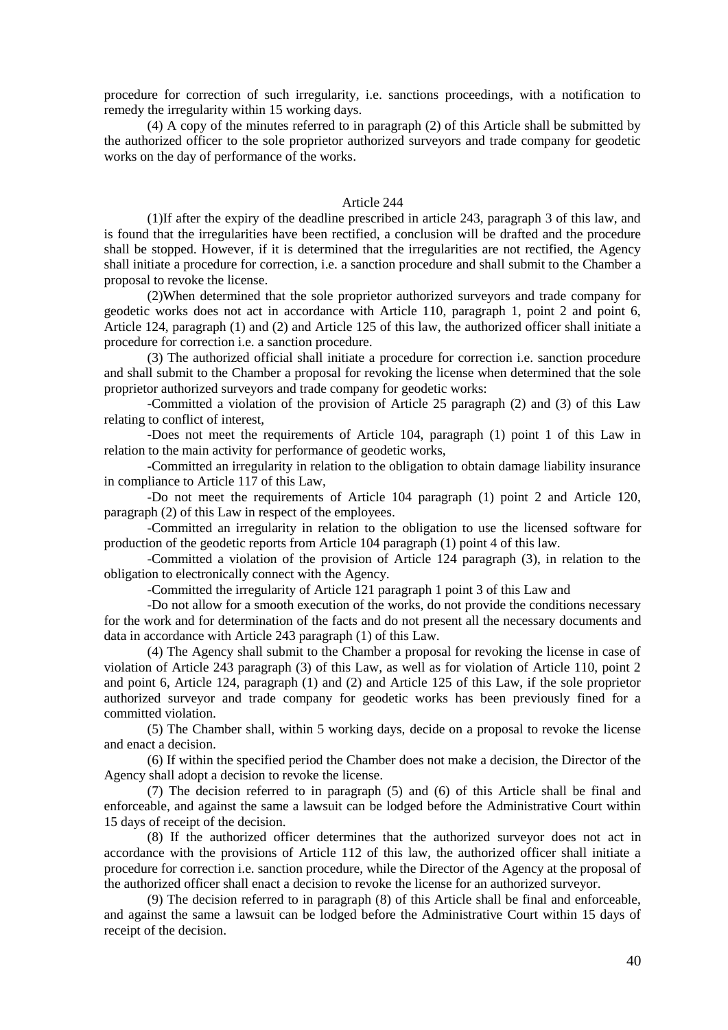procedure for correction of such irregularity, i.e. sanctions proceedings, with a notification to remedy the irregularity within 15 working days.

(4) A copy of the minutes referred to in paragraph (2) of this Article shall be submitted by the authorized officer to the sole proprietor authorized surveyors and trade company for geodetic works on the day of performance of the works.

Article 244

(1)If after the expiry of the deadline prescribed in article 243, paragraph 3 of this law, and is found that the irregularities have been rectified, a conclusion will be drafted and the procedure shall be stopped. However, if it is determined that the irregularities are not rectified, the Agency shall initiate a procedure for correction, i.e. a sanction procedure and shall submit to the Chamber a proposal to revoke the license.

(2)When determined that the sole proprietor authorized surveyors and trade company for geodetic works does not act in accordance with Article 110, paragraph 1, point 2 and point 6, Article 124, paragraph (1) and (2) and Article 125 of this law, the authorized officer shall initiate a procedure for correction i.e. a sanction procedure.

(3) The authorized official shall initiate a procedure for correction i.e. sanction procedure and shall submit to the Chamber a proposal for revoking the license when determined that the sole proprietor authorized surveyors and trade company for geodetic works:

-Committed a violation of the provision of Article 25 paragraph (2) and (3) of this Law relating to conflict of interest,

-Does not meet the requirements of Article 104, paragraph (1) point 1 of this Law in relation to the main activity for performance of geodetic works,

-Committed an irregularity in relation to the obligation to obtain damage liability insurance in compliance to Article 117 of this Law,

-Do not meet the requirements of Article 104 paragraph (1) point 2 and Article 120, paragraph (2) of this Law in respect of the employees.

-Committed an irregularity in relation to the obligation to use the licensed software for production of the geodetic reports from Article 104 paragraph (1) point 4 of this law.

-Committed a violation of the provision of Article 124 paragraph (3), in relation to the obligation to electronically connect with the Agency.

-Committed the irregularity of Article 121 paragraph 1 point 3 of this Law and

-Do not allow for a smooth execution of the works, do not provide the conditions necessary for the work and for determination of the facts and do not present all the necessary documents and data in accordance with Article 243 paragraph (1) of this Law.

(4) The Agency shall submit to the Chamber a proposal for revoking the license in case of violation of Article 243 paragraph (3) of this Law, as well as for violation of Article 110, point 2 and point 6, Article 124, paragraph (1) and (2) and Article 125 of this Law, if the sole proprietor authorized surveyor and trade company for geodetic works has been previously fined for a committed violation.

(5) The Chamber shall, within 5 working days, decide on a proposal to revoke the license and enact a decision.

(6) If within the specified period the Chamber does not make a decision, the Director of the Agency shall adopt a decision to revoke the license.

(7) The decision referred to in paragraph (5) and (6) of this Article shall be final and enforceable, and against the same a lawsuit can be lodged before the Administrative Court within 15 days of receipt of the decision.

(8) If the authorized officer determines that the authorized surveyor does not act in accordance with the provisions of Article 112 of this law, the authorized officer shall initiate a procedure for correction i.e. sanction procedure, while the Director of the Agency at the proposal of the authorized officer shall enact a decision to revoke the license for an authorized surveyor.

(9) The decision referred to in paragraph (8) of this Article shall be final and enforceable, and against the same a lawsuit can be lodged before the Administrative Court within 15 days of receipt of the decision.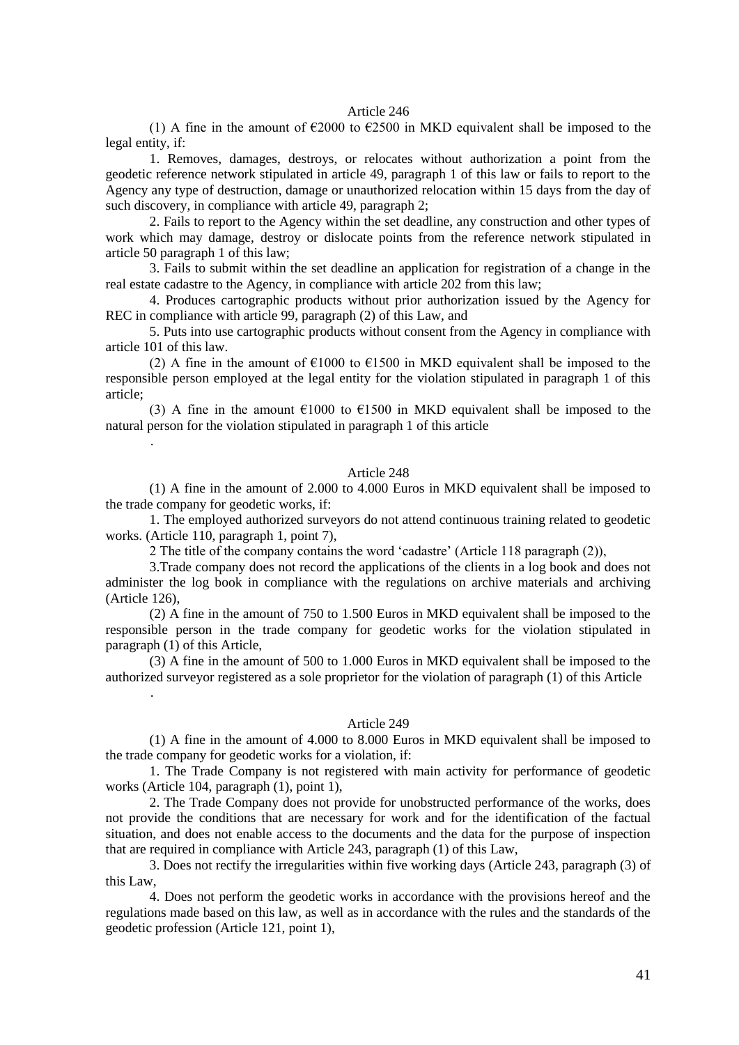### Article 246

(1) A fine in the amount of €2000 to €2500 in MKD equivalent shall be imposed to the legal entity, if:

1. Removes, damages, destroys, or relocates without authorization a point from the geodetic reference network stipulated in article 49, paragraph 1 of this law or fails to report to the Agency any type of destruction, damage or unauthorized relocation within 15 days from the day of such discovery, in compliance with article 49, paragraph 2;

2. Fails to report to the Agency within the set deadline, any construction and other types of work which may damage, destroy or dislocate points from the reference network stipulated in article 50 paragraph 1 of this law;

3. Fails to submit within the set deadline an application for registration of a change in the real estate cadastre to the Agency, in compliance with article 202 from this law;

4. Produces cartographic products without prior authorization issued by the Agency for REC in compliance with article 99, paragraph (2) of this Law, and

5. Puts into use cartographic products without consent from the Agency in compliance with article 101 of this law.

(2) A fine in the amount of €1000 to €1500 in MKD equivalent shall be imposed to the responsible person employed at the legal entity for the violation stipulated in paragraph 1 of this article;

(3) A fine in the amount €1000 to €1500 in MKD equivalent shall be imposed to the natural person for the violation stipulated in paragraph 1 of this article

.

### Article 248

(1) A fine in the amount of 2.000 to 4.000 Euros in MKD equivalent shall be imposed to the trade company for geodetic works, if:

1. The employed authorized surveyors do not attend continuous training related to geodetic works. (Article 110, paragraph 1, point 7),

2 The title of the company contains the word 'cadastre' (Article 118 paragraph (2)),

3.Trade company does not record the applications of the clients in a log book and does not administer the log book in compliance with the regulations on archive materials and archiving (Article 126),

(2) A fine in the amount of 750 to 1.500 Euros in MKD equivalent shall be imposed to the responsible person in the trade company for geodetic works for the violation stipulated in paragraph (1) of this Article,

(3) A fine in the amount of 500 to 1.000 Euros in MKD equivalent shall be imposed to the authorized surveyor registered as a sole proprietor for the violation of paragraph (1) of this Article

.

### Article 249

(1) A fine in the amount of 4.000 to 8.000 Euros in MKD equivalent shall be imposed to the trade company for geodetic works for a violation, if:

1. The Trade Company is not registered with main activity for performance of geodetic works (Article 104, paragraph (1), point 1),

2. The Trade Company does not provide for unobstructed performance of the works, does not provide the conditions that are necessary for work and for the identification of the factual situation, and does not enable access to the documents and the data for the purpose of inspection that are required in compliance with Article 243, paragraph (1) of this Law,

3. Does not rectify the irregularities within five working days (Article 243, paragraph (3) of this Law,

4. Does not perform the geodetic works in accordance with the provisions hereof and the regulations made based on this law, as well as in accordance with the rules and the standards of the geodetic profession (Article 121, point 1),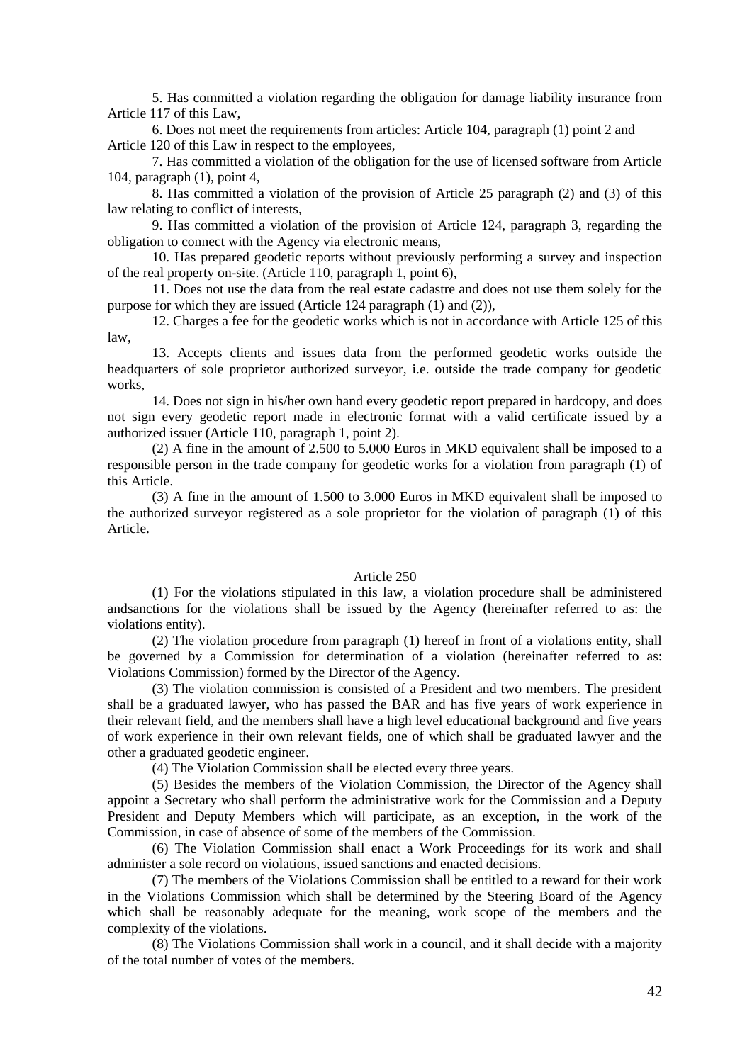5. Has committed a violation regarding the obligation for damage liability insurance from Article 117 of this Law,

6. Does not meet the requirements from articles: Article 104, paragraph (1) point 2 and Article 120 of this Law in respect to the employees,

7. Has committed a violation of the obligation for the use of licensed software from Article 104, paragraph (1), point 4,

8. Has committed a violation of the provision of Article 25 paragraph (2) and (3) of this law relating to conflict of interests,

9. Has committed a violation of the provision of Article 124, paragraph 3, regarding the obligation to connect with the Agency via electronic means,

10. Has prepared geodetic reports without previously performing a survey and inspection of the real property on-site. (Article 110, paragraph 1, point 6),

11. Does not use the data from the real estate cadastre and does not use them solely for the purpose for which they are issued (Article 124 paragraph (1) and (2)),

12. Charges a fee for the geodetic works which is not in accordance with Article 125 of this law,

13. Accepts clients and issues data from the performed geodetic works outside the headquarters of sole proprietor authorized surveyor, i.e. outside the trade company for geodetic works,

14. Does not sign in his/her own hand every geodetic report prepared in hardcopy, and does not sign every geodetic report made in electronic format with a valid certificate issued by a authorized issuer (Article 110, paragraph 1, point 2).

(2) A fine in the amount of 2.500 to 5.000 Euros in MKD equivalent shall be imposed to a responsible person in the trade company for geodetic works for a violation from paragraph (1) of this Article.

(3) A fine in the amount of 1.500 to 3.000 Euros in MKD equivalent shall be imposed to the authorized surveyor registered as a sole proprietor for the violation of paragraph (1) of this Article.

### Article 250

(1) For the violations stipulated in this law, a violation procedure shall be administered andsanctions for the violations shall be issued by the Agency (hereinafter referred to as: the violations entity).

(2) The violation procedure from paragraph (1) hereof in front of a violations entity, shall be governed by a Commission for determination of a violation (hereinafter referred to as: Violations Commission) formed by the Director of the Agency.

(3) The violation commission is consisted of a President and two members. The president shall be a graduated lawyer, who has passed the BAR and has five years of work experience in their relevant field, and the members shall have a high level educational background and five years of work experience in their own relevant fields, one of which shall be graduated lawyer and the other a graduated geodetic engineer.

(4) The Violation Commission shall be elected every three years.

(5) Besides the members of the Violation Commission, the Director of the Agency shall appoint a Secretary who shall perform the administrative work for the Commission and a Deputy President and Deputy Members which will participate, as an exception, in the work of the Commission, in case of absence of some of the members of the Commission.

(6) The Violation Commission shall enact a Work Proceedings for its work and shall administer a sole record on violations, issued sanctions and enacted decisions.

(7) The members of the Violations Commission shall be entitled to a reward for their work in the Violations Commission which shall be determined by the Steering Board of the Agency which shall be reasonably adequate for the meaning, work scope of the members and the complexity of the violations.

(8) The Violations Commission shall work in a council, and it shall decide with a majority of the total number of votes of the members.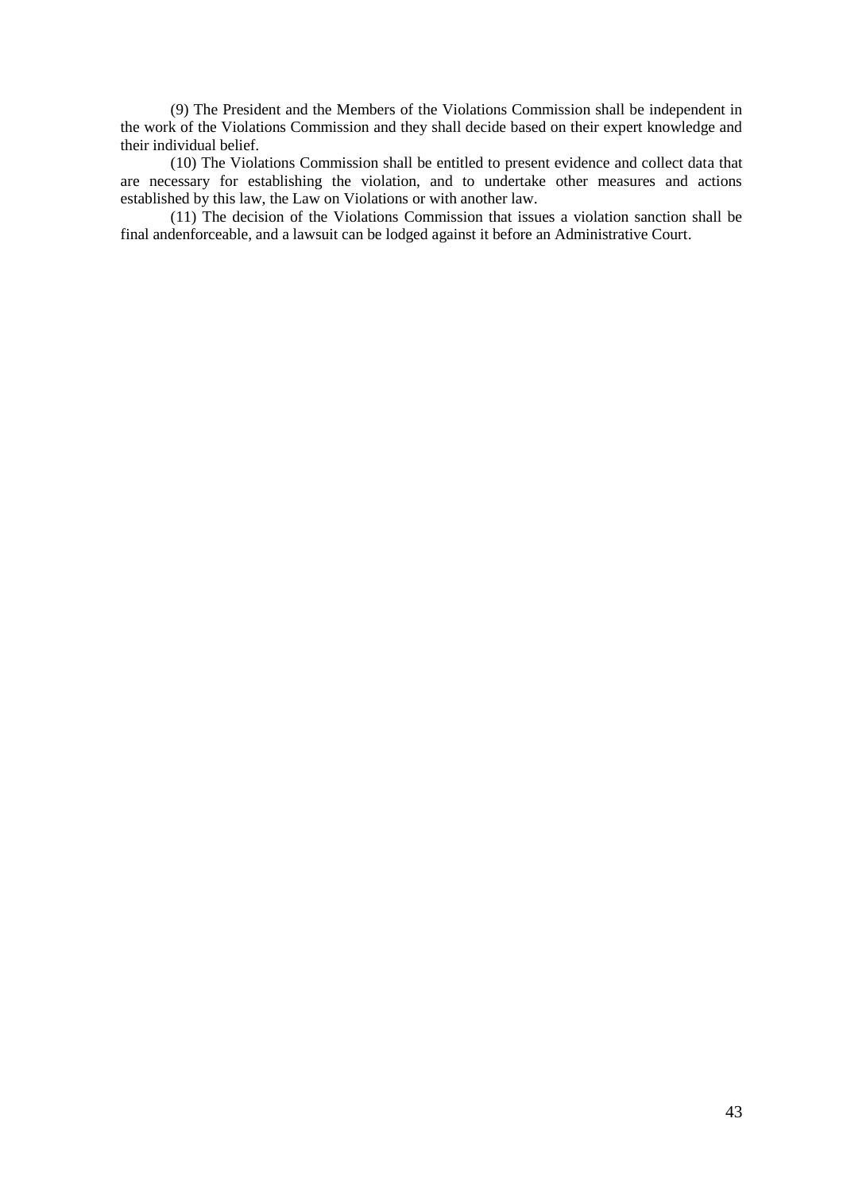(9) The President and the Members of the Violations Commission shall be independent in the work of the Violations Commission and they shall decide based on their expert knowledge and their individual belief.

(10) The Violations Commission shall be entitled to present evidence and collect data that are necessary for establishing the violation, and to undertake other measures and actions established by this law, the Law on Violations or with another law.

(11) The decision of the Violations Commission that issues a violation sanction shall be final andenforceable, and a lawsuit can be lodged against it before an Administrative Court.